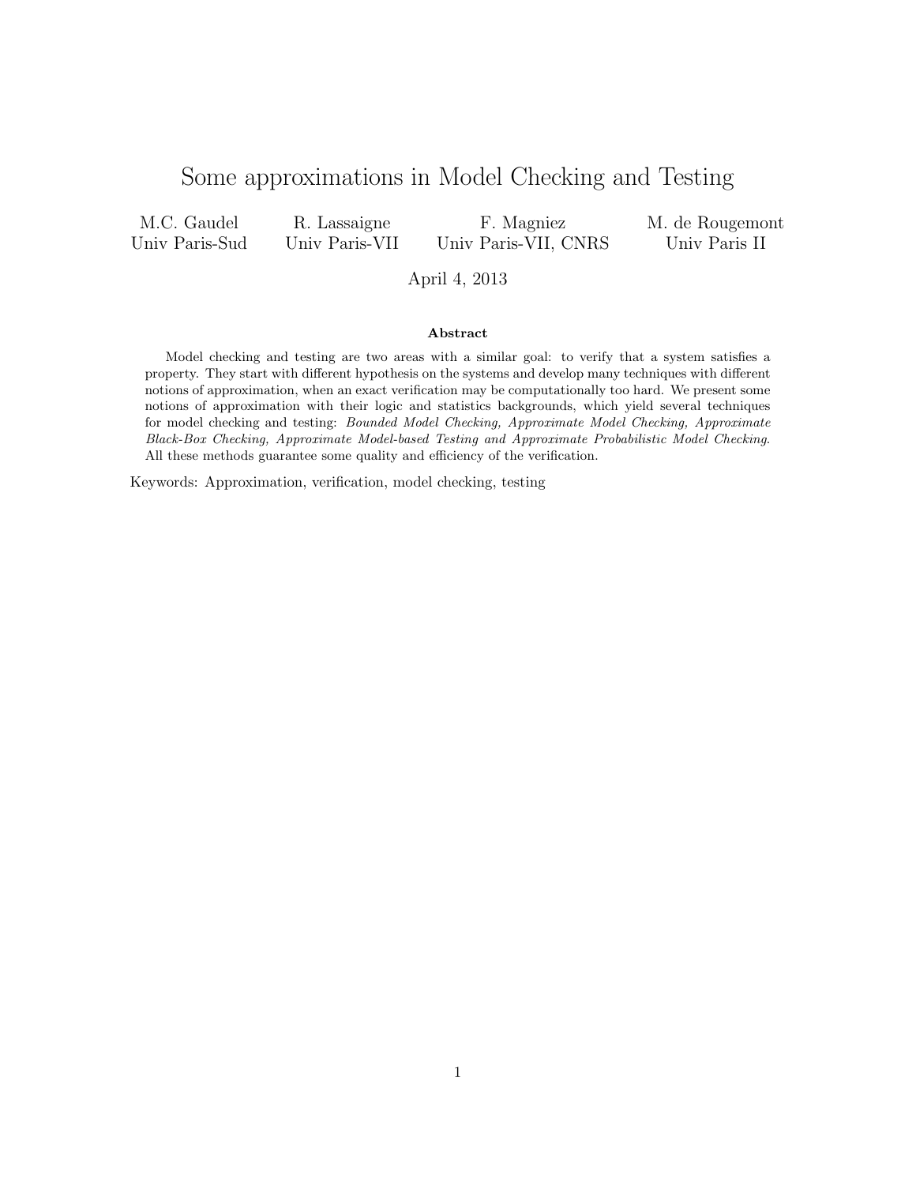# Some approximations in Model Checking and Testing

| M.C. Gaudel | R. Lassaigne | F. Magniez | M. de Rougemont |
|---|---|---|---|
| Univ Paris-Sud | Univ Paris-VII | Univ Paris-VII, CNRS | Univ Paris II |

April 4, 2013

**Abstract**

Model checking and testing are two areas with a similar goal: to verify that a system satisfies a property. They start with different hypothesis on the systems and develop many techniques with different notions of approximation, when an exact verification may be computationally too hard. We present some notions of approximation with their logic and statistics backgrounds, which yield several techniques for model checking and testing: *Bounded Model Checking, Approximate Model Checking, Approximate Black-Box Checking, Approximate Model-based Testing and Approximate Probabilistic Model Checking*. All these methods guarantee some quality and efficiency of the verification.

Keywords: Approximation, verification, model checking, testing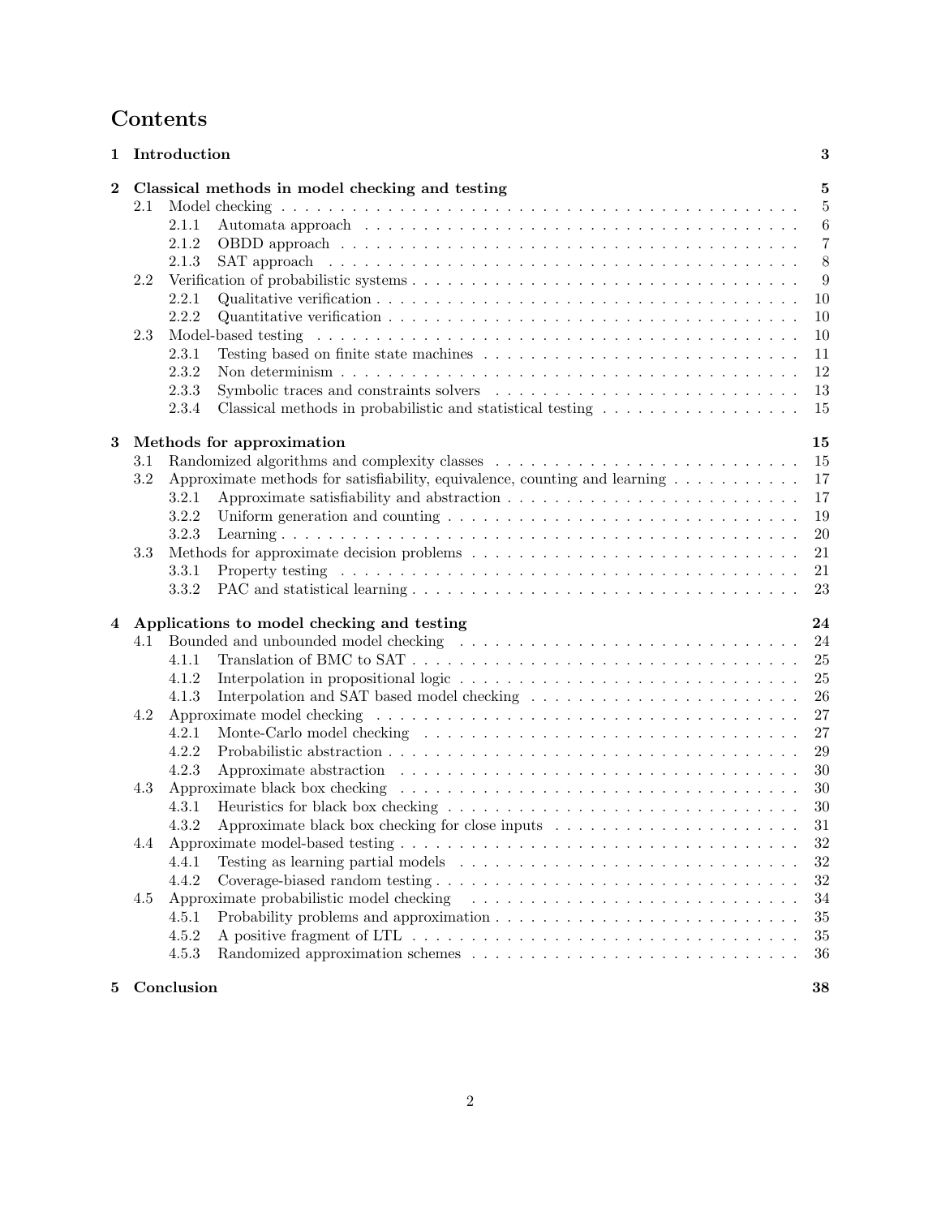# Contents

**1 Introduction** — 3

**2 Classical methods in model checking and testing** — 5

- 2.1 Model checking — 5
  - 2.1.1 Automata approach — 6
  - 2.1.2 OBDD approach — 7
  - 2.1.3 SAT approach — 8
- 2.2 Verification of probabilistic systems — 9
  - 2.2.1 Qualitative verification — 10
  - 2.2.2 Quantitative verification — 10
- 2.3 Model-based testing — 10
  - 2.3.1 Testing based on finite state machines — 11
  - 2.3.2 Non determinism — 12
  - 2.3.3 Symbolic traces and constraints solvers — 13
  - 2.3.4 Classical methods in probabilistic and statistical testing — 15

**3 Methods for approximation** — 15

- 3.1 Randomized algorithms and complexity classes — 15
- 3.2 Approximate methods for satisfiability, equivalence, counting and learning — 17
  - 3.2.1 Approximate satisfiability and abstraction — 17
  - 3.2.2 Uniform generation and counting — 19
  - 3.2.3 Learning — 20
- 3.3 Methods for approximate decision problems — 21
  - 3.3.1 Property testing — 21
  - 3.3.2 PAC and statistical learning — 23

**4 Applications to model checking and testing** — 24

- 4.1 Bounded and unbounded model checking — 24
  - 4.1.1 Translation of BMC to SAT — 25
  - 4.1.2 Interpolation in propositional logic — 25
  - 4.1.3 Interpolation and SAT based model checking — 26
- 4.2 Approximate model checking — 27
  - 4.2.1 Monte-Carlo model checking — 27
  - 4.2.2 Probabilistic abstraction — 29
  - 4.2.3 Approximate abstraction — 30
- 4.3 Approximate black box checking — 30
  - 4.3.1 Heuristics for black box checking — 30
  - 4.3.2 Approximate black box checking for close inputs — 31
- 4.4 Approximate model-based testing — 32
  - 4.4.1 Testing as learning partial models — 32
  - 4.4.2 Coverage-biased random testing — 32
- 4.5 Approximate probabilistic model checking — 34
  - 4.5.1 Probability problems and approximation — 35
  - 4.5.2 A positive fragment of LTL — 35
  - 4.5.3 Randomized approximation schemes — 36

**5 Conclusion** — 38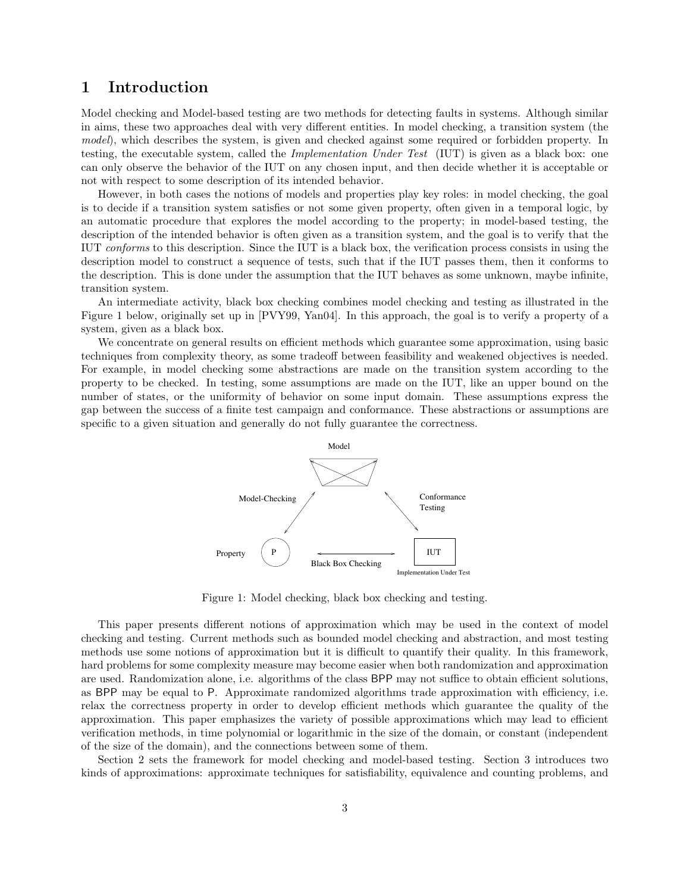# 1 Introduction

Model checking and Model-based testing are two methods for detecting faults in systems. Although similar in aims, these two approaches deal with very different entities. In model checking, a transition system (the *model*), which describes the system, is given and checked against some required or forbidden property. In testing, the executable system, called the *Implementation Under Test* (IUT) is given as a black box: one can only observe the behavior of the IUT on any chosen input, and then decide whether it is acceptable or not with respect to some description of its intended behavior.

However, in both cases the notions of models and properties play key roles: in model checking, the goal is to decide if a transition system satisfies or not some given property, often given in a temporal logic, by an automatic procedure that explores the model according to the property; in model-based testing, the description of the intended behavior is often given as a transition system, and the goal is to verify that the IUT *conforms* to this description. Since the IUT is a black box, the verification process consists in using the description model to construct a sequence of tests, such that if the IUT passes them, then it conforms to the description. This is done under the assumption that the IUT behaves as some unknown, maybe infinite, transition system.

An intermediate activity, black box checking combines model checking and testing as illustrated in the Figure 1 below, originally set up in [PVY99, Yan04]. In this approach, the goal is to verify a property of a system, given as a black box.

We concentrate on general results on efficient methods which guarantee some approximation, using basic techniques from complexity theory, as some tradeoff between feasibility and weakened objectives is needed. For example, in model checking some abstractions are made on the transition system according to the property to be checked. In testing, some assumptions are made on the IUT, like an upper bound on the number of states, or the uniformity of behavior on some input domain. These assumptions express the gap between the success of a finite test campaign and conformance. These abstractions or assumptions are specific to a given situation and generally do not fully guarantee the correctness.

Model

Model-Checking

Conformance Testing

Property P

Black Box Checking

IUT

Implementation Under Test

Figure 1: Model checking, black box checking and testing.

This paper presents different notions of approximation which may be used in the context of model checking and testing. Current methods such as bounded model checking and abstraction, and most testing methods use some notions of approximation but it is difficult to quantify their quality. In this framework, hard problems for some complexity measure may become easier when both randomization and approximation are used. Randomization alone, i.e. algorithms of the class BPP may not suffice to obtain efficient solutions, as BPP may be equal to P. Approximate randomized algorithms trade approximation with efficiency, i.e. relax the correctness property in order to develop efficient methods which guarantee the quality of the approximation. This paper emphasizes the variety of possible approximations which may lead to efficient verification methods, in time polynomial or logarithmic in the size of the domain, or constant (independent of the size of the domain), and the connections between some of them.

Section 2 sets the framework for model checking and model-based testing. Section 3 introduces two kinds of approximations: approximate techniques for satisfiability, equivalence and counting problems, and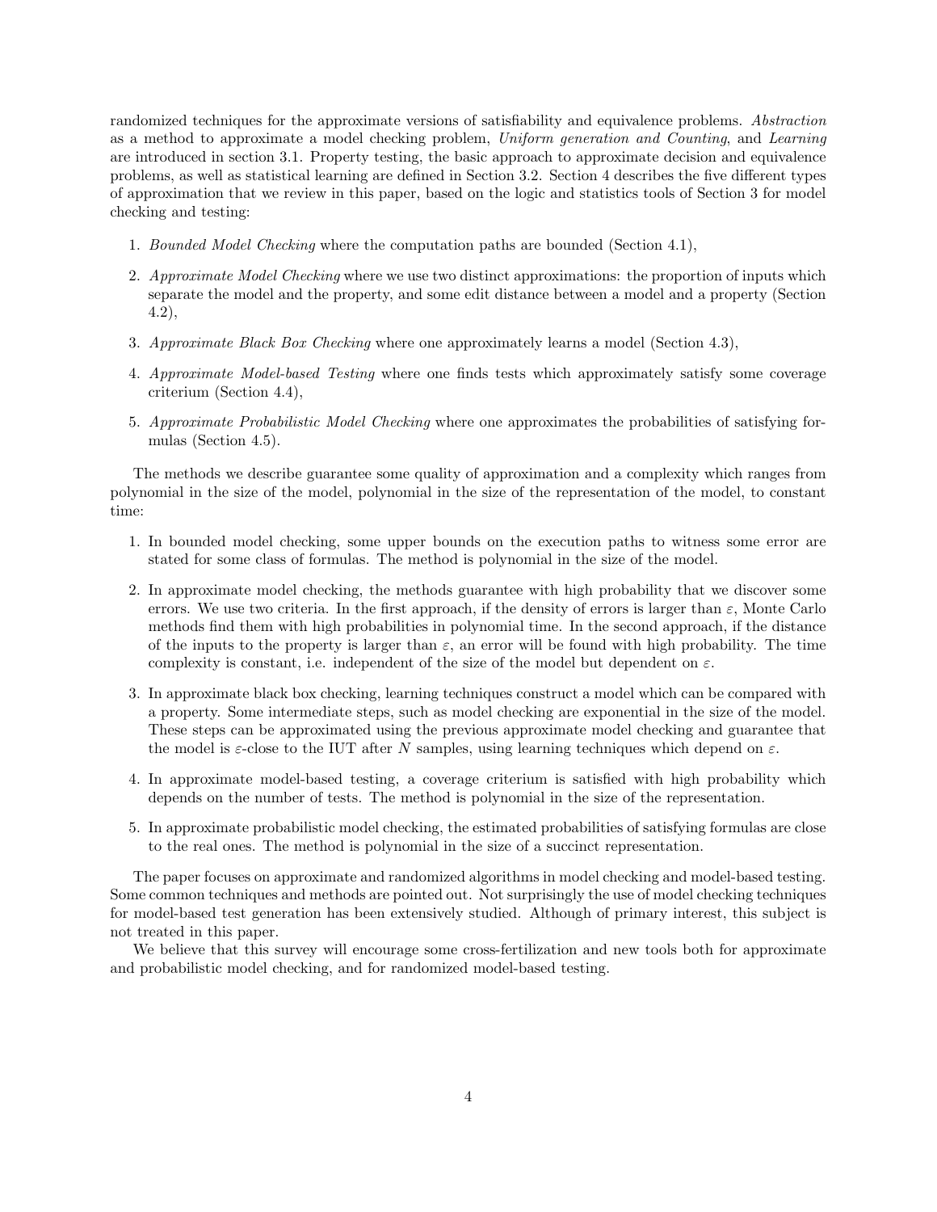randomized techniques for the approximate versions of satisfiability and equivalence problems. *Abstraction* as a method to approximate a model checking problem, *Uniform generation and Counting*, and *Learning* are introduced in section 3.1. Property testing, the basic approach to approximate decision and equivalence problems, as well as statistical learning are defined in Section 3.2. Section 4 describes the five different types of approximation that we review in this paper, based on the logic and statistics tools of Section 3 for model checking and testing:

1. *Bounded Model Checking* where the computation paths are bounded (Section 4.1),
2. *Approximate Model Checking* where we use two distinct approximations: the proportion of inputs which separate the model and the property, and some edit distance between a model and a property (Section 4.2),
3. *Approximate Black Box Checking* where one approximately learns a model (Section 4.3),
4. *Approximate Model-based Testing* where one finds tests which approximately satisfy some coverage criterium (Section 4.4),
5. *Approximate Probabilistic Model Checking* where one approximates the probabilities of satisfying formulas (Section 4.5).

The methods we describe guarantee some quality of approximation and a complexity which ranges from polynomial in the size of the model, polynomial in the size of the representation of the model, to constant time:

1. In bounded model checking, some upper bounds on the execution paths to witness some error are stated for some class of formulas. The method is polynomial in the size of the model.
2. In approximate model checking, the methods guarantee with high probability that we discover some errors. We use two criteria. In the first approach, if the density of errors is larger than $\varepsilon$, Monte Carlo methods find them with high probabilities in polynomial time. In the second approach, if the distance of the inputs to the property is larger than $\varepsilon$, an error will be found with high probability. The time complexity is constant, i.e. independent of the size of the model but dependent on $\varepsilon$.
3. In approximate black box checking, learning techniques construct a model which can be compared with a property. Some intermediate steps, such as model checking are exponential in the size of the model. These steps can be approximated using the previous approximate model checking and guarantee that the model is $\varepsilon$-close to the IUT after $N$ samples, using learning techniques which depend on $\varepsilon$.
4. In approximate model-based testing, a coverage criterium is satisfied with high probability which depends on the number of tests. The method is polynomial in the size of the representation.
5. In approximate probabilistic model checking, the estimated probabilities of satisfying formulas are close to the real ones. The method is polynomial in the size of a succinct representation.

The paper focuses on approximate and randomized algorithms in model checking and model-based testing. Some common techniques and methods are pointed out. Not surprisingly the use of model checking techniques for model-based test generation has been extensively studied. Although of primary interest, this subject is not treated in this paper.

We believe that this survey will encourage some cross-fertilization and new tools both for approximate and probabilistic model checking, and for randomized model-based testing.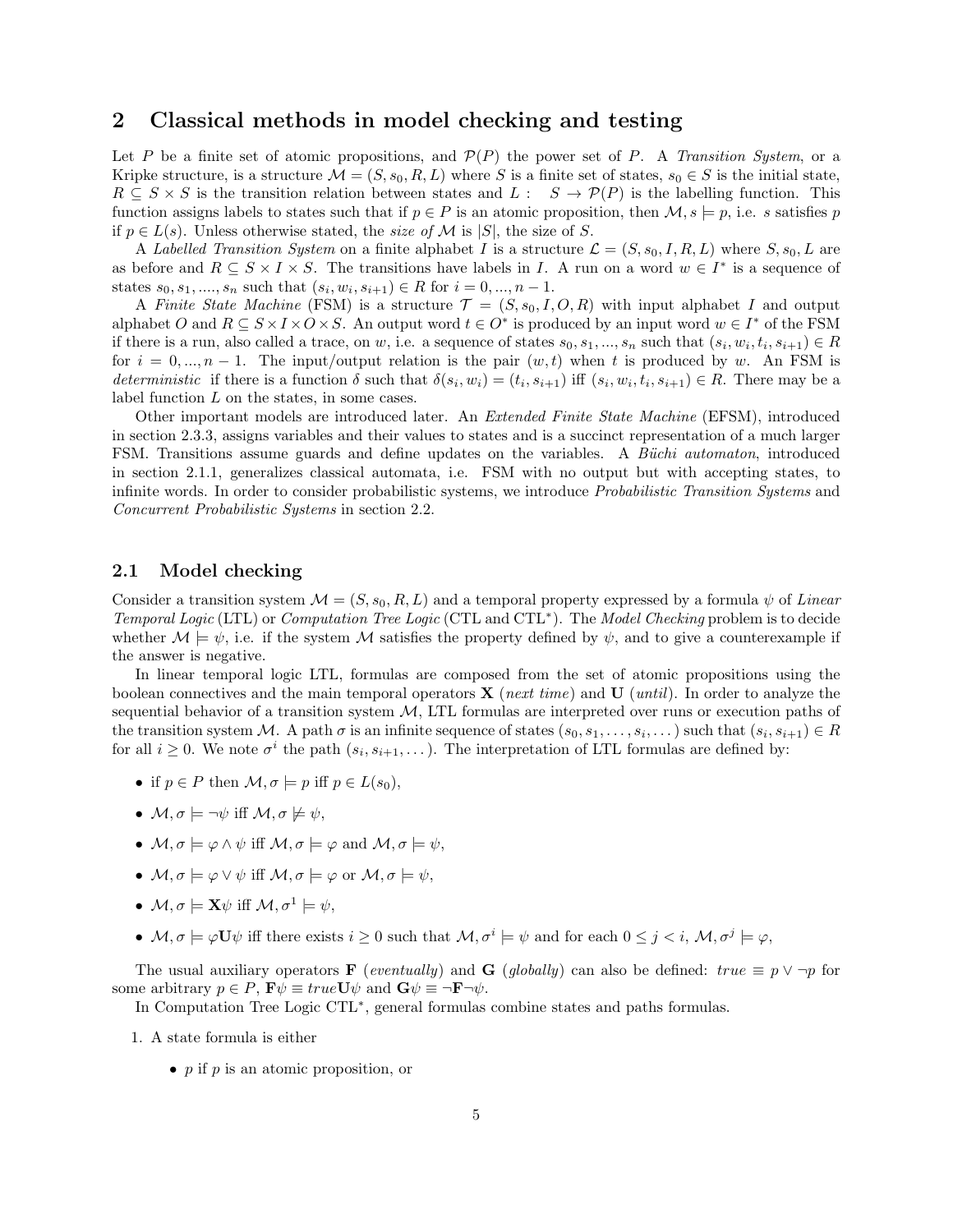## 2 Classical methods in model checking and testing

Let $P$ be a finite set of atomic propositions, and $\mathcal{P}(P)$ the power set of $P$. A *Transition System*, or a Kripke structure, is a structure $\mathcal{M} = (S, s_0, R, L)$ where $S$ is a finite set of states, $s_0 \in S$ is the initial state, $R \subseteq S \times S$ is the transition relation between states and $L : \quad S \to \mathcal{P}(P)$ is the labelling function. This function assigns labels to states such that if $p \in P$ is an atomic proposition, then $\mathcal{M}, s \models p$, i.e. $s$ satisfies $p$ if $p \in L(s)$. Unless otherwise stated, the *size of* $\mathcal{M}$ is $|S|$, the size of $S$.

A *Labelled Transition System* on a finite alphabet $I$ is a structure $\mathcal{L} = (S, s_0, I, R, L)$ where $S, s_0, L$ are as before and $R \subseteq S \times I \times S$. The transitions have labels in $I$. A run on a word $w \in I^*$ is a sequence of states $s_0, s_1, ...., s_n$ such that $(s_i, w_i, s_{i+1}) \in R$ for $i = 0, ..., n-1$.

A *Finite State Machine* (FSM) is a structure $\mathcal{T} = (S, s_0, I, O, R)$ with input alphabet $I$ and output alphabet $O$ and $R \subseteq S \times I \times O \times S$. An output word $t \in O^*$ is produced by an input word $w \in I^*$ of the FSM if there is a run, also called a trace, on $w$, i.e. a sequence of states $s_0, s_1, ..., s_n$ such that $(s_i, w_i, t_i, s_{i+1}) \in R$ for $i = 0, ..., n-1$. The input/output relation is the pair $(w, t)$ when $t$ is produced by $w$. An FSM is *deterministic* if there is a function $\delta$ such that $\delta(s_i, w_i) = (t_i, s_{i+1})$ iff $(s_i, w_i, t_i, s_{i+1}) \in R$. There may be a label function $L$ on the states, in some cases.

Other important models are introduced later. An *Extended Finite State Machine* (EFSM), introduced in section 2.3.3, assigns variables and their values to states and is a succinct representation of a much larger FSM. Transitions assume guards and define updates on the variables. A *Büchi automaton*, introduced in section 2.1.1, generalizes classical automata, i.e. FSM with no output but with accepting states, to infinite words. In order to consider probabilistic systems, we introduce *Probabilistic Transition Systems* and *Concurrent Probabilistic Systems* in section 2.2.

### 2.1 Model checking

Consider a transition system $\mathcal{M} = (S, s_0, R, L)$ and a temporal property expressed by a formula $\psi$ of *Linear Temporal Logic* (LTL) or *Computation Tree Logic* (CTL and CTL$^*$). The *Model Checking* problem is to decide whether $\mathcal{M} \models \psi$, i.e. if the system $\mathcal{M}$ satisfies the property defined by $\psi$, and to give a counterexample if the answer is negative.

In linear temporal logic LTL, formulas are composed from the set of atomic propositions using the boolean connectives and the main temporal operators $\mathbf{X}$ (*next time*) and $\mathbf{U}$ (*until*). In order to analyze the sequential behavior of a transition system $\mathcal{M}$, LTL formulas are interpreted over runs or execution paths of the transition system $\mathcal{M}$. A path $\sigma$ is an infinite sequence of states $(s_0, s_1, \dots, s_i, \dots)$ such that $(s_i, s_{i+1}) \in R$ for all $i \geq 0$. We note $\sigma^i$ the path $(s_i, s_{i+1}, \dots)$. The interpretation of LTL formulas are defined by:

- if $p \in P$ then $\mathcal{M}, \sigma \models p$ iff $p \in L(s_0)$,
- $\mathcal{M}, \sigma \models \neg\psi$ iff $\mathcal{M}, \sigma \not\models \psi$,
- $\mathcal{M}, \sigma \models \varphi \wedge \psi$ iff $\mathcal{M}, \sigma \models \varphi$ and $\mathcal{M}, \sigma \models \psi$,
- $\mathcal{M}, \sigma \models \varphi \vee \psi$ iff $\mathcal{M}, \sigma \models \varphi$ or $\mathcal{M}, \sigma \models \psi$,
- $\mathcal{M}, \sigma \models \mathbf{X}\psi$ iff $\mathcal{M}, \sigma^1 \models \psi$,
- $\mathcal{M}, \sigma \models \varphi\mathbf{U}\psi$ iff there exists $i \geq 0$ such that $\mathcal{M}, \sigma^i \models \psi$ and for each $0 \leq j < i$, $\mathcal{M}, \sigma^j \models \varphi$,

The usual auxiliary operators $\mathbf{F}$ (*eventually*) and $\mathbf{G}$ (*globally*) can also be defined: $true \equiv p \vee \neg p$ for some arbitrary $p \in P$, $\mathbf{F}\psi \equiv true\mathbf{U}\psi$ and $\mathbf{G}\psi \equiv \neg\mathbf{F}\neg\psi$.

In Computation Tree Logic CTL$^*$, general formulas combine states and paths formulas.

1. A state formula is either
   - $p$ if $p$ is an atomic proposition, or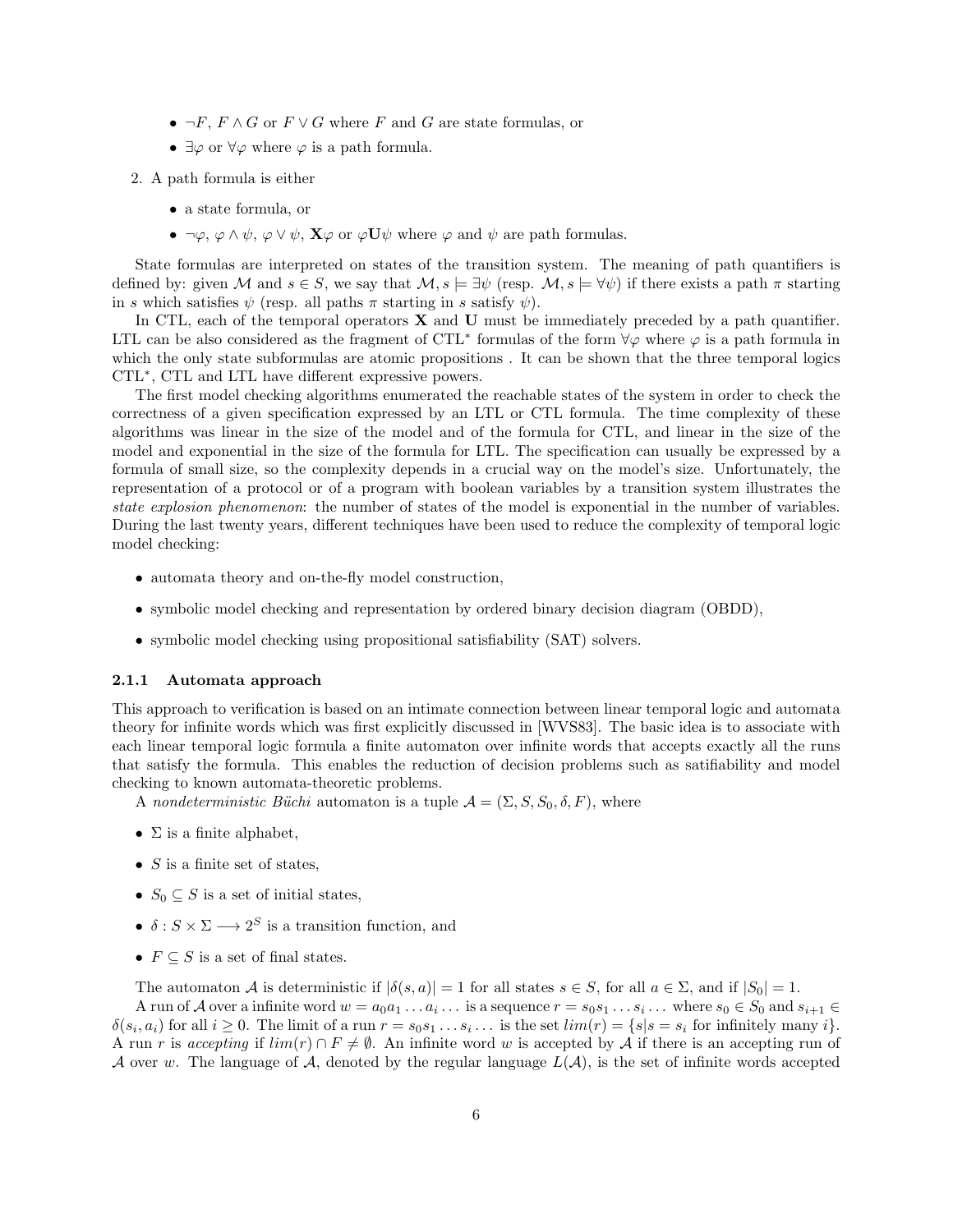- $\neg F$, $F \wedge G$ or $F \vee G$ where $F$ and $G$ are state formulas, or
- $\exists\varphi$ or $\forall\varphi$ where $\varphi$ is a path formula.

2. A path formula is either

   - a state formula, or
   - $\neg\varphi$, $\varphi \wedge \psi$, $\varphi \vee \psi$, $\mathbf{X}\varphi$ or $\varphi\mathbf{U}\psi$ where $\varphi$ and $\psi$ are path formulas.

State formulas are interpreted on states of the transition system. The meaning of path quantifiers is defined by: given $\mathcal{M}$ and $s \in S$, we say that $\mathcal{M}, s \models \exists\psi$ (resp. $\mathcal{M}, s \models \forall\psi$) if there exists a path $\pi$ starting in $s$ which satisfies $\psi$ (resp. all paths $\pi$ starting in $s$ satisfy $\psi$).

In CTL, each of the temporal operators $\mathbf{X}$ and $\mathbf{U}$ must be immediately preceded by a path quantifier. LTL can be also considered as the fragment of CTL$^*$ formulas of the form $\forall\varphi$ where $\varphi$ is a path formula in which the only state subformulas are atomic propositions . It can be shown that the three temporal logics CTL$^*$, CTL and LTL have different expressive powers.

The first model checking algorithms enumerated the reachable states of the system in order to check the correctness of a given specification expressed by an LTL or CTL formula. The time complexity of these algorithms was linear in the size of the model and of the formula for CTL, and linear in the size of the model and exponential in the size of the formula for LTL. The specification can usually be expressed by a formula of small size, so the complexity depends in a crucial way on the model's size. Unfortunately, the representation of a protocol or of a program with boolean variables by a transition system illustrates the *state explosion phenomenon*: the number of states of the model is exponential in the number of variables. During the last twenty years, different techniques have been used to reduce the complexity of temporal logic model checking:

- automata theory and on-the-fly model construction,
- symbolic model checking and representation by ordered binary decision diagram (OBDD),
- symbolic model checking using propositional satisfiability (SAT) solvers.

#### 2.1.1 Automata approach

This approach to verification is based on an intimate connection between linear temporal logic and automata theory for infinite words which was first explicitly discussed in [WVS83]. The basic idea is to associate with each linear temporal logic formula a finite automaton over infinite words that accepts exactly all the runs that satisfy the formula. This enables the reduction of decision problems such as satifiability and model checking to known automata-theoretic problems.

A *nondeterministic Büchi* automaton is a tuple $\mathcal{A} = (\Sigma, S, S_0, \delta, F)$, where

- $\Sigma$ is a finite alphabet,
- $S$ is a finite set of states,
- $S_0 \subseteq S$ is a set of initial states,
- $\delta : S \times \Sigma \longrightarrow 2^S$ is a transition function, and
- $F \subseteq S$ is a set of final states.

The automaton $\mathcal{A}$ is deterministic if $|\delta(s, a)| = 1$ for all states $s \in S$, for all $a \in \Sigma$, and if $|S_0| = 1$.

A run of $\mathcal{A}$ over a infinite word $w = a_0 a_1 \ldots a_i \ldots$ is a sequence $r = s_0 s_1 \ldots s_i \ldots$ where $s_0 \in S_0$ and $s_{i+1} \in \delta(s_i, a_i)$ for all $i \geq 0$. The limit of a run $r = s_0 s_1 \ldots s_i \ldots$ is the set $lim(r) = \{s | s = s_i \text{ for infinitely many } i\}$. A run $r$ is *accepting* if $lim(r) \cap F \neq \emptyset$. An infinite word $w$ is accepted by $\mathcal{A}$ if there is an accepting run of $\mathcal{A}$ over $w$. The language of $\mathcal{A}$, denoted by the regular language $L(\mathcal{A})$, is the set of infinite words accepted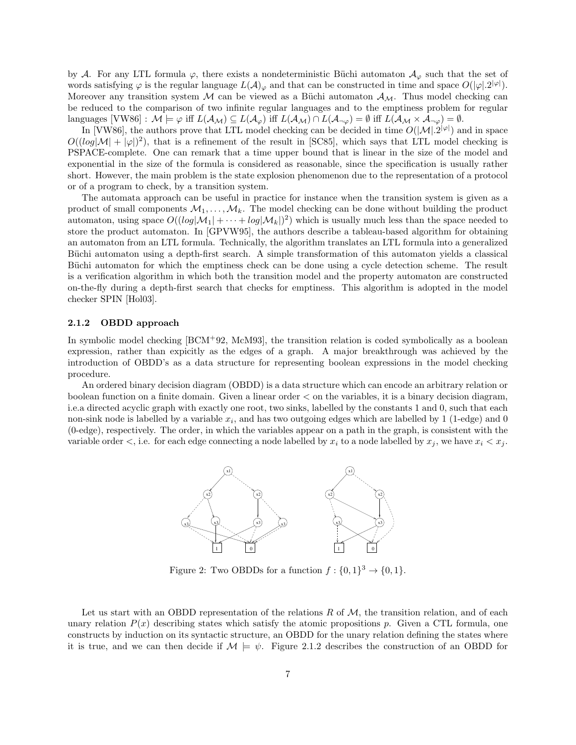by $\mathcal{A}$. For any LTL formula $\varphi$, there exists a nondeterministic Büchi automaton $\mathcal{A}_\varphi$ such that the set of words satisfying $\varphi$ is the regular language $L(\mathcal{A})_\varphi$ and that can be constructed in time and space $O(|\varphi|.2^{|\varphi|})$. Moreover any transition system $\mathcal{M}$ can be viewed as a Büchi automaton $\mathcal{A}_\mathcal{M}$. Thus model checking can be reduced to the comparison of two infinite regular languages and to the emptiness problem for regular languages [VW86] : $\mathcal{M} \models \varphi$ iff $L(\mathcal{A}_\mathcal{M}) \subseteq L(\mathcal{A}_\varphi)$ iff $L(\mathcal{A}_\mathcal{M}) \cap L(\mathcal{A}_{\neg\varphi}) = \emptyset$ iff $L(\mathcal{A}_\mathcal{M} \times \mathcal{A}_{\neg\varphi}) = \emptyset$.

In [VW86], the authors prove that LTL model checking can be decided in time $O(|\mathcal{M}|.2^{|\varphi|})$ and in space $O((log|\mathcal{M}| + |\varphi|)^2)$, that is a refinement of the result in [SC85], which says that LTL model checking is PSPACE-complete. One can remark that a time upper bound that is linear in the size of the model and exponential in the size of the formula is considered as reasonable, since the specification is usually rather short. However, the main problem is the state explosion phenomenon due to the representation of a protocol or of a program to check, by a transition system.

The automata approach can be useful in practice for instance when the transition system is given as a product of small components $\mathcal{M}_1, \ldots, \mathcal{M}_k$. The model checking can be done without building the product automaton, using space $O((log|\mathcal{M}_1| + \cdots + log|\mathcal{M}_k|)^2)$ which is usually much less than the space needed to store the product automaton. In [GPVW95], the authors describe a tableau-based algorithm for obtaining an automaton from an LTL formula. Technically, the algorithm translates an LTL formula into a generalized Büchi automaton using a depth-first search. A simple transformation of this automaton yields a classical Büchi automaton for which the emptiness check can be done using a cycle detection scheme. The result is a verification algorithm in which both the transition model and the property automaton are constructed on-the-fly during a depth-first search that checks for emptiness. This algorithm is adopted in the model checker SPIN [Hol03].

### 2.1.2 OBDD approach

In symbolic model checking [BCM+92, McM93], the transition relation is coded symbolically as a boolean expression, rather than expicitly as the edges of a graph. A major breakthrough was achieved by the introduction of OBDD's as a data structure for representing boolean expressions in the model checking procedure.

An ordered binary decision diagram (OBDD) is a data structure which can encode an arbitrary relation or boolean function on a finite domain. Given a linear order $<$ on the variables, it is a binary decision diagram, i.e.a directed acyclic graph with exactly one root, two sinks, labelled by the constants 1 and 0, such that each non-sink node is labelled by a variable $x_i$, and has two outgoing edges which are labelled by 1 (1-edge) and 0 (0-edge), respectively. The order, in which the variables appear on a path in the graph, is consistent with the variable order $<$, i.e. for each edge connecting a node labelled by $x_i$ to a node labelled by $x_j$, we have $x_i < x_j$.

Figure 2: Two OBDDs for a function $f : \{0, 1\}^3 \to \{0, 1\}$.

Let us start with an OBDD representation of the relations $R$ of $\mathcal{M}$, the transition relation, and of each unary relation $P(x)$ describing states which satisfy the atomic propositions $p$. Given a CTL formula, one constructs by induction on its syntactic structure, an OBDD for the unary relation defining the states where it is true, and we can then decide if $\mathcal{M} \models \psi$. Figure 2.1.2 describes the construction of an OBDD for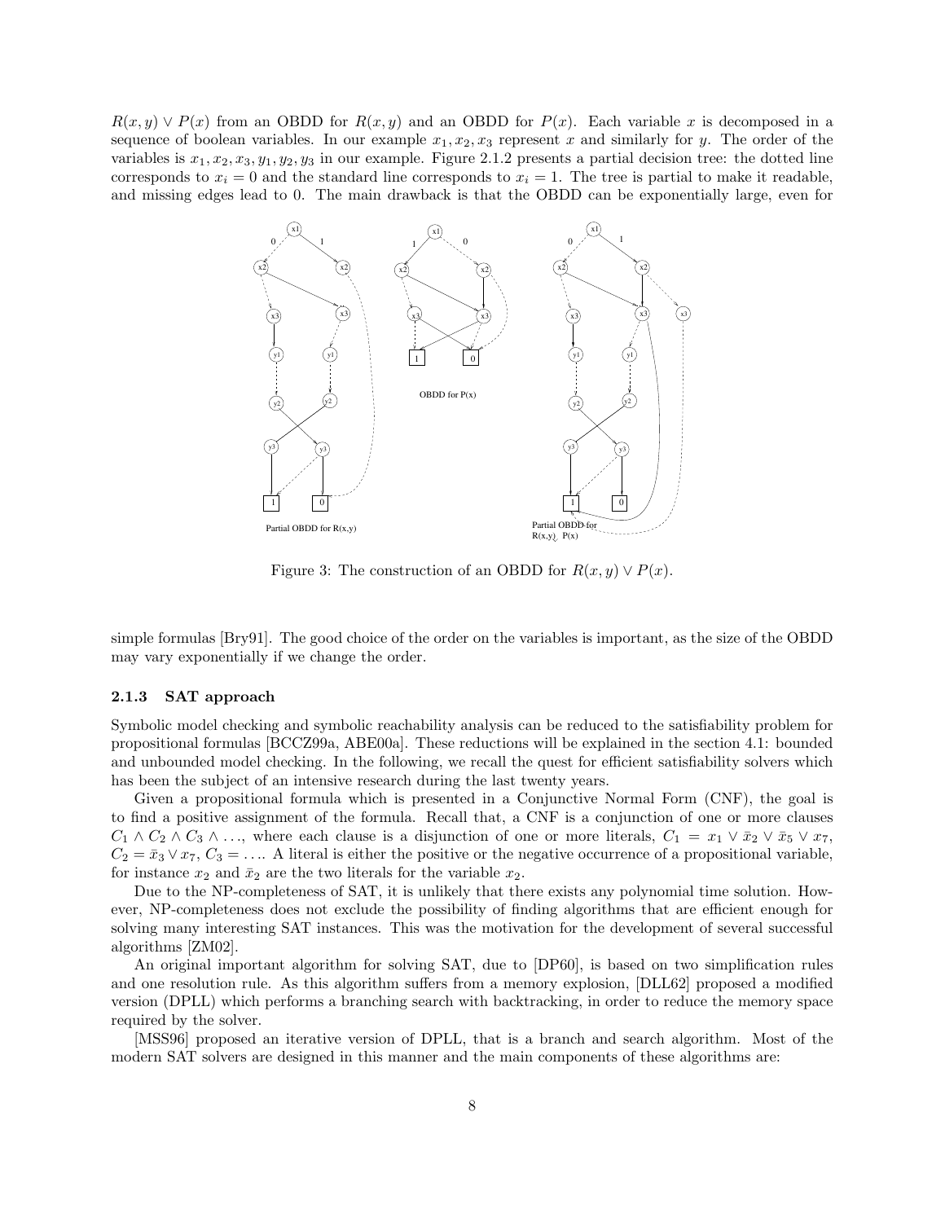$R(x, y) \vee P(x)$ from an OBDD for $R(x, y)$ and an OBDD for $P(x)$. Each variable $x$ is decomposed in a sequence of boolean variables. In our example $x_1, x_2, x_3$ represent $x$ and similarly for $y$. The order of the variables is $x_1, x_2, x_3, y_1, y_2, y_3$ in our example. Figure 2.1.2 presents a partial decision tree: the dotted line corresponds to $x_i = 0$ and the standard line corresponds to $x_i = 1$. The tree is partial to make it readable, and missing edges lead to 0. The main drawback is that the OBDD can be exponentially large, even for

Figure 3: The construction of an OBDD for $R(x, y) \vee P(x)$.

simple formulas [Bry91]. The good choice of the order on the variables is important, as the size of the OBDD may vary exponentially if we change the order.

### 2.1.3 SAT approach

Symbolic model checking and symbolic reachability analysis can be reduced to the satisfiability problem for propositional formulas [BCCZ99a, ABE00a]. These reductions will be explained in the section 4.1: bounded and unbounded model checking. In the following, we recall the quest for efficient satisfiability solvers which has been the subject of an intensive research during the last twenty years.

Given a propositional formula which is presented in a Conjunctive Normal Form (CNF), the goal is to find a positive assignment of the formula. Recall that, a CNF is a conjunction of one or more clauses $C_1 \wedge C_2 \wedge C_3 \wedge \ldots$, where each clause is a disjunction of one or more literals, $C_1 = x_1 \vee \bar{x}_2 \vee \bar{x}_5 \vee x_7$, $C_2 = \bar{x}_3 \vee x_7$, $C_3 = \ldots$. A literal is either the positive or the negative occurrence of a propositional variable, for instance $x_2$ and $\bar{x}_2$ are the two literals for the variable $x_2$.

Due to the NP-completeness of SAT, it is unlikely that there exists any polynomial time solution. However, NP-completeness does not exclude the possibility of finding algorithms that are efficient enough for solving many interesting SAT instances. This was the motivation for the development of several successful algorithms [ZM02].

An original important algorithm for solving SAT, due to [DP60], is based on two simplification rules and one resolution rule. As this algorithm suffers from a memory explosion, [DLL62] proposed a modified version (DPLL) which performs a branching search with backtracking, in order to reduce the memory space required by the solver.

[MSS96] proposed an iterative version of DPLL, that is a branch and search algorithm. Most of the modern SAT solvers are designed in this manner and the main components of these algorithms are: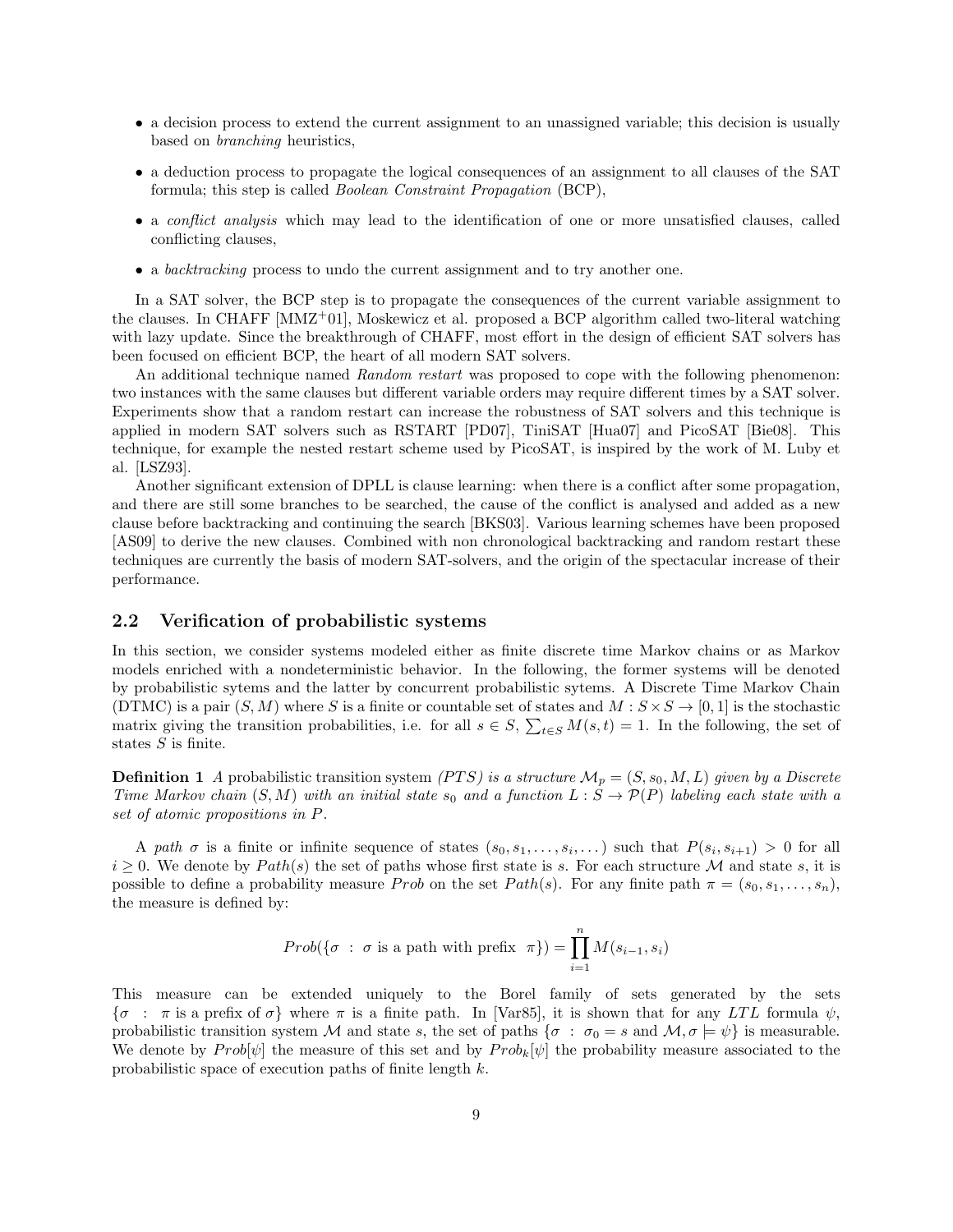- a decision process to extend the current assignment to an unassigned variable; this decision is usually based on *branching* heuristics,
- a deduction process to propagate the logical consequences of an assignment to all clauses of the SAT formula; this step is called *Boolean Constraint Propagation* (BCP),
- a *conflict analysis* which may lead to the identification of one or more unsatisfied clauses, called conflicting clauses,
- a *backtracking* process to undo the current assignment and to try another one.

In a SAT solver, the BCP step is to propagate the consequences of the current variable assignment to the clauses. In CHAFF [MMZ+01], Moskewicz et al. proposed a BCP algorithm called two-literal watching with lazy update. Since the breakthrough of CHAFF, most effort in the design of efficient SAT solvers has been focused on efficient BCP, the heart of all modern SAT solvers.

An additional technique named *Random restart* was proposed to cope with the following phenomenon: two instances with the same clauses but different variable orders may require different times by a SAT solver. Experiments show that a random restart can increase the robustness of SAT solvers and this technique is applied in modern SAT solvers such as RSTART [PD07], TiniSAT [Hua07] and PicoSAT [Bie08]. This technique, for example the nested restart scheme used by PicoSAT, is inspired by the work of M. Luby et al. [LSZ93].

Another significant extension of DPLL is clause learning: when there is a conflict after some propagation, and there are still some branches to be searched, the cause of the conflict is analysed and added as a new clause before backtracking and continuing the search [BKS03]. Various learning schemes have been proposed [AS09] to derive the new clauses. Combined with non chronological backtracking and random restart these techniques are currently the basis of modern SAT-solvers, and the origin of the spectacular increase of their performance.

## 2.2 Verification of probabilistic systems

In this section, we consider systems modeled either as finite discrete time Markov chains or as Markov models enriched with a nondeterministic behavior. In the following, the former systems will be denoted by probabilistic sytems and the latter by concurrent probabilistic sytems. A Discrete Time Markov Chain (DTMC) is a pair $(S, M)$ where $S$ is a finite or countable set of states and $M : S \times S \to [0, 1]$ is the stochastic matrix giving the transition probabilities, i.e. for all $s \in S$, $\sum_{t \in S} M(s, t) = 1$. In the following, the set of states $S$ is finite.

**Definition 1** *A probabilistic transition system (PTS) is a structure $\mathcal{M}_p = (S, s_0, M, L)$ given by a Discrete Time Markov chain $(S, M)$ with an initial state $s_0$ and a function $L : S \to \mathcal{P}(P)$ labeling each state with a set of atomic propositions in $P$.*

A *path* $\sigma$ is a finite or infinite sequence of states $(s_0, s_1, \ldots, s_i, \ldots)$ such that $P(s_i, s_{i+1}) > 0$ for all $i \geq 0$. We denote by $Path(s)$ the set of paths whose first state is $s$. For each structure $\mathcal{M}$ and state $s$, it is possible to define a probability measure $Prob$ on the set $Path(s)$. For any finite path $\pi = (s_0, s_1, \ldots, s_n)$, the measure is defined by:

$$Prob(\{\sigma \ : \ \sigma \text{ is a path with prefix } \ \pi\}) = \prod_{i=1}^{n} M(s_{i-1}, s_i)$$

This measure can be extended uniquely to the Borel family of sets generated by the sets $\{\sigma \ : \ \pi \text{ is a prefix of } \sigma\}$ where $\pi$ is a finite path. In [Var85], it is shown that for any $LTL$ formula $\psi$, probabilistic transition system $\mathcal{M}$ and state $s$, the set of paths $\{\sigma \ : \ \sigma_0 = s \text{ and } \mathcal{M}, \sigma \models \psi\}$ is measurable. We denote by $Prob[\psi]$ the measure of this set and by $Prob_k[\psi]$ the probability measure associated to the probabilistic space of execution paths of finite length $k$.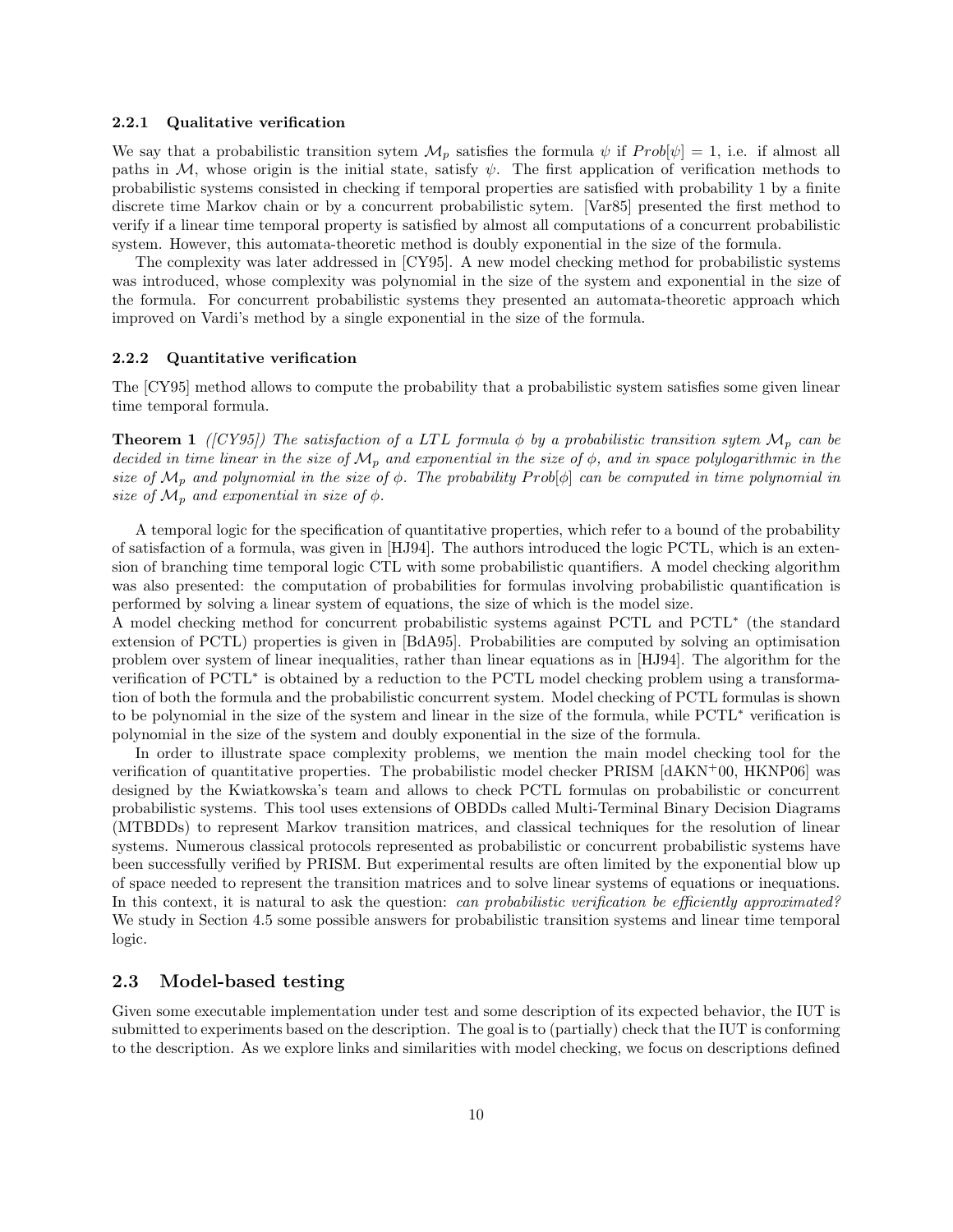#### 2.2.1 Qualitative verification

We say that a probabilistic transition sytem $\mathcal{M}_p$ satisfies the formula $\psi$ if $Prob[\psi] = 1$, i.e. if almost all paths in $\mathcal{M}$, whose origin is the initial state, satisfy $\psi$. The first application of verification methods to probabilistic systems consisted in checking if temporal properties are satisfied with probability 1 by a finite discrete time Markov chain or by a concurrent probabilistic sytem. [Var85] presented the first method to verify if a linear time temporal property is satisfied by almost all computations of a concurrent probabilistic system. However, this automata-theoretic method is doubly exponential in the size of the formula.

The complexity was later addressed in [CY95]. A new model checking method for probabilistic systems was introduced, whose complexity was polynomial in the size of the system and exponential in the size of the formula. For concurrent probabilistic systems they presented an automata-theoretic approach which improved on Vardi's method by a single exponential in the size of the formula.

#### 2.2.2 Quantitative verification

The [CY95] method allows to compute the probability that a probabilistic system satisfies some given linear time temporal formula.

**Theorem 1** *([CY95]) The satisfaction of a LTL formula $\phi$ by a probabilistic transition sytem $\mathcal{M}_p$ can be decided in time linear in the size of $\mathcal{M}_p$ and exponential in the size of $\phi$, and in space polylogarithmic in the size of $\mathcal{M}_p$ and polynomial in the size of $\phi$. The probability $Prob[\phi]$ can be computed in time polynomial in size of $\mathcal{M}_p$ and exponential in size of $\phi$.*

A temporal logic for the specification of quantitative properties, which refer to a bound of the probability of satisfaction of a formula, was given in [HJ94]. The authors introduced the logic PCTL, which is an extension of branching time temporal logic CTL with some probabilistic quantifiers. A model checking algorithm was also presented: the computation of probabilities for formulas involving probabilistic quantification is performed by solving a linear system of equations, the size of which is the model size.
A model checking method for concurrent probabilistic systems against PCTL and PCTL* (the standard extension of PCTL) properties is given in [BdA95]. Probabilities are computed by solving an optimisation problem over system of linear inequalities, rather than linear equations as in [HJ94]. The algorithm for the verification of PCTL* is obtained by a reduction to the PCTL model checking problem using a transformation of both the formula and the probabilistic concurrent system. Model checking of PCTL formulas is shown to be polynomial in the size of the system and linear in the size of the formula, while PCTL* verification is polynomial in the size of the system and doubly exponential in the size of the formula.

In order to illustrate space complexity problems, we mention the main model checking tool for the verification of quantitative properties. The probabilistic model checker PRISM [dAKN+00, HKNP06] was designed by the Kwiatkowska's team and allows to check PCTL formulas on probabilistic or concurrent probabilistic systems. This tool uses extensions of OBDDs called Multi-Terminal Binary Decision Diagrams (MTBDDs) to represent Markov transition matrices, and classical techniques for the resolution of linear systems. Numerous classical protocols represented as probabilistic or concurrent probabilistic systems have been successfully verified by PRISM. But experimental results are often limited by the exponential blow up of space needed to represent the transition matrices and to solve linear systems of equations or inequations. In this context, it is natural to ask the question: *can probabilistic verification be efficiently approximated?* We study in Section 4.5 some possible answers for probabilistic transition systems and linear time temporal logic.

## 2.3 Model-based testing

Given some executable implementation under test and some description of its expected behavior, the IUT is submitted to experiments based on the description. The goal is to (partially) check that the IUT is conforming to the description. As we explore links and similarities with model checking, we focus on descriptions defined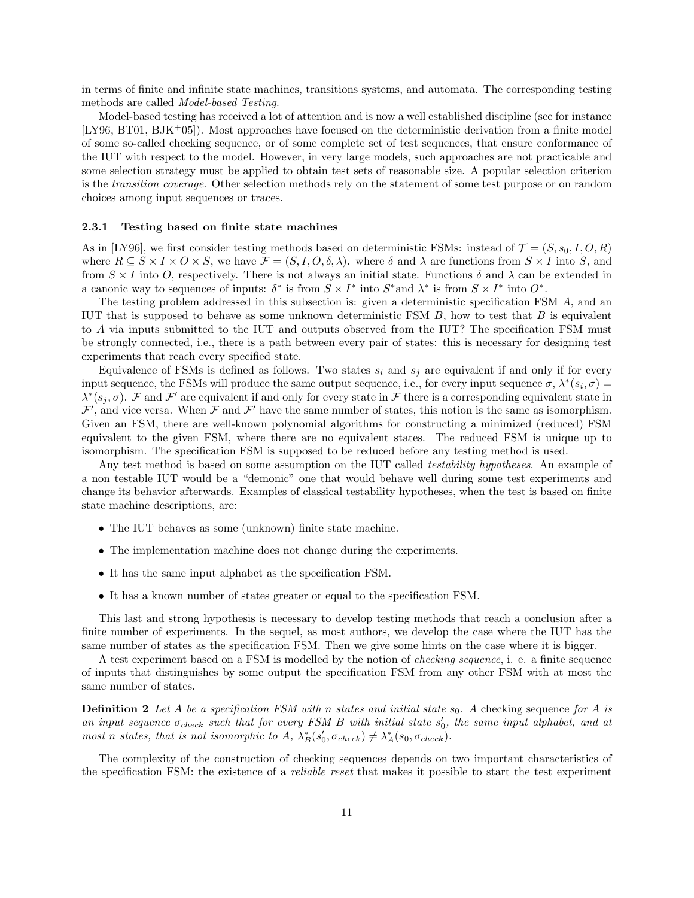in terms of finite and infinite state machines, transitions systems, and automata. The corresponding testing methods are called *Model-based Testing*.

Model-based testing has received a lot of attention and is now a well established discipline (see for instance [LY96, BT01, BJK+05]). Most approaches have focused on the deterministic derivation from a finite model of some so-called checking sequence, or of some complete set of test sequences, that ensure conformance of the IUT with respect to the model. However, in very large models, such approaches are not practicable and some selection strategy must be applied to obtain test sets of reasonable size. A popular selection criterion is the *transition coverage*. Other selection methods rely on the statement of some test purpose or on random choices among input sequences or traces.

### 2.3.1 Testing based on finite state machines

As in [LY96], we first consider testing methods based on deterministic FSMs: instead of $\mathcal{T} = (S, s_0, I, O, R)$ where $R \subseteq S \times I \times O \times S$, we have $\mathcal{F} = (S, I, O, \delta, \lambda)$. where $\delta$ and $\lambda$ are functions from $S \times I$ into $S$, and from $S \times I$ into $O$, respectively. There is not always an initial state. Functions $\delta$ and $\lambda$ can be extended in a canonic way to sequences of inputs: $\delta^*$ is from $S \times I^*$ into $S^*$and $\lambda^*$ is from $S \times I^*$ into $O^*$.

The testing problem addressed in this subsection is: given a deterministic specification FSM $A$, and an IUT that is supposed to behave as some unknown deterministic FSM $B$, how to test that $B$ is equivalent to $A$ via inputs submitted to the IUT and outputs observed from the IUT? The specification FSM must be strongly connected, i.e., there is a path between every pair of states: this is necessary for designing test experiments that reach every specified state.

Equivalence of FSMs is defined as follows. Two states $s_i$ and $s_j$ are equivalent if and only if for every input sequence, the FSMs will produce the same output sequence, i.e., for every input sequence $\sigma$, $\lambda^*(s_i, \sigma) = \lambda^*(s_j, \sigma)$. $\mathcal{F}$ and $\mathcal{F}'$ are equivalent if and only for every state in $\mathcal{F}$ there is a corresponding equivalent state in $\mathcal{F}'$, and vice versa. When $\mathcal{F}$ and $\mathcal{F}'$ have the same number of states, this notion is the same as isomorphism. Given an FSM, there are well-known polynomial algorithms for constructing a minimized (reduced) FSM equivalent to the given FSM, where there are no equivalent states. The reduced FSM is unique up to isomorphism. The specification FSM is supposed to be reduced before any testing method is used.

Any test method is based on some assumption on the IUT called *testability hypotheses*. An example of a non testable IUT would be a "demonic" one that would behave well during some test experiments and change its behavior afterwards. Examples of classical testability hypotheses, when the test is based on finite state machine descriptions, are:

- The IUT behaves as some (unknown) finite state machine.
- The implementation machine does not change during the experiments.
- It has the same input alphabet as the specification FSM.
- It has a known number of states greater or equal to the specification FSM.

This last and strong hypothesis is necessary to develop testing methods that reach a conclusion after a finite number of experiments. In the sequel, as most authors, we develop the case where the IUT has the same number of states as the specification FSM. Then we give some hints on the case where it is bigger.

A test experiment based on a FSM is modelled by the notion of *checking sequence*, i. e. a finite sequence of inputs that distinguishes by some output the specification FSM from any other FSM with at most the same number of states.

**Definition 2** *Let $A$ be a specification FSM with $n$ states and initial state $s_0$. A* checking sequence *for $A$ is an input sequence $\sigma_{check}$ such that for every FSM $B$ with initial state $s'_0$, the same input alphabet, and at most $n$ states, that is not isomorphic to $A$, $\lambda^*_B(s'_0, \sigma_{check}) \neq \lambda^*_A(s_0, \sigma_{check})$.*

The complexity of the construction of checking sequences depends on two important characteristics of the specification FSM: the existence of a *reliable reset* that makes it possible to start the test experiment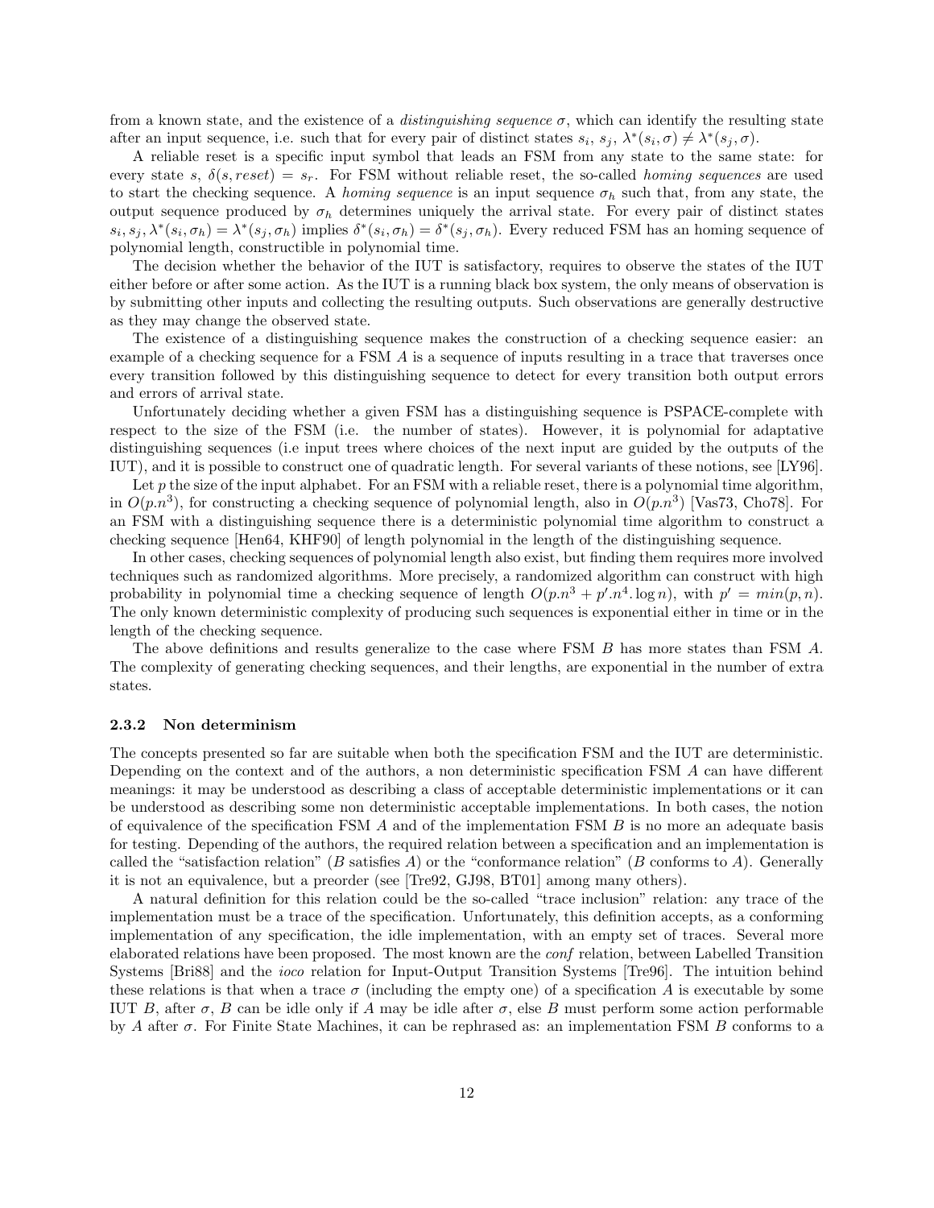from a known state, and the existence of a *distinguishing sequence* $\sigma$, which can identify the resulting state after an input sequence, i.e. such that for every pair of distinct states $s_i$, $s_j$, $\lambda^*(s_i, \sigma) \neq \lambda^*(s_j, \sigma)$.

A reliable reset is a specific input symbol that leads an FSM from any state to the same state: for every state $s$, $\delta(s, reset) = s_r$. For FSM without reliable reset, the so-called *homing sequences* are used to start the checking sequence. A *homing sequence* is an input sequence $\sigma_h$ such that, from any state, the output sequence produced by $\sigma_h$ determines uniquely the arrival state. For every pair of distinct states $s_i, s_j, \lambda^*(s_i, \sigma_h) = \lambda^*(s_j, \sigma_h)$ implies $\delta^*(s_i, \sigma_h) = \delta^*(s_j, \sigma_h)$. Every reduced FSM has an homing sequence of polynomial length, constructible in polynomial time.

The decision whether the behavior of the IUT is satisfactory, requires to observe the states of the IUT either before or after some action. As the IUT is a running black box system, the only means of observation is by submitting other inputs and collecting the resulting outputs. Such observations are generally destructive as they may change the observed state.

The existence of a distinguishing sequence makes the construction of a checking sequence easier: an example of a checking sequence for a FSM $A$ is a sequence of inputs resulting in a trace that traverses once every transition followed by this distinguishing sequence to detect for every transition both output errors and errors of arrival state.

Unfortunately deciding whether a given FSM has a distinguishing sequence is PSPACE-complete with respect to the size of the FSM (i.e. the number of states). However, it is polynomial for adaptative distinguishing sequences (i.e input trees where choices of the next input are guided by the outputs of the IUT), and it is possible to construct one of quadratic length. For several variants of these notions, see [LY96].

Let $p$ the size of the input alphabet. For an FSM with a reliable reset, there is a polynomial time algorithm, in $O(p.n^3)$, for constructing a checking sequence of polynomial length, also in $O(p.n^3)$ [Vas73, Cho78]. For an FSM with a distinguishing sequence there is a deterministic polynomial time algorithm to construct a checking sequence [Hen64, KHF90] of length polynomial in the length of the distinguishing sequence.

In other cases, checking sequences of polynomial length also exist, but finding them requires more involved techniques such as randomized algorithms. More precisely, a randomized algorithm can construct with high probability in polynomial time a checking sequence of length $O(p.n^3 + p'.n^4. \log n)$, with $p' = min(p, n)$. The only known deterministic complexity of producing such sequences is exponential either in time or in the length of the checking sequence.

The above definitions and results generalize to the case where FSM $B$ has more states than FSM $A$. The complexity of generating checking sequences, and their lengths, are exponential in the number of extra states.

### 2.3.2 Non determinism

The concepts presented so far are suitable when both the specification FSM and the IUT are deterministic. Depending on the context and of the authors, a non deterministic specification FSM $A$ can have different meanings: it may be understood as describing a class of acceptable deterministic implementations or it can be understood as describing some non deterministic acceptable implementations. In both cases, the notion of equivalence of the specification FSM $A$ and of the implementation FSM $B$ is no more an adequate basis for testing. Depending of the authors, the required relation between a specification and an implementation is called the "satisfaction relation" ($B$ satisfies $A$) or the "conformance relation" ($B$ conforms to $A$). Generally it is not an equivalence, but a preorder (see [Tre92, GJ98, BT01] among many others).

A natural definition for this relation could be the so-called "trace inclusion" relation: any trace of the implementation must be a trace of the specification. Unfortunately, this definition accepts, as a conforming implementation of any specification, the idle implementation, with an empty set of traces. Several more elaborated relations have been proposed. The most known are the *conf* relation, between Labelled Transition Systems [Bri88] and the *ioco* relation for Input-Output Transition Systems [Tre96]. The intuition behind these relations is that when a trace $\sigma$ (including the empty one) of a specification $A$ is executable by some IUT $B$, after $\sigma$, $B$ can be idle only if $A$ may be idle after $\sigma$, else $B$ must perform some action performable by $A$ after $\sigma$. For Finite State Machines, it can be rephrased as: an implementation FSM $B$ conforms to a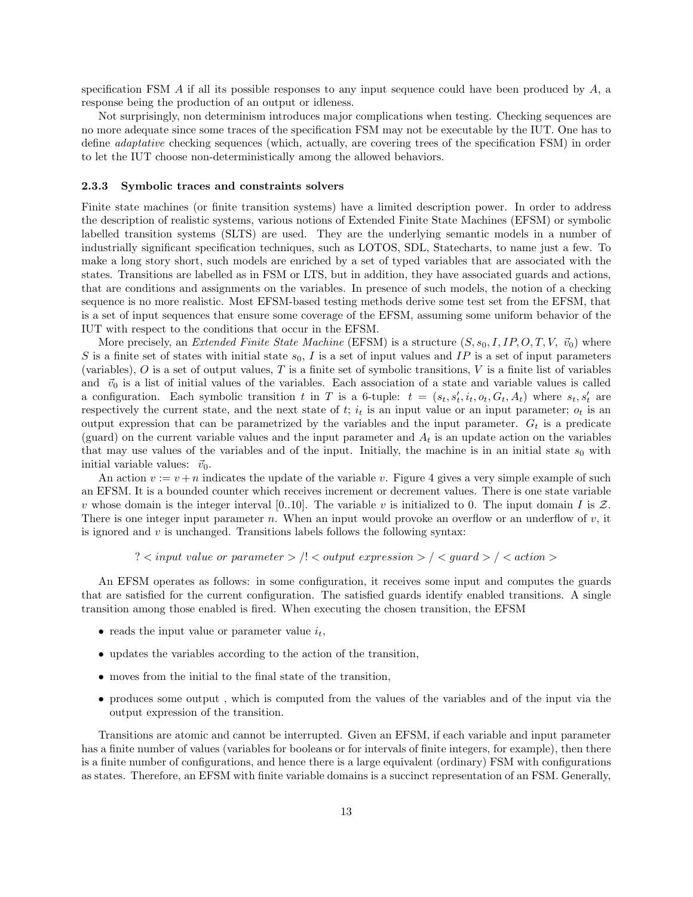specification FSM $A$ if all its possible responses to any input sequence could have been produced by $A$, a response being the production of an output or idleness.

Not surprisingly, non determinism introduces major complications when testing. Checking sequences are no more adequate since some traces of the specification FSM may not be executable by the IUT. One has to define *adaptative* checking sequences (which, actually, are covering trees of the specification FSM) in order to let the IUT choose non-deterministically among the allowed behaviors.

### 2.3.3 Symbolic traces and constraints solvers

Finite state machines (or finite transition systems) have a limited description power. In order to address the description of realistic systems, various notions of Extended Finite State Machines (EFSM) or symbolic labelled transition systems (SLTS) are used. They are the underlying semantic models in a number of industrially significant specification techniques, such as LOTOS, SDL, Statecharts, to name just a few. To make a long story short, such models are enriched by a set of typed variables that are associated with the states. Transitions are labelled as in FSM or LTS, but in addition, they have associated guards and actions, that are conditions and assignments on the variables. In presence of such models, the notion of a checking sequence is no more realistic. Most EFSM-based testing methods derive some test set from the EFSM, that is a set of input sequences that ensure some coverage of the EFSM, assuming some uniform behavior of the IUT with respect to the conditions that occur in the EFSM.

More precisely, an *Extended Finite State Machine* (EFSM) is a structure $(S, s_0, I, IP, O, T, V, \vec{v}_0)$ where $S$ is a finite set of states with initial state $s_0$, $I$ is a set of input values and $IP$ is a set of input parameters (variables), $O$ is a set of output values, $T$ is a finite set of symbolic transitions, $V$ is a finite list of variables and $\vec{v}_0$ is a list of initial values of the variables. Each association of a state and variable values is called a configuration. Each symbolic transition $t$ in $T$ is a 6-tuple: $t = (s_t, s'_t, i_t, o_t, G_t, A_t)$ where $s_t, s'_t$ are respectively the current state, and the next state of $t$; $i_t$ is an input value or an input parameter; $o_t$ is an output expression that can be parametrized by the variables and the input parameter. $G_t$ is a predicate (guard) on the current variable values and the input parameter and $A_t$ is an update action on the variables that may use values of the variables and of the input. Initially, the machine is in an initial state $s_0$ with initial variable values: $\vec{v}_0$.

An action $v := v + n$ indicates the update of the variable $v$. Figure 4 gives a very simple example of such an EFSM. It is a bounded counter which receives increment or decrement values. There is one state variable $v$ whose domain is the integer interval [0..10]. The variable $v$ is initialized to 0. The input domain $I$ is $\mathcal{Z}$. There is one integer input parameter $n$. When an input would provoke an overflow or an underflow of $v$, it is ignored and $v$ is unchanged. Transitions labels follows the following syntax:

$$? < input\ value\ or\ parameter > /! < output\ expression > / < guard > / < action >$$

An EFSM operates as follows: in some configuration, it receives some input and computes the guards that are satisfied for the current configuration. The satisfied guards identify enabled transitions. A single transition among those enabled is fired. When executing the chosen transition, the EFSM

- reads the input value or parameter value $i_t$,
- updates the variables according to the action of the transition,
- moves from the initial to the final state of the transition,
- produces some output , which is computed from the values of the variables and of the input via the output expression of the transition.

Transitions are atomic and cannot be interrupted. Given an EFSM, if each variable and input parameter has a finite number of values (variables for booleans or for intervals of finite integers, for example), then there is a finite number of configurations, and hence there is a large equivalent (ordinary) FSM with configurations as states. Therefore, an EFSM with finite variable domains is a succinct representation of an FSM. Generally,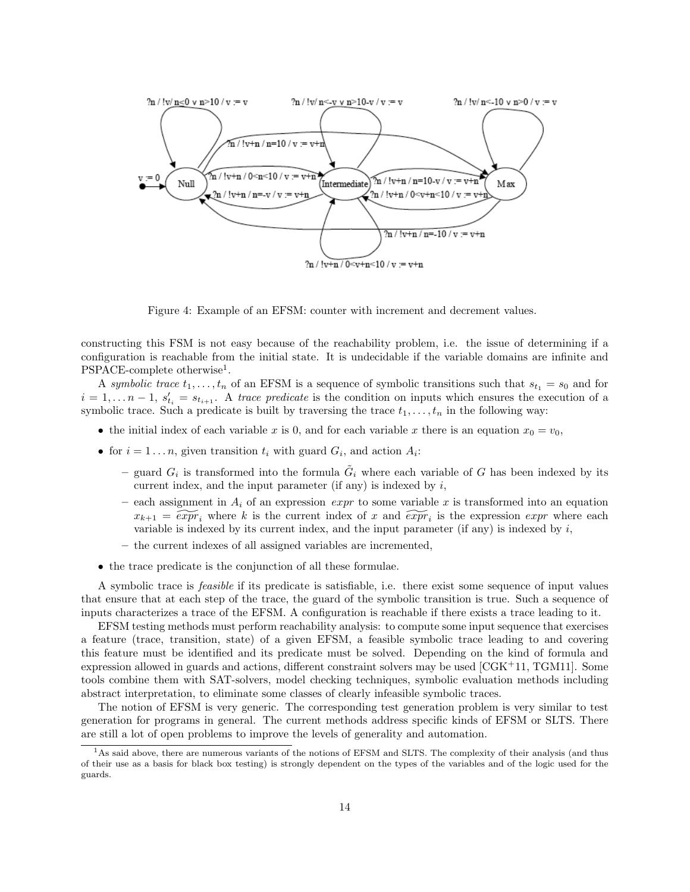Figure 4: Example of an EFSM: counter with increment and decrement values.

constructing this FSM is not easy because of the reachability problem, i.e. the issue of determining if a configuration is reachable from the initial state. It is undecidable if the variable domains are infinite and PSPACE-complete otherwise[1].

A *symbolic trace* $t_1, \dots, t_n$ of an EFSM is a sequence of symbolic transitions such that $s_{t_1} = s_0$ and for $i = 1, \dots n-1$, $s'_{t_i} = s_{t_{i+1}}$. A *trace predicate* is the condition on inputs which ensures the execution of a symbolic trace. Such a predicate is built by traversing the trace $t_1, \dots, t_n$ in the following way:

- the initial index of each variable $x$ is 0, and for each variable $x$ there is an equation $x_0 = v_0$,
- for $i = 1 \dots n$, given transition $t_i$ with guard $G_i$, and action $A_i$:
  - guard $G_i$ is transformed into the formula $\tilde{G}_i$ where each variable of $G$ has been indexed by its current index, and the input parameter (if any) is indexed by $i$,
  - each assignment in $A_i$ of an expression *expr* to some variable $x$ is transformed into an equation $x_{k+1} = \widetilde{expr}_i$ where $k$ is the current index of $x$ and $\widetilde{expr}_i$ is the expression *expr* where each variable is indexed by its current index, and the input parameter (if any) is indexed by $i$,
  - the current indexes of all assigned variables are incremented,
- the trace predicate is the conjunction of all these formulae.

A symbolic trace is *feasible* if its predicate is satisfiable, i.e. there exist some sequence of input values that ensure that at each step of the trace, the guard of the symbolic transition is true. Such a sequence of inputs characterizes a trace of the EFSM. A configuration is reachable if there exists a trace leading to it.

EFSM testing methods must perform reachability analysis: to compute some input sequence that exercises a feature (trace, transition, state) of a given EFSM, a feasible symbolic trace leading to and covering this feature must be identified and its predicate must be solved. Depending on the kind of formula and expression allowed in guards and actions, different constraint solvers may be used [CGK+11, TGM11]. Some tools combine them with SAT-solvers, model checking techniques, symbolic evaluation methods including abstract interpretation, to eliminate some classes of clearly infeasible symbolic traces.

The notion of EFSM is very generic. The corresponding test generation problem is very similar to test generation for programs in general. The current methods address specific kinds of EFSM or SLTS. There are still a lot of open problems to improve the levels of generality and automation.

[1] As said above, there are numerous variants of the notions of EFSM and SLTS. The complexity of their analysis (and thus of their use as a basis for black box testing) is strongly dependent on the types of the variables and of the logic used for the guards.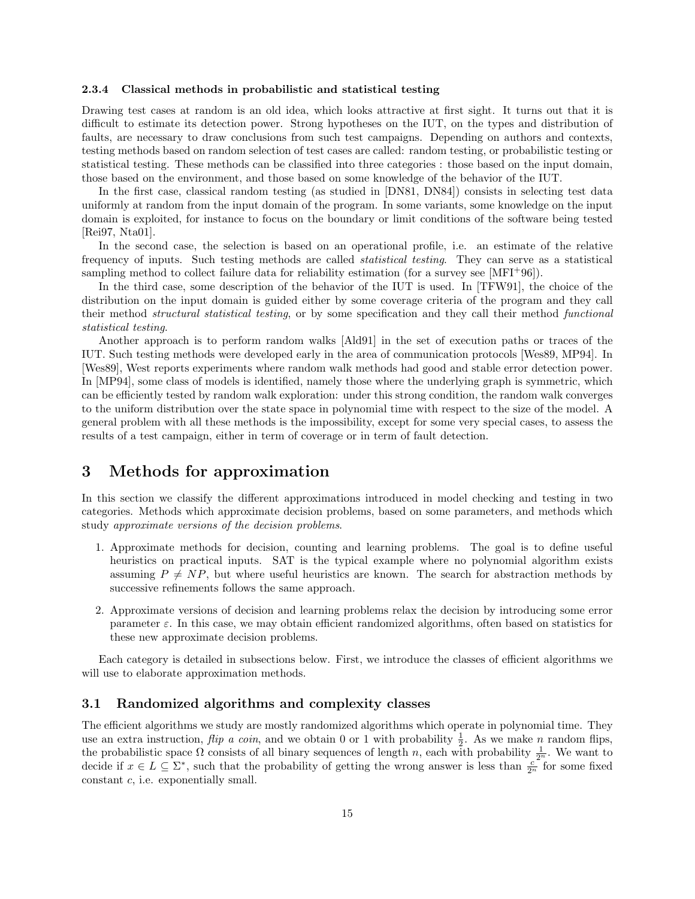#### 2.3.4 Classical methods in probabilistic and statistical testing

Drawing test cases at random is an old idea, which looks attractive at first sight. It turns out that it is difficult to estimate its detection power. Strong hypotheses on the IUT, on the types and distribution of faults, are necessary to draw conclusions from such test campaigns. Depending on authors and contexts, testing methods based on random selection of test cases are called: random testing, or probabilistic testing or statistical testing. These methods can be classified into three categories : those based on the input domain, those based on the environment, and those based on some knowledge of the behavior of the IUT.

In the first case, classical random testing (as studied in [DN81, DN84]) consists in selecting test data uniformly at random from the input domain of the program. In some variants, some knowledge on the input domain is exploited, for instance to focus on the boundary or limit conditions of the software being tested [Rei97, Nta01].

In the second case, the selection is based on an operational profile, i.e. an estimate of the relative frequency of inputs. Such testing methods are called *statistical testing*. They can serve as a statistical sampling method to collect failure data for reliability estimation (for a survey see [MFI+96]).

In the third case, some description of the behavior of the IUT is used. In [TFW91], the choice of the distribution on the input domain is guided either by some coverage criteria of the program and they call their method *structural statistical testing*, or by some specification and they call their method *functional statistical testing*.

Another approach is to perform random walks [Ald91] in the set of execution paths or traces of the IUT. Such testing methods were developed early in the area of communication protocols [Wes89, MP94]. In [Wes89], West reports experiments where random walk methods had good and stable error detection power. In [MP94], some class of models is identified, namely those where the underlying graph is symmetric, which can be efficiently tested by random walk exploration: under this strong condition, the random walk converges to the uniform distribution over the state space in polynomial time with respect to the size of the model. A general problem with all these methods is the impossibility, except for some very special cases, to assess the results of a test campaign, either in term of coverage or in term of fault detection.

# 3 Methods for approximation

In this section we classify the different approximations introduced in model checking and testing in two categories. Methods which approximate decision problems, based on some parameters, and methods which study *approximate versions of the decision problems*.

1. Approximate methods for decision, counting and learning problems. The goal is to define useful heuristics on practical inputs. SAT is the typical example where no polynomial algorithm exists assuming $P \neq NP$, but where useful heuristics are known. The search for abstraction methods by successive refinements follows the same approach.

2. Approximate versions of decision and learning problems relax the decision by introducing some error parameter $\varepsilon$. In this case, we may obtain efficient randomized algorithms, often based on statistics for these new approximate decision problems.

Each category is detailed in subsections below. First, we introduce the classes of efficient algorithms we will use to elaborate approximation methods.

## 3.1 Randomized algorithms and complexity classes

The efficient algorithms we study are mostly randomized algorithms which operate in polynomial time. They use an extra instruction, *flip a coin*, and we obtain 0 or 1 with probability $\frac{1}{2}$. As we make $n$ random flips, the probabilistic space $\Omega$ consists of all binary sequences of length $n$, each with probability $\frac{1}{2^n}$. We want to decide if $x \in L \subseteq \Sigma^*$, such that the probability of getting the wrong answer is less than $\frac{c}{2^n}$ for some fixed constant $c$, i.e. exponentially small.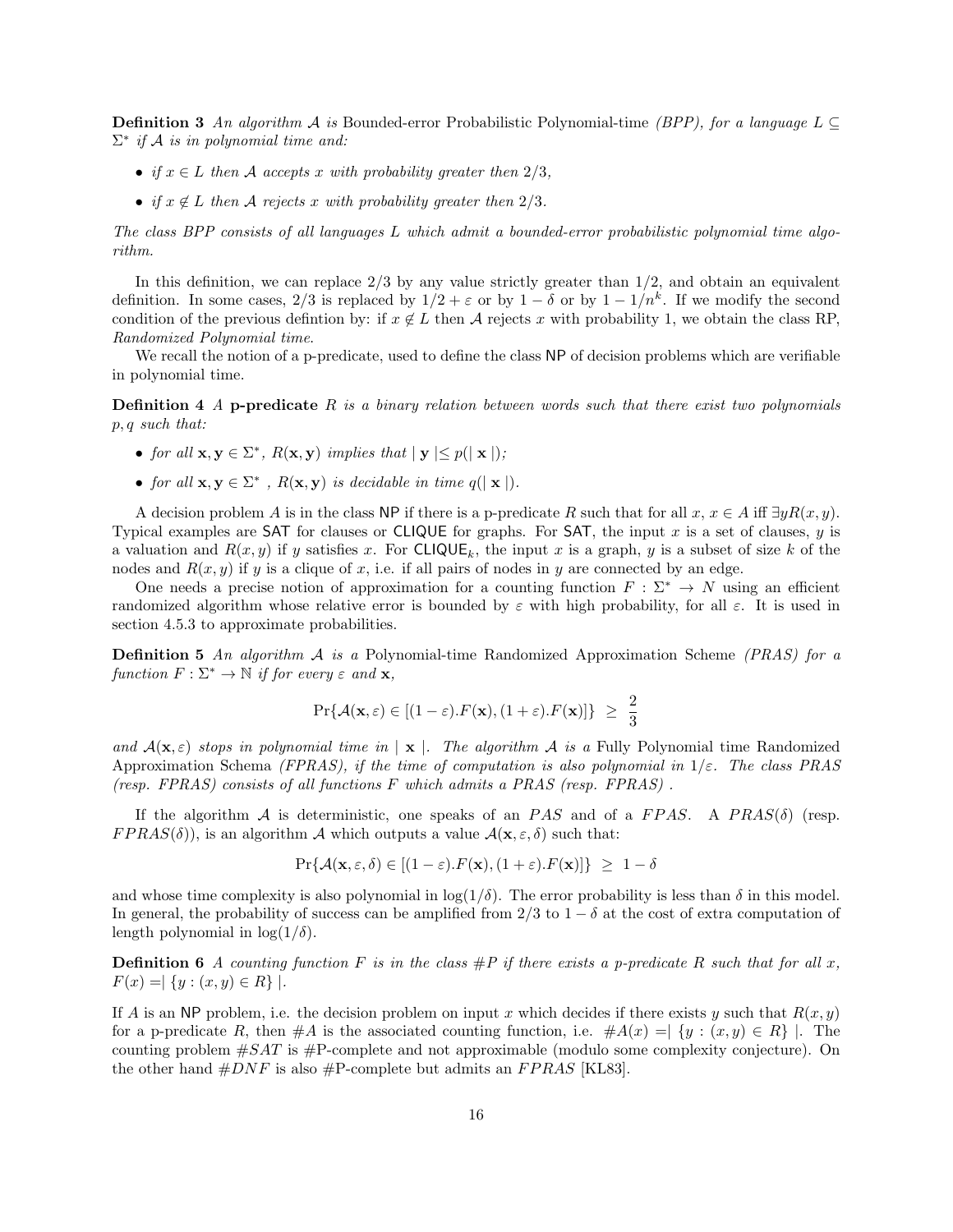**Definition 3** *An algorithm $\mathcal{A}$ is* Bounded-error Probabilistic Polynomial-time *(BPP), for a language $L \subseteq \Sigma^*$ if $\mathcal{A}$ is in polynomial time and:*

- *if $x \in L$ then $\mathcal{A}$ accepts $x$ with probability greater then $2/3$,*
- *if $x \notin L$ then $\mathcal{A}$ rejects $x$ with probability greater then $2/3$.*

*The class BPP consists of all languages $L$ which admit a bounded-error probabilistic polynomial time algorithm.*

In this definition, we can replace $2/3$ by any value strictly greater than $1/2$, and obtain an equivalent definition. In some cases, $2/3$ is replaced by $1/2 + \varepsilon$ or by $1 - \delta$ or by $1 - 1/n^k$. If we modify the second condition of the previous defintion by: if $x \notin L$ then $\mathcal{A}$ rejects $x$ with probability 1, we obtain the class RP, *Randomized Polynomial time*.

We recall the notion of a p-predicate, used to define the class NP of decision problems which are verifiable in polynomial time.

**Definition 4** *A* **p-predicate** *$R$ is a binary relation between words such that there exist two polynomials $p, q$ such that:*

- *for all $\mathbf{x}, \mathbf{y} \in \Sigma^*$, $R(\mathbf{x}, \mathbf{y})$ implies that $|\, \mathbf{y} \,| \leq p(|\, \mathbf{x} \,|)$;*
- *for all $\mathbf{x}, \mathbf{y} \in \Sigma^*$ , $R(\mathbf{x}, \mathbf{y})$ is decidable in time $q(|\, \mathbf{x} \,|)$.*

A decision problem $A$ is in the class NP if there is a p-predicate $R$ such that for all $x$, $x \in A$ iff $\exists y R(x, y)$. Typical examples are SAT for clauses or CLIQUE for graphs. For SAT, the input $x$ is a set of clauses, $y$ is a valuation and $R(x, y)$ if $y$ satisfies $x$. For $\mathsf{CLIQUE}_k$, the input $x$ is a graph, $y$ is a subset of size $k$ of the nodes and $R(x, y)$ if $y$ is a clique of $x$, i.e. if all pairs of nodes in $y$ are connected by an edge.

One needs a precise notion of approximation for a counting function $F : \Sigma^* \to N$ using an efficient randomized algorithm whose relative error is bounded by $\varepsilon$ with high probability, for all $\varepsilon$. It is used in section 4.5.3 to approximate probabilities.

**Definition 5** *An algorithm $\mathcal{A}$ is a* Polynomial-time Randomized Approximation Scheme *(PRAS) for a function $F : \Sigma^* \to \mathbb{N}$ if for every $\varepsilon$ and $\mathbf{x}$,*

$$\Pr\{\mathcal{A}(\mathbf{x}, \varepsilon) \in [(1 - \varepsilon).F(\mathbf{x}), (1 + \varepsilon).F(\mathbf{x})]\} \;\geq\; \frac{2}{3}$$

*and $\mathcal{A}(\mathbf{x}, \varepsilon)$ stops in polynomial time in $|\, \mathbf{x} \,|$. The algorithm $\mathcal{A}$ is a* Fully Polynomial time Randomized Approximation Schema *(FPRAS), if the time of computation is also polynomial in $1/\varepsilon$. The class PRAS (resp. FPRAS) consists of all functions $F$ which admits a PRAS (resp. FPRAS) .*

If the algorithm $\mathcal{A}$ is deterministic, one speaks of an $PAS$ and of a $FPAS$. A $PRAS(\delta)$ (resp. $FPRAS(\delta)$), is an algorithm $\mathcal{A}$ which outputs a value $\mathcal{A}(\mathbf{x}, \varepsilon, \delta)$ such that:

$$\Pr\{\mathcal{A}(\mathbf{x}, \varepsilon, \delta) \in [(1 - \varepsilon).F(\mathbf{x}), (1 + \varepsilon).F(\mathbf{x})]\} \;\geq\; 1 - \delta$$

and whose time complexity is also polynomial in $\log(1/\delta)$. The error probability is less than $\delta$ in this model. In general, the probability of success can be amplified from $2/3$ to $1 - \delta$ at the cost of extra computation of length polynomial in $\log(1/\delta)$.

**Definition 6** *A counting function $F$ is in the class $\#P$ if there exists a p-predicate $R$ such that for all $x$, $F(x) = |\, \{y : (x, y) \in R\} \,|$.*

If $A$ is an NP problem, i.e. the decision problem on input $x$ which decides if there exists $y$ such that $R(x, y)$ for a p-predicate $R$, then $\#A$ is the associated counting function, i.e. $\#A(x) = |\, \{y : (x, y) \in R\} \,|$. The counting problem $\#SAT$ is #P-complete and not approximable (modulo some complexity conjecture). On the other hand $\#DNF$ is also #P-complete but admits an $FPRAS$ [KL83].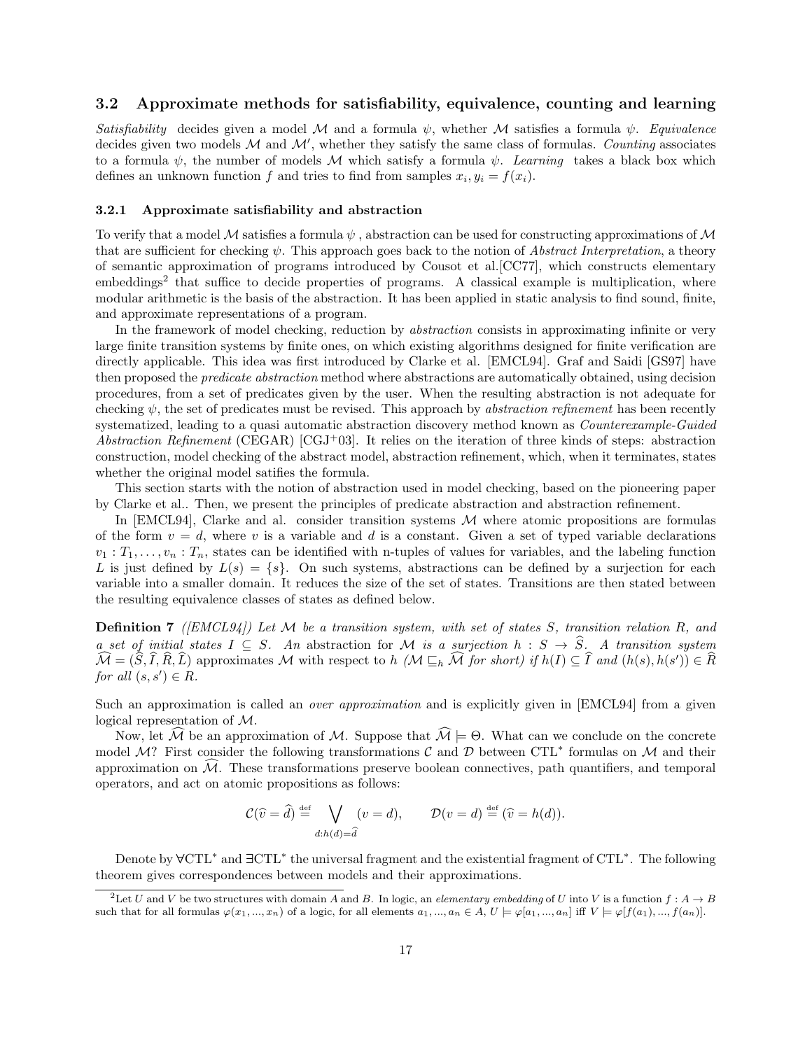### 3.2 Approximate methods for satisfiability, equivalence, counting and learning

*Satisfiability* decides given a model $\mathcal{M}$ and a formula $\psi$, whether $\mathcal{M}$ satisfies a formula $\psi$. *Equivalence* decides given two models $\mathcal{M}$ and $\mathcal{M}'$, whether they satisfy the same class of formulas. *Counting* associates to a formula $\psi$, the number of models $\mathcal{M}$ which satisfy a formula $\psi$. *Learning* takes a black box which defines an unknown function $f$ and tries to find from samples $x_i, y_i = f(x_i)$.

#### 3.2.1 Approximate satisfiability and abstraction

To verify that a model $\mathcal{M}$ satisfies a formula $\psi$ , abstraction can be used for constructing approximations of $\mathcal{M}$ that are sufficient for checking $\psi$. This approach goes back to the notion of *Abstract Interpretation*, a theory of semantic approximation of programs introduced by Cousot et al.[CC77], which constructs elementary embeddings[2] that suffice to decide properties of programs. A classical example is multiplication, where modular arithmetic is the basis of the abstraction. It has been applied in static analysis to find sound, finite, and approximate representations of a program.

In the framework of model checking, reduction by *abstraction* consists in approximating infinite or very large finite transition systems by finite ones, on which existing algorithms designed for finite verification are directly applicable. This idea was first introduced by Clarke et al. [EMCL94]. Graf and Saidi [GS97] have then proposed the *predicate abstraction* method where abstractions are automatically obtained, using decision procedures, from a set of predicates given by the user. When the resulting abstraction is not adequate for checking $\psi$, the set of predicates must be revised. This approach by *abstraction refinement* has been recently systematized, leading to a quasi automatic abstraction discovery method known as *Counterexample-Guided Abstraction Refinement* (CEGAR) [CGJ$^+$03]. It relies on the iteration of three kinds of steps: abstraction construction, model checking of the abstract model, abstraction refinement, which, when it terminates, states whether the original model satifies the formula.

This section starts with the notion of abstraction used in model checking, based on the pioneering paper by Clarke et al.. Then, we present the principles of predicate abstraction and abstraction refinement.

In [EMCL94], Clarke and al. consider transition systems $\mathcal{M}$ where atomic propositions are formulas of the form $v = d$, where $v$ is a variable and $d$ is a constant. Given a set of typed variable declarations $v_1 : T_1, \ldots, v_n : T_n$, states can be identified with n-tuples of values for variables, and the labeling function $L$ is just defined by $L(s) = \{s\}$. On such systems, abstractions can be defined by a surjection for each variable into a smaller domain. It reduces the size of the set of states. Transitions are then stated between the resulting equivalence classes of states as defined below.

**Definition 7** *([EMCL94]) Let $\mathcal{M}$ be a transition system, with set of states $S$, transition relation $R$, and a set of initial states $I \subseteq S$. An* abstraction *for $\mathcal{M}$ is a surjection $h : S \to \widehat{S}$. A transition system $\widehat{\mathcal{M}} = (\widehat{S}, \widehat{I}, \widehat{R}, \widehat{L})$* approximates *$\mathcal{M}$ with respect to $h$ ($\mathcal{M} \sqsubseteq_h \widehat{\mathcal{M}}$ for short) if $h(I) \subseteq \widehat{I}$ and $(h(s), h(s')) \in \widehat{R}$ for all $(s, s') \in R$.*

Such an approximation is called an *over approximation* and is explicitly given in [EMCL94] from a given logical representation of $\mathcal{M}$.

Now, let $\widehat{\mathcal{M}}$ be an approximation of $\mathcal{M}$. Suppose that $\widehat{\mathcal{M}} \models \Theta$. What can we conclude on the concrete model $\mathcal{M}$? First consider the following transformations $\mathcal{C}$ and $\mathcal{D}$ between CTL$^*$ formulas on $\mathcal{M}$ and their approximation on $\widehat{\mathcal{M}}$. These transformations preserve boolean connectives, path quantifiers, and temporal operators, and act on atomic propositions as follows:

$$\mathcal{C}(\widehat{v} = \widehat{d}) \stackrel{\text{def}}{=} \bigvee_{d : h(d) = \widehat{d}} (v = d), \qquad \mathcal{D}(v = d) \stackrel{\text{def}}{=} (\widehat{v} = h(d)).$$

Denote by $\forall$CTL$^*$ and $\exists$CTL$^*$ the universal fragment and the existential fragment of CTL$^*$. The following theorem gives correspondences between models and their approximations.

[2] Let $U$ and $V$ be two structures with domain $A$ and $B$. In logic, an *elementary embedding* of $U$ into $V$ is a function $f : A \to B$ such that for all formulas $\varphi(x_1, ..., x_n)$ of a logic, for all elements $a_1, ..., a_n \in A$, $U \models \varphi[a_1, ..., a_n]$ iff $V \models \varphi[f(a_1), ..., f(a_n)]$.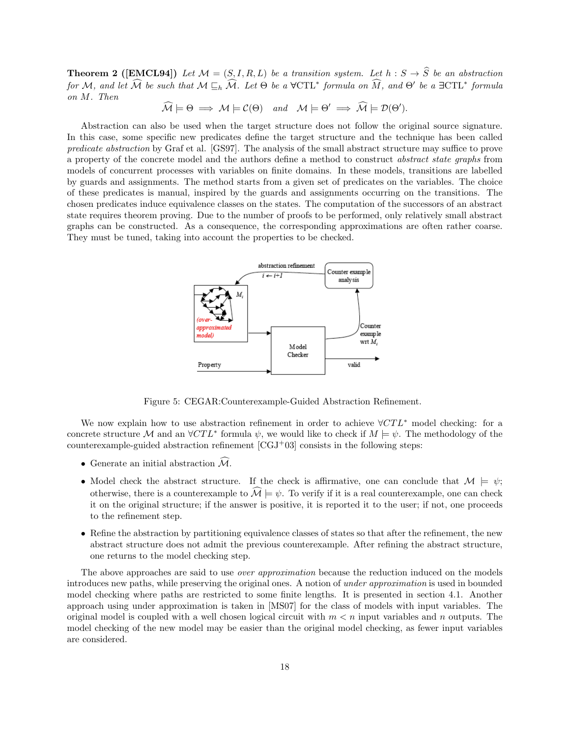**Theorem 2 ([EMCL94])** *Let $\mathcal{M} = (S, I, R, L)$ be a transition system. Let $h : S \to \widehat{S}$ be an abstraction for $\mathcal{M}$, and let $\widehat{\mathcal{M}}$ be such that $\mathcal{M} \sqsubseteq_h \widehat{\mathcal{M}}$. Let $\Theta$ be a* $\forall$CTL* *formula on $\widehat{M}$, and $\Theta'$ be a* $\exists$CTL* *formula on $M$. Then*

$$\widehat{\mathcal{M}} \models \Theta \implies \mathcal{M} \models \mathcal{C}(\Theta) \quad \text{and} \quad \mathcal{M} \models \Theta' \implies \widehat{\mathcal{M}} \models \mathcal{D}(\Theta').$$

Abstraction can also be used when the target structure does not follow the original source signature. In this case, some specific new predicates define the target structure and the technique has been called *predicate abstraction* by Graf et al. [GS97]. The analysis of the small abstract structure may suffice to prove a property of the concrete model and the authors define a method to construct *abstract state graphs* from models of concurrent processes with variables on finite domains. In these models, transitions are labelled by guards and assignments. The method starts from a given set of predicates on the variables. The choice of these predicates is manual, inspired by the guards and assignments occurring on the transitions. The chosen predicates induce equivalence classes on the states. The computation of the successors of an abstract state requires theorem proving. Due to the number of proofs to be performed, only relatively small abstract graphs can be constructed. As a consequence, the corresponding approximations are often rather coarse. They must be tuned, taking into account the properties to be checked.

Figure 5: CEGAR:Counterexample-Guided Abstraction Refinement.

We now explain how to use abstraction refinement in order to achieve $\forall CTL^*$ model checking: for a concrete structure $\mathcal{M}$ and an $\forall CTL^*$ formula $\psi$, we would like to check if $M \models \psi$. The methodology of the counterexample-guided abstraction refinement [CGJ+03] consists in the following steps:

- Generate an initial abstraction $\widehat{\mathcal{M}}$.
- Model check the abstract structure. If the check is affirmative, one can conclude that $\mathcal{M} \models \psi$; otherwise, there is a counterexample to $\widehat{\mathcal{M}} \models \psi$. To verify if it is a real counterexample, one can check it on the original structure; if the answer is positive, it is reported it to the user; if not, one proceeds to the refinement step.
- Refine the abstraction by partitioning equivalence classes of states so that after the refinement, the new abstract structure does not admit the previous counterexample. After refining the abstract structure, one returns to the model checking step.

The above approaches are said to use *over approximation* because the reduction induced on the models introduces new paths, while preserving the original ones. A notion of *under approximation* is used in bounded model checking where paths are restricted to some finite lengths. It is presented in section 4.1. Another approach using under approximation is taken in [MS07] for the class of models with input variables. The original model is coupled with a well chosen logical circuit with $m < n$ input variables and $n$ outputs. The model checking of the new model may be easier than the original model checking, as fewer input variables are considered.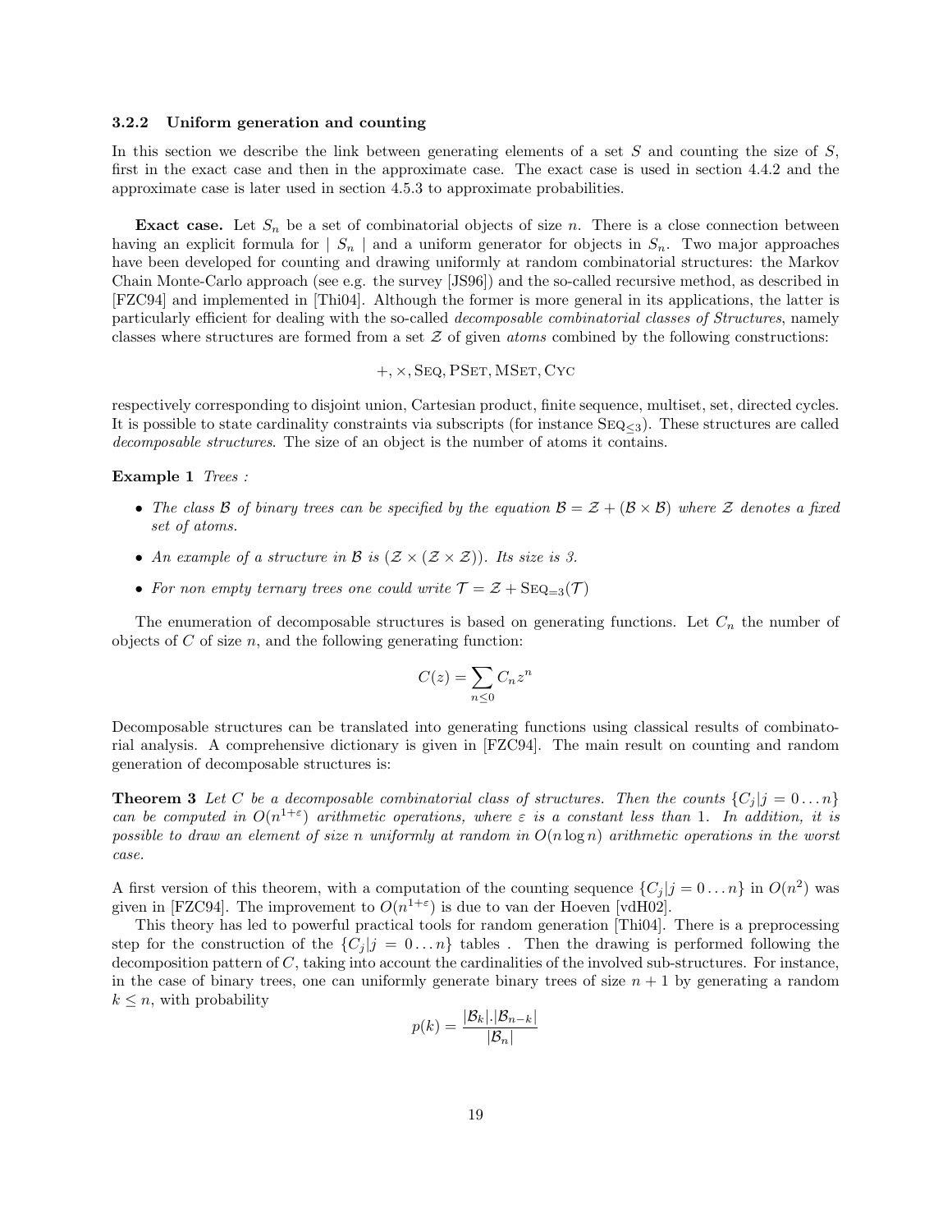### 3.2.2 Uniform generation and counting

In this section we describe the link between generating elements of a set $S$ and counting the size of $S$, first in the exact case and then in the approximate case. The exact case is used in section 4.4.2 and the approximate case is later used in section 4.5.3 to approximate probabilities.

**Exact case.** Let $S_n$ be a set of combinatorial objects of size $n$. There is a close connection between having an explicit formula for $\mid S_n \mid$ and a uniform generator for objects in $S_n$. Two major approaches have been developed for counting and drawing uniformly at random combinatorial structures: the Markov Chain Monte-Carlo approach (see e.g. the survey [JS96]) and the so-called recursive method, as described in [FZC94] and implemented in [Thi04]. Although the former is more general in its applications, the latter is particularly efficient for dealing with the so-called *decomposable combinatorial classes of Structures*, namely classes where structures are formed from a set $\mathcal{Z}$ of given *atoms* combined by the following constructions:

$$+, \times, \textsc{Seq}, \textsc{PSet}, \textsc{MSet}, \textsc{Cyc}$$

respectively corresponding to disjoint union, Cartesian product, finite sequence, multiset, set, directed cycles. It is possible to state cardinality constraints via subscripts (for instance $\textsc{Seq}_{\leq 3}$). These structures are called *decomposable structures*. The size of an object is the number of atoms it contains.

**Example 1** *Trees :*

- *The class $\mathcal{B}$ of binary trees can be specified by the equation $\mathcal{B} = \mathcal{Z} + (\mathcal{B} \times \mathcal{B})$ where $\mathcal{Z}$ denotes a fixed set of atoms.*
- *An example of a structure in $\mathcal{B}$ is $(\mathcal{Z} \times (\mathcal{Z} \times \mathcal{Z}))$. Its size is 3.*
- *For non empty ternary trees one could write $\mathcal{T} = \mathcal{Z} + \textsc{Seq}_{=3}(\mathcal{T})$*

The enumeration of decomposable structures is based on generating functions. Let $C_n$ the number of objects of $C$ of size $n$, and the following generating function:

$$C(z) = \sum_{n \leq 0} C_n z^n$$

Decomposable structures can be translated into generating functions using classical results of combinatorial analysis. A comprehensive dictionary is given in [FZC94]. The main result on counting and random generation of decomposable structures is:

**Theorem 3** *Let $C$ be a decomposable combinatorial class of structures. Then the counts $\{C_j | j = 0 \dots n\}$ can be computed in $O(n^{1+\varepsilon})$ arithmetic operations, where $\varepsilon$ is a constant less than 1. In addition, it is possible to draw an element of size $n$ uniformly at random in $O(n \log n)$ arithmetic operations in the worst case.*

A first version of this theorem, with a computation of the counting sequence $\{C_j | j = 0 \dots n\}$ in $O(n^2)$ was given in [FZC94]. The improvement to $O(n^{1+\varepsilon})$ is due to van der Hoeven [vdH02].

This theory has led to powerful practical tools for random generation [Thi04]. There is a preprocessing step for the construction of the $\{C_j | j = 0 \dots n\}$ tables . Then the drawing is performed following the decomposition pattern of $C$, taking into account the cardinalities of the involved sub-structures. For instance, in the case of binary trees, one can uniformly generate binary trees of size $n + 1$ by generating a random $k \leq n$, with probability

$$p(k) = \frac{|\mathcal{B}_k|.|\mathcal{B}_{n-k}|}{|\mathcal{B}_n|}$$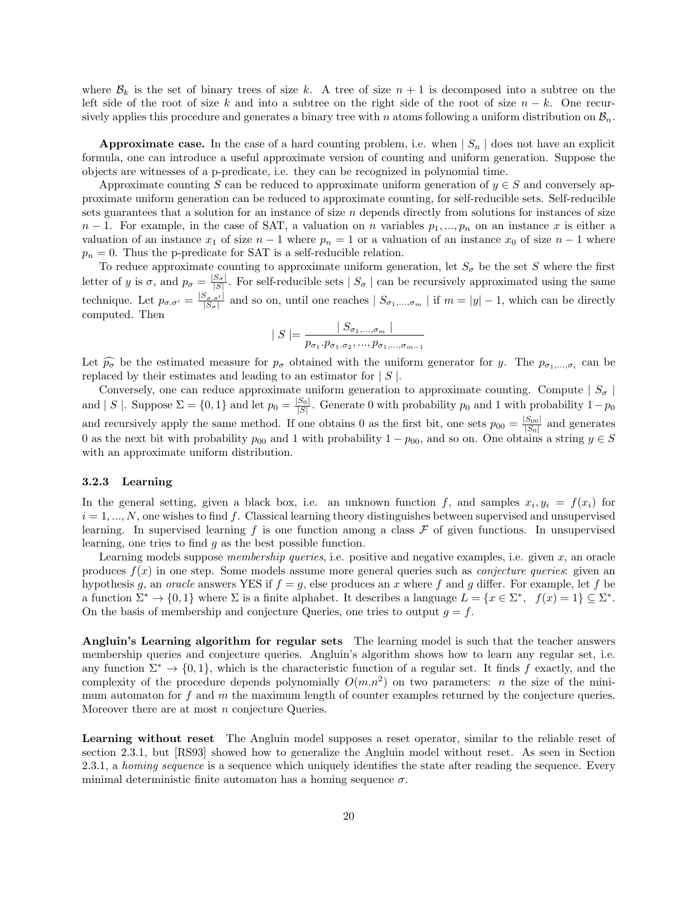where $\mathcal{B}_k$ is the set of binary trees of size $k$. A tree of size $n+1$ is decomposed into a subtree on the left side of the root of size $k$ and into a subtree on the right side of the root of size $n-k$. One recursively applies this procedure and generates a binary tree with $n$ atoms following a uniform distribution on $\mathcal{B}_n$.

**Approximate case.** In the case of a hard counting problem, i.e. when $\mid S_n \mid$ does not have an explicit formula, one can introduce a useful approximate version of counting and uniform generation. Suppose the objects are witnesses of a p-predicate, i.e. they can be recognized in polynomial time.

Approximate counting $S$ can be reduced to approximate uniform generation of $y \in S$ and conversely approximate uniform generation can be reduced to approximate counting, for self-reducible sets. Self-reducible sets guarantees that a solution for an instance of size $n$ depends directly from solutions for instances of size $n-1$. For example, in the case of SAT, a valuation on $n$ variables $p_1, ..., p_n$ on an instance $x$ is either a valuation of an instance $x_1$ of size $n-1$ where $p_n = 1$ or a valuation of an instance $x_0$ of size $n-1$ where $p_n = 0$. Thus the p-predicate for SAT is a self-reducible relation.

To reduce approximate counting to approximate uniform generation, let $S_\sigma$ be the set $S$ where the first letter of $y$ is $\sigma$, and $p_\sigma = \frac{|S_\sigma|}{|S|}$. For self-reducible sets $\mid S_\sigma \mid$ can be recursively approximated using the same technique. Let $p_{\sigma.\sigma'} = \frac{|S_{\sigma.\sigma'}|}{|S_\sigma|}$ and so on, until one reaches $\mid S_{\sigma_1,...,\sigma_m} \mid$ if $m = |y| - 1$, which can be directly computed. Then

$$\mid S \mid = \frac{\mid S_{\sigma_1,...,\sigma_m} \mid}{p_{\sigma_1}.p_{\sigma_1.\sigma_2}, ..., p_{\sigma_1,...,\sigma_{m-1}}}$$

Let $\widehat{p_\sigma}$ be the estimated measure for $p_\sigma$ obtained with the uniform generator for $y$. The $p_{\sigma_1,...,\sigma_i}$ can be replaced by their estimates and leading to an estimator for $\mid S \mid$.

Conversely, one can reduce approximate uniform generation to approximate counting. Compute $\mid S_\sigma \mid$ and $\mid S \mid$. Suppose $\Sigma = \{0, 1\}$ and let $p_0 = \frac{|S_0|}{|S|}$. Generate 0 with probability $p_0$ and 1 with probability $1 - p_0$ and recursively apply the same method. If one obtains 0 as the first bit, one sets $p_{00} = \frac{|S_{00}|}{|S_0|}$ and generates 0 as the next bit with probability $p_{00}$ and 1 with probability $1 - p_{00}$, and so on. One obtains a string $y \in S$ with an approximate uniform distribution.

### 3.2.3 Learning

In the general setting, given a black box, i.e. an unknown function $f$, and samples $x_i, y_i = f(x_i)$ for $i = 1, ..., N$, one wishes to find $f$. Classical learning theory distinguishes between supervised and unsupervised learning. In supervised learning $f$ is one function among a class $\mathcal{F}$ of given functions. In unsupervised learning, one tries to find $g$ as the best possible function.

Learning models suppose *membership queries*, i.e. positive and negative examples, i.e. given $x$, an oracle produces $f(x)$ in one step. Some models assume more general queries such as *conjecture queries*: given an hypothesis $g$, an *oracle* answers YES if $f = g$, else produces an $x$ where $f$ and $g$ differ. For example, let $f$ be a function $\Sigma^* \to \{0, 1\}$ where $\Sigma$ is a finite alphabet. It describes a language $L = \{x \in \Sigma^*, \;\; f(x) = 1\} \subseteq \Sigma^*$. On the basis of membership and conjecture Queries, one tries to output $g = f$.

**Angluin's Learning algorithm for regular sets** The learning model is such that the teacher answers membership queries and conjecture queries. Angluin's algorithm shows how to learn any regular set, i.e. any function $\Sigma^* \to \{0, 1\}$, which is the characteristic function of a regular set. It finds $f$ exactly, and the complexity of the procedure depends polynomially $O(m.n^2)$ on two parameters: $n$ the size of the minimum automaton for $f$ and $m$ the maximum length of counter examples returned by the conjecture queries. Moreover there are at most $n$ conjecture Queries.

**Learning without reset** The Angluin model supposes a reset operator, similar to the reliable reset of section 2.3.1, but [RS93] showed how to generalize the Angluin model without reset. As seen in Section 2.3.1, a *homing sequence* is a sequence which uniquely identifies the state after reading the sequence. Every minimal deterministic finite automaton has a homing sequence $\sigma$.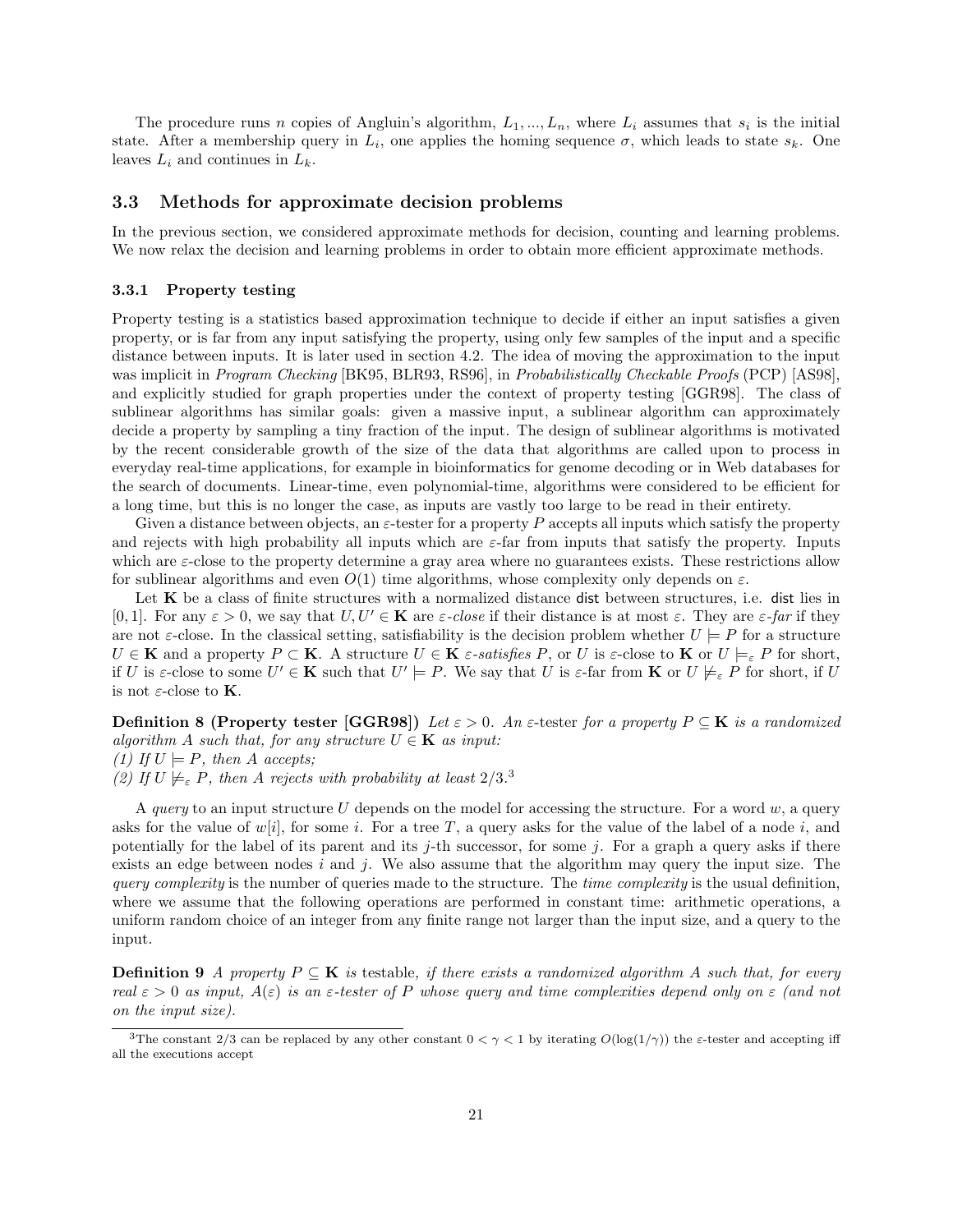The procedure runs $n$ copies of Angluin's algorithm, $L_1, ..., L_n$, where $L_i$ assumes that $s_i$ is the initial state. After a membership query in $L_i$, one applies the homing sequence $\sigma$, which leads to state $s_k$. One leaves $L_i$ and continues in $L_k$.

## 3.3 Methods for approximate decision problems

In the previous section, we considered approximate methods for decision, counting and learning problems. We now relax the decision and learning problems in order to obtain more efficient approximate methods.

### 3.3.1 Property testing

Property testing is a statistics based approximation technique to decide if either an input satisfies a given property, or is far from any input satisfying the property, using only few samples of the input and a specific distance between inputs. It is later used in section 4.2. The idea of moving the approximation to the input was implicit in *Program Checking* [BK95, BLR93, RS96], in *Probabilistically Checkable Proofs* (PCP) [AS98], and explicitly studied for graph properties under the context of property testing [GGR98]. The class of sublinear algorithms has similar goals: given a massive input, a sublinear algorithm can approximately decide a property by sampling a tiny fraction of the input. The design of sublinear algorithms is motivated by the recent considerable growth of the size of the data that algorithms are called upon to process in everyday real-time applications, for example in bioinformatics for genome decoding or in Web databases for the search of documents. Linear-time, even polynomial-time, algorithms were considered to be efficient for a long time, but this is no longer the case, as inputs are vastly too large to be read in their entirety.

Given a distance between objects, an $\varepsilon$-tester for a property $P$ accepts all inputs which satisfy the property and rejects with high probability all inputs which are $\varepsilon$-far from inputs that satisfy the property. Inputs which are $\varepsilon$-close to the property determine a gray area where no guarantees exists. These restrictions allow for sublinear algorithms and even $O(1)$ time algorithms, whose complexity only depends on $\varepsilon$.

Let $\mathbf{K}$ be a class of finite structures with a normalized distance $\mathsf{dist}$ between structures, i.e. $\mathsf{dist}$ lies in $[0, 1]$. For any $\varepsilon > 0$, we say that $U, U' \in \mathbf{K}$ are *$\varepsilon$-close* if their distance is at most $\varepsilon$. They are *$\varepsilon$-far* if they are not $\varepsilon$-close. In the classical setting, satisfiability is the decision problem whether $U \models P$ for a structure $U \in \mathbf{K}$ and a property $P \subset \mathbf{K}$. A structure $U \in \mathbf{K}$ *$\varepsilon$-satisfies* $P$, or $U$ is $\varepsilon$-close to $\mathbf{K}$ or $U \models_\varepsilon P$ for short, if $U$ is $\varepsilon$-close to some $U' \in \mathbf{K}$ such that $U' \models P$. We say that $U$ is $\varepsilon$-far from $\mathbf{K}$ or $U \not\models_\varepsilon P$ for short, if $U$ is not $\varepsilon$-close to $\mathbf{K}$.

**Definition 8 (Property tester [GGR98])** *Let $\varepsilon > 0$. An* $\varepsilon$-tester *for a property $P \subseteq \mathbf{K}$ is a randomized algorithm $A$ such that, for any structure $U \in \mathbf{K}$ as input:*
*(1) If $U \models P$, then $A$ accepts;*
*(2) If $U \not\models_\varepsilon P$, then $A$ rejects with probability at least $2/3$.*[3]

A *query* to an input structure $U$ depends on the model for accessing the structure. For a word $w$, a query asks for the value of $w[i]$, for some $i$. For a tree $T$, a query asks for the value of the label of a node $i$, and potentially for the label of its parent and its $j$-th successor, for some $j$. For a graph a query asks if there exists an edge between nodes $i$ and $j$. We also assume that the algorithm may query the input size. The *query complexity* is the number of queries made to the structure. The *time complexity* is the usual definition, where we assume that the following operations are performed in constant time: arithmetic operations, a uniform random choice of an integer from any finite range not larger than the input size, and a query to the input.

**Definition 9** *A property $P \subseteq \mathbf{K}$ is* testable, *if there exists a randomized algorithm $A$ such that, for every real $\varepsilon > 0$ as input, $A(\varepsilon)$ is an $\varepsilon$-tester of $P$ whose query and time complexities depend only on $\varepsilon$ (and not on the input size).*

[3] The constant $2/3$ can be replaced by any other constant $0 < \gamma < 1$ by iterating $O(\log(1/\gamma))$ the $\varepsilon$-tester and accepting iff all the executions accept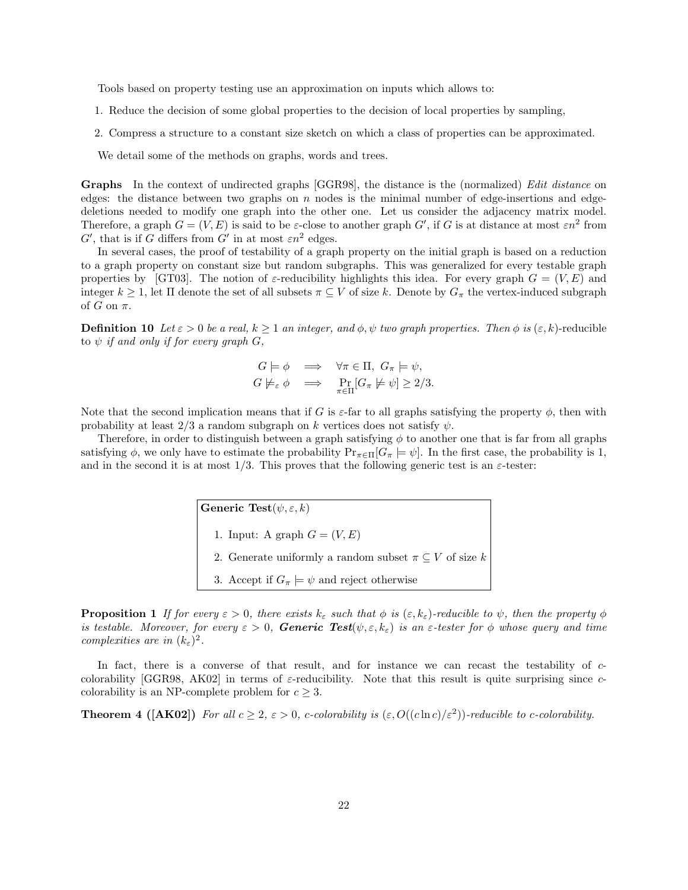Tools based on property testing use an approximation on inputs which allows to:

1. Reduce the decision of some global properties to the decision of local properties by sampling,
2. Compress a structure to a constant size sketch on which a class of properties can be approximated.

We detail some of the methods on graphs, words and trees.

**Graphs** In the context of undirected graphs [GGR98], the distance is the (normalized) *Edit distance* on edges: the distance between two graphs on $n$ nodes is the minimal number of edge-insertions and edge-deletions needed to modify one graph into the other one. Let us consider the adjacency matrix model. Therefore, a graph $G = (V, E)$ is said to be $\varepsilon$-close to another graph $G'$, if $G$ is at distance at most $\varepsilon n^2$ from $G'$, that is if $G$ differs from $G'$ in at most $\varepsilon n^2$ edges.

In several cases, the proof of testability of a graph property on the initial graph is based on a reduction to a graph property on constant size but random subgraphs. This was generalized for every testable graph properties by [GT03]. The notion of $\varepsilon$-reducibility highlights this idea. For every graph $G = (V, E)$ and integer $k \geq 1$, let $\Pi$ denote the set of all subsets $\pi \subseteq V$ of size $k$. Denote by $G_\pi$ the vertex-induced subgraph of $G$ on $\pi$.

**Definition 10** *Let $\varepsilon > 0$ be a real, $k \geq 1$ an integer, and $\phi, \psi$ two graph properties. Then $\phi$ is $(\varepsilon, k)$-reducible to $\psi$ if and only if for every graph $G$,*

$$G \models \phi \implies \forall \pi \in \Pi,\ G_\pi \models \psi,$$
$$G \not\models_\varepsilon \phi \implies \Pr_{\pi \in \Pi}[G_\pi \not\models \psi] \geq 2/3.$$

Note that the second implication means that if $G$ is $\varepsilon$-far to all graphs satisfying the property $\phi$, then with probability at least $2/3$ a random subgraph on $k$ vertices does not satisfy $\psi$.

Therefore, in order to distinguish between a graph satisfying $\phi$ to another one that is far from all graphs satisfying $\phi$, we only have to estimate the probability $\Pr_{\pi \in \Pi}[G_\pi \models \psi]$. In the first case, the probability is 1, and in the second it is at most $1/3$. This proves that the following generic test is an $\varepsilon$-tester:

**Generic Test**$(\psi, \varepsilon, k)$

1. Input: A graph $G = (V, E)$
2. Generate uniformly a random subset $\pi \subseteq V$ of size $k$
3. Accept if $G_\pi \models \psi$ and reject otherwise

**Proposition 1** *If for every $\varepsilon > 0$, there exists $k_\varepsilon$ such that $\phi$ is $(\varepsilon, k_\varepsilon)$-reducible to $\psi$, then the property $\phi$ is testable. Moreover, for every $\varepsilon > 0$, **Generic Test**$(\psi, \varepsilon, k_\varepsilon)$ is an $\varepsilon$-tester for $\phi$ whose query and time complexities are in $(k_\varepsilon)^2$.*

In fact, there is a converse of that result, and for instance we can recast the testability of $c$-colorability [GGR98, AK02] in terms of $\varepsilon$-reducibility. Note that this result is quite surprising since $c$-colorability is an NP-complete problem for $c \geq 3$.

**Theorem 4 ([AK02])** *For all $c \geq 2$, $\varepsilon > 0$, $c$-colorability is $(\varepsilon, O((c \ln c)/\varepsilon^2))$-reducible to $c$-colorability.*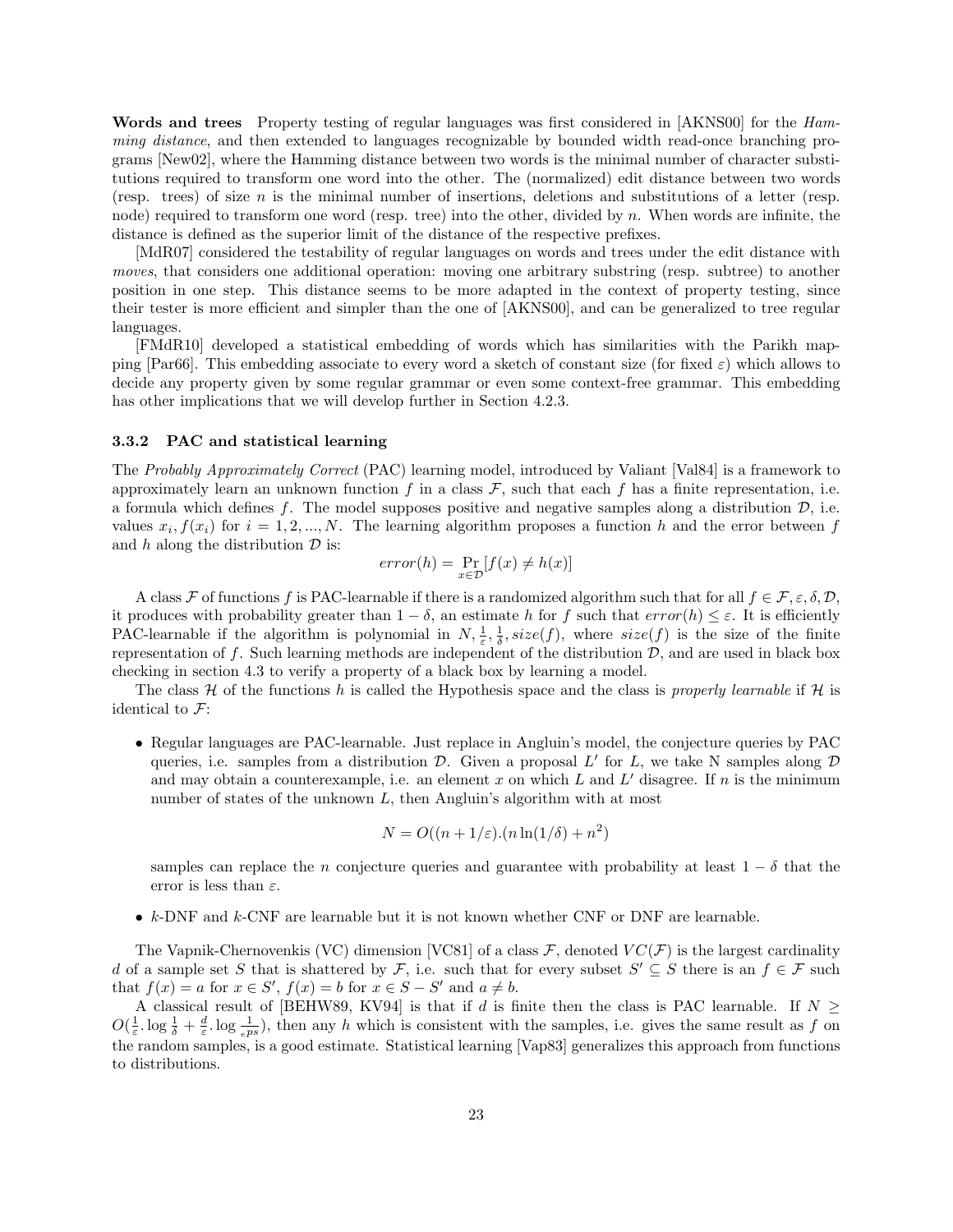**Words and trees** Property testing of regular languages was first considered in [AKNS00] for the *Hamming distance*, and then extended to languages recognizable by bounded width read-once branching programs [New02], where the Hamming distance between two words is the minimal number of character substitutions required to transform one word into the other. The (normalized) edit distance between two words (resp. trees) of size $n$ is the minimal number of insertions, deletions and substitutions of a letter (resp. node) required to transform one word (resp. tree) into the other, divided by $n$. When words are infinite, the distance is defined as the superior limit of the distance of the respective prefixes.

[MdR07] considered the testability of regular languages on words and trees under the edit distance with *moves*, that considers one additional operation: moving one arbitrary substring (resp. subtree) to another position in one step. This distance seems to be more adapted in the context of property testing, since their tester is more efficient and simpler than the one of [AKNS00], and can be generalized to tree regular languages.

[FMdR10] developed a statistical embedding of words which has similarities with the Parikh mapping [Par66]. This embedding associate to every word a sketch of constant size (for fixed $\varepsilon$) which allows to decide any property given by some regular grammar or even some context-free grammar. This embedding has other implications that we will develop further in Section 4.2.3.

### 3.3.2 PAC and statistical learning

The *Probably Approximately Correct* (PAC) learning model, introduced by Valiant [Val84] is a framework to approximately learn an unknown function $f$ in a class $\mathcal{F}$, such that each $f$ has a finite representation, i.e. a formula which defines $f$. The model supposes positive and negative samples along a distribution $\mathcal{D}$, i.e. values $x_i, f(x_i)$ for $i = 1, 2, ..., N$. The learning algorithm proposes a function $h$ and the error between $f$ and $h$ along the distribution $\mathcal{D}$ is:

$$error(h) = \Pr_{x \in \mathcal{D}}[f(x) \neq h(x)]$$

A class $\mathcal{F}$ of functions $f$ is PAC-learnable if there is a randomized algorithm such that for all $f \in \mathcal{F}, \varepsilon, \delta, \mathcal{D}$, it produces with probability greater than $1 - \delta$, an estimate $h$ for $f$ such that $error(h) \leq \varepsilon$. It is efficiently PAC-learnable if the algorithm is polynomial in $N, \frac{1}{\varepsilon}, \frac{1}{\delta}, size(f)$, where $size(f)$ is the size of the finite representation of $f$. Such learning methods are independent of the distribution $\mathcal{D}$, and are used in black box checking in section 4.3 to verify a property of a black box by learning a model.

The class $\mathcal{H}$ of the functions $h$ is called the Hypothesis space and the class is *properly learnable* if $\mathcal{H}$ is identical to $\mathcal{F}$:

- Regular languages are PAC-learnable. Just replace in Angluin's model, the conjecture queries by PAC queries, i.e. samples from a distribution $\mathcal{D}$. Given a proposal $L'$ for $L$, we take N samples along $\mathcal{D}$ and may obtain a counterexample, i.e. an element $x$ on which $L$ and $L'$ disagree. If $n$ is the minimum number of states of the unknown $L$, then Angluin's algorithm with at most

$$N = O((n + 1/\varepsilon).(n \ln(1/\delta) + n^2)$$

  samples can replace the $n$ conjecture queries and guarantee with probability at least $1 - \delta$ that the error is less than $\varepsilon$.

- $k$-DNF and $k$-CNF are learnable but it is not known whether CNF or DNF are learnable.

The Vapnik-Chernovenkis (VC) dimension [VC81] of a class $\mathcal{F}$, denoted $VC(\mathcal{F})$ is the largest cardinality $d$ of a sample set $S$ that is shattered by $\mathcal{F}$, i.e. such that for every subset $S' \subseteq S$ there is an $f \in \mathcal{F}$ such that $f(x) = a$ for $x \in S'$, $f(x) = b$ for $x \in S - S'$ and $a \neq b$.

A classical result of [BEHW89, KV94] is that if $d$ is finite then the class is PAC learnable. If $N \geq O(\frac{1}{\varepsilon}.\log\frac{1}{\delta} + \frac{d}{\varepsilon}.\log\frac{1}{\varepsilon ps})$, then any $h$ which is consistent with the samples, i.e. gives the same result as $f$ on the random samples, is a good estimate. Statistical learning [Vap83] generalizes this approach from functions to distributions.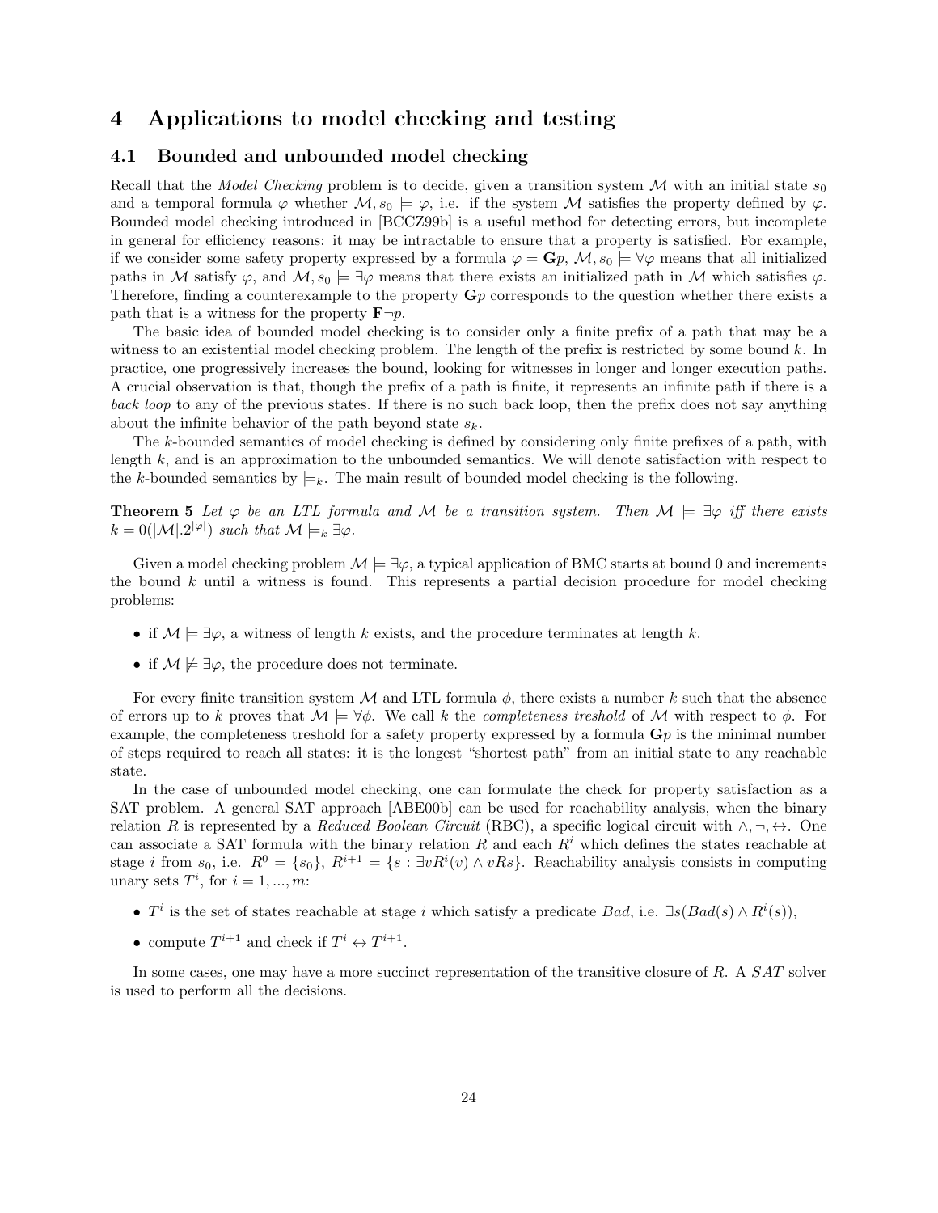# 4 Applications to model checking and testing

## 4.1 Bounded and unbounded model checking

Recall that the *Model Checking* problem is to decide, given a transition system $\mathcal{M}$ with an initial state $s_0$ and a temporal formula $\varphi$ whether $\mathcal{M}, s_0 \models \varphi$, i.e. if the system $\mathcal{M}$ satisfies the property defined by $\varphi$. Bounded model checking introduced in [BCCZ99b] is a useful method for detecting errors, but incomplete in general for efficiency reasons: it may be intractable to ensure that a property is satisfied. For example, if we consider some safety property expressed by a formula $\varphi = \mathbf{G}p$, $\mathcal{M}, s_0 \models \forall\varphi$ means that all initialized paths in $\mathcal{M}$ satisfy $\varphi$, and $\mathcal{M}, s_0 \models \exists\varphi$ means that there exists an initialized path in $\mathcal{M}$ which satisfies $\varphi$. Therefore, finding a counterexample to the property $\mathbf{G}p$ corresponds to the question whether there exists a path that is a witness for the property $\mathbf{F}\neg p$.

The basic idea of bounded model checking is to consider only a finite prefix of a path that may be a witness to an existential model checking problem. The length of the prefix is restricted by some bound $k$. In practice, one progressively increases the bound, looking for witnesses in longer and longer execution paths. A crucial observation is that, though the prefix of a path is finite, it represents an infinite path if there is a *back loop* to any of the previous states. If there is no such back loop, then the prefix does not say anything about the infinite behavior of the path beyond state $s_k$.

The $k$-bounded semantics of model checking is defined by considering only finite prefixes of a path, with length $k$, and is an approximation to the unbounded semantics. We will denote satisfaction with respect to the $k$-bounded semantics by $\models_k$. The main result of bounded model checking is the following.

**Theorem 5** *Let $\varphi$ be an LTL formula and $\mathcal{M}$ be a transition system. Then $\mathcal{M} \models \exists\varphi$ iff there exists $k = 0(|\mathcal{M}|.2^{|\varphi|})$ such that $\mathcal{M} \models_k \exists\varphi$.*

Given a model checking problem $\mathcal{M} \models \exists\varphi$, a typical application of BMC starts at bound 0 and increments the bound $k$ until a witness is found. This represents a partial decision procedure for model checking problems:

- if $\mathcal{M} \models \exists\varphi$, a witness of length $k$ exists, and the procedure terminates at length $k$.
- if $\mathcal{M} \not\models \exists\varphi$, the procedure does not terminate.

For every finite transition system $\mathcal{M}$ and LTL formula $\phi$, there exists a number $k$ such that the absence of errors up to $k$ proves that $\mathcal{M} \models \forall\phi$. We call $k$ the *completeness treshold* of $\mathcal{M}$ with respect to $\phi$. For example, the completeness treshold for a safety property expressed by a formula $\mathbf{G}p$ is the minimal number of steps required to reach all states: it is the longest "shortest path" from an initial state to any reachable state.

In the case of unbounded model checking, one can formulate the check for property satisfaction as a SAT problem. A general SAT approach [ABE00b] can be used for reachability analysis, when the binary relation $R$ is represented by a *Reduced Boolean Circuit* (RBC), a specific logical circuit with $\wedge, \neg, \leftrightarrow$. One can associate a SAT formula with the binary relation $R$ and each $R^i$ which defines the states reachable at stage $i$ from $s_0$, i.e. $R^0 = \{s_0\}$, $R^{i+1} = \{s : \exists v R^i(v) \wedge vRs\}$. Reachability analysis consists in computing unary sets $T^i$, for $i = 1, ..., m$:

- $T^i$ is the set of states reachable at stage $i$ which satisfy a predicate $Bad$, i.e. $\exists s(Bad(s) \wedge R^i(s))$,
- compute $T^{i+1}$ and check if $T^i \leftrightarrow T^{i+1}$.

In some cases, one may have a more succinct representation of the transitive closure of $R$. A *SAT* solver is used to perform all the decisions.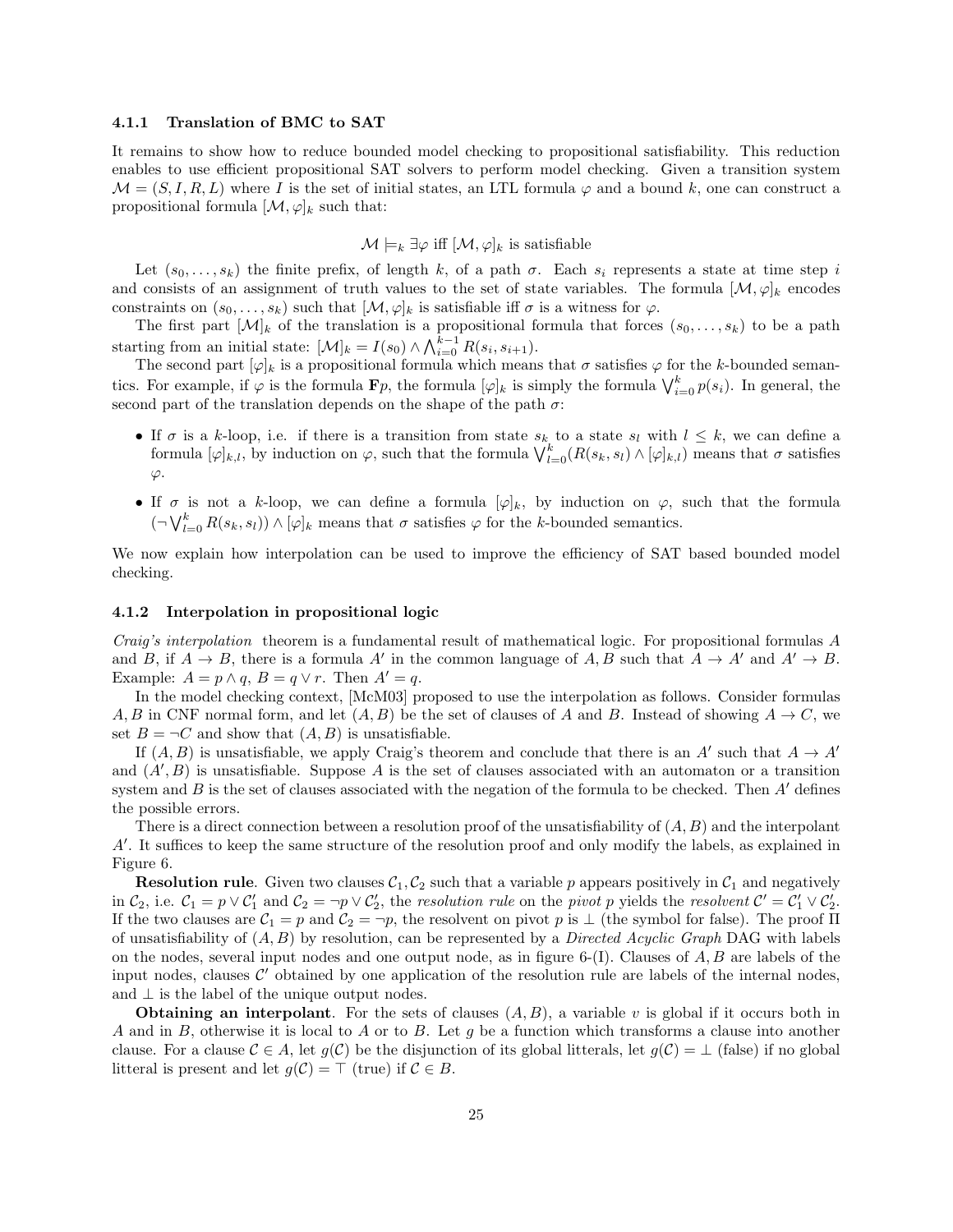#### 4.1.1 Translation of BMC to SAT

It remains to show how to reduce bounded model checking to propositional satisfiability. This reduction enables to use efficient propositional SAT solvers to perform model checking. Given a transition system $\mathcal{M} = (S, I, R, L)$ where $I$ is the set of initial states, an LTL formula $\varphi$ and a bound $k$, one can construct a propositional formula $[\mathcal{M}, \varphi]_k$ such that:

$$\mathcal{M} \models_k \exists \varphi \text{ iff } [\mathcal{M}, \varphi]_k \text{ is satisfiable}$$

Let $(s_0, \ldots, s_k)$ the finite prefix, of length $k$, of a path $\sigma$. Each $s_i$ represents a state at time step $i$ and consists of an assignment of truth values to the set of state variables. The formula $[\mathcal{M}, \varphi]_k$ encodes constraints on $(s_0, \ldots, s_k)$ such that $[\mathcal{M}, \varphi]_k$ is satisfiable iff $\sigma$ is a witness for $\varphi$.

The first part $[\mathcal{M}]_k$ of the translation is a propositional formula that forces $(s_0, \ldots, s_k)$ to be a path starting from an initial state: $[\mathcal{M}]_k = I(s_0) \wedge \bigwedge_{i=0}^{k-1} R(s_i, s_{i+1})$.

The second part $[\varphi]_k$ is a propositional formula which means that $\sigma$ satisfies $\varphi$ for the $k$-bounded semantics. For example, if $\varphi$ is the formula $\mathbf{F}p$, the formula $[\varphi]_k$ is simply the formula $\bigvee_{i=0}^{k} p(s_i)$. In general, the second part of the translation depends on the shape of the path $\sigma$:

- If $\sigma$ is a $k$-loop, i.e. if there is a transition from state $s_k$ to a state $s_l$ with $l \leq k$, we can define a formula $[\varphi]_{k,l}$, by induction on $\varphi$, such that the formula $\bigvee_{l=0}^{k} (R(s_k, s_l) \wedge [\varphi]_{k,l})$ means that $\sigma$ satisfies $\varphi$.
- If $\sigma$ is not a $k$-loop, we can define a formula $[\varphi]_k$, by induction on $\varphi$, such that the formula $(\neg \bigvee_{l=0}^{k} R(s_k, s_l)) \wedge [\varphi]_k$ means that $\sigma$ satisfies $\varphi$ for the $k$-bounded semantics.

We now explain how interpolation can be used to improve the efficiency of SAT based bounded model checking.

#### 4.1.2 Interpolation in propositional logic

*Craig's interpolation* theorem is a fundamental result of mathematical logic. For propositional formulas $A$ and $B$, if $A \to B$, there is a formula $A'$ in the common language of $A, B$ such that $A \to A'$ and $A' \to B$. Example: $A = p \wedge q$, $B = q \vee r$. Then $A' = q$.

In the model checking context, [McM03] proposed to use the interpolation as follows. Consider formulas $A, B$ in CNF normal form, and let $(A, B)$ be the set of clauses of $A$ and $B$. Instead of showing $A \to C$, we set $B = \neg C$ and show that $(A, B)$ is unsatisfiable.

If $(A, B)$ is unsatisfiable, we apply Craig's theorem and conclude that there is an $A'$ such that $A \to A'$ and $(A', B)$ is unsatisfiable. Suppose $A$ is the set of clauses associated with an automaton or a transition system and $B$ is the set of clauses associated with the negation of the formula to be checked. Then $A'$ defines the possible errors.

There is a direct connection between a resolution proof of the unsatisfiability of $(A, B)$ and the interpolant $A'$. It suffices to keep the same structure of the resolution proof and only modify the labels, as explained in Figure 6.

**Resolution rule**. Given two clauses $\mathcal{C}_1, \mathcal{C}_2$ such that a variable $p$ appears positively in $\mathcal{C}_1$ and negatively in $\mathcal{C}_2$, i.e. $\mathcal{C}_1 = p \vee \mathcal{C}_1'$ and $\mathcal{C}_2 = \neg p \vee \mathcal{C}_2'$, the *resolution rule* on the *pivot* $p$ yields the *resolvent* $\mathcal{C}' = \mathcal{C}_1' \vee \mathcal{C}_2'$. If the two clauses are $\mathcal{C}_1 = p$ and $\mathcal{C}_2 = \neg p$, the resolvent on pivot $p$ is $\perp$ (the symbol for false). The proof $\Pi$ of unsatisfiability of $(A, B)$ by resolution, can be represented by a *Directed Acyclic Graph* DAG with labels on the nodes, several input nodes and one output node, as in figure 6-(I). Clauses of $A, B$ are labels of the input nodes, clauses $\mathcal{C}'$ obtained by one application of the resolution rule are labels of the internal nodes, and $\perp$ is the label of the unique output nodes.

**Obtaining an interpolant**. For the sets of clauses $(A, B)$, a variable $v$ is global if it occurs both in $A$ and in $B$, otherwise it is local to $A$ or to $B$. Let $g$ be a function which transforms a clause into another clause. For a clause $\mathcal{C} \in A$, let $g(\mathcal{C})$ be the disjunction of its global litterals, let $g(\mathcal{C}) = \perp$ (false) if no global litteral is present and let $g(\mathcal{C}) = \top$ (true) if $\mathcal{C} \in B$.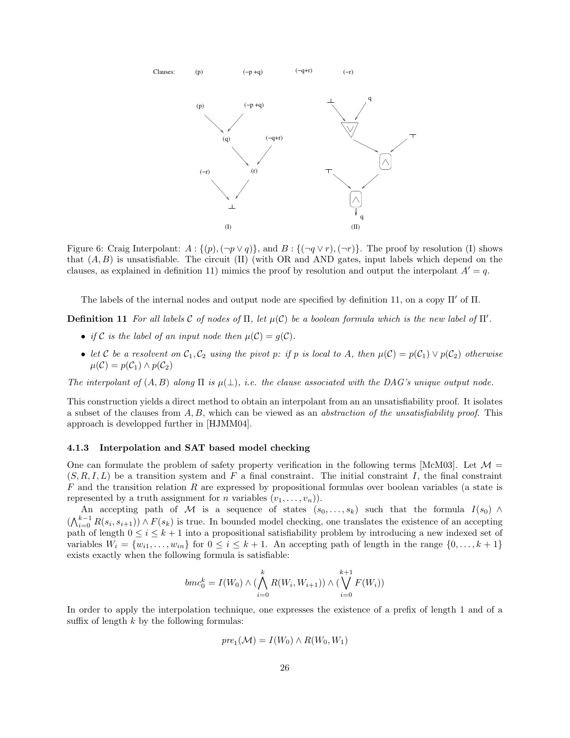Figure 6: Craig Interpolant: $A : \{(p), (\neg p \vee q)\}$, and $B : \{(\neg q \vee r), (\neg r)\}$. The proof by resolution (I) shows that $(A, B)$ is unsatisfiable. The circuit (II) (with OR and AND gates, input labels which depend on the clauses, as explained in definition 11) mimics the proof by resolution and output the interpolant $A' = q$.

The labels of the internal nodes and output node are specified by definition 11, on a copy $\Pi'$ of $\Pi$.

**Definition 11** *For all labels $\mathcal{C}$ of nodes of $\Pi$, let $\mu(\mathcal{C})$ be a boolean formula which is the new label of $\Pi'$.*

- *if $\mathcal{C}$ is the label of an input node then $\mu(\mathcal{C}) = g(\mathcal{C})$.*
- *let $\mathcal{C}$ be a resolvent on $\mathcal{C}_1, \mathcal{C}_2$ using the pivot $p$: if $p$ is local to $A$, then $\mu(\mathcal{C}) = p(\mathcal{C}_1) \vee p(\mathcal{C}_2)$ otherwise $\mu(\mathcal{C}) = p(\mathcal{C}_1) \wedge p(\mathcal{C}_2)$*

*The interpolant of $(A, B)$ along $\Pi$ is $\mu(\perp)$, i.e. the clause associated with the DAG's unique output node.*

This construction yields a direct method to obtain an interpolant from an an unsatisfiability proof. It isolates a subset of the clauses from $A, B$, which can be viewed as an *abstraction of the unsatisfiability proof*. This approach is developped further in [HJMM04].

#### 4.1.3 Interpolation and SAT based model checking

One can formulate the problem of safety property verification in the following terms [McM03]. Let $\mathcal{M} = (S, R, I, L)$ be a transition system and $F$ a final constraint. The initial constraint $I$, the final constraint $F$ and the transition relation $R$ are expressed by propositional formulas over boolean variables (a state is represented by a truth assignment for $n$ variables $(v_1, \ldots, v_n)$).

An accepting path of $\mathcal{M}$ is a sequence of states $(s_0, \ldots, s_k)$ such that the formula $I(s_0) \wedge (\bigwedge_{i=0}^{k-1} R(s_i, s_{i+1})) \wedge F(s_k)$ is true. In bounded model checking, one translates the existence of an accepting path of length $0 \leq i \leq k+1$ into a propositional satisfiability problem by introducing a new indexed set of variables $W_i = \{w_{i1}, \ldots, w_{in}\}$ for $0 \leq i \leq k+1$. An accepting path of length in the range $\{0, \ldots, k+1\}$ exists exactly when the following formula is satisfiable:

$$bmc_0^k = I(W_0) \wedge (\bigwedge_{i=0}^{k} R(W_i, W_{i+1})) \wedge (\bigvee_{i=0}^{k+1} F(W_i))$$

In order to apply the interpolation technique, one expresses the existence of a prefix of length 1 and of a suffix of length $k$ by the following formulas:

$$pre_1(\mathcal{M}) = I(W_0) \wedge R(W_0, W_1)$$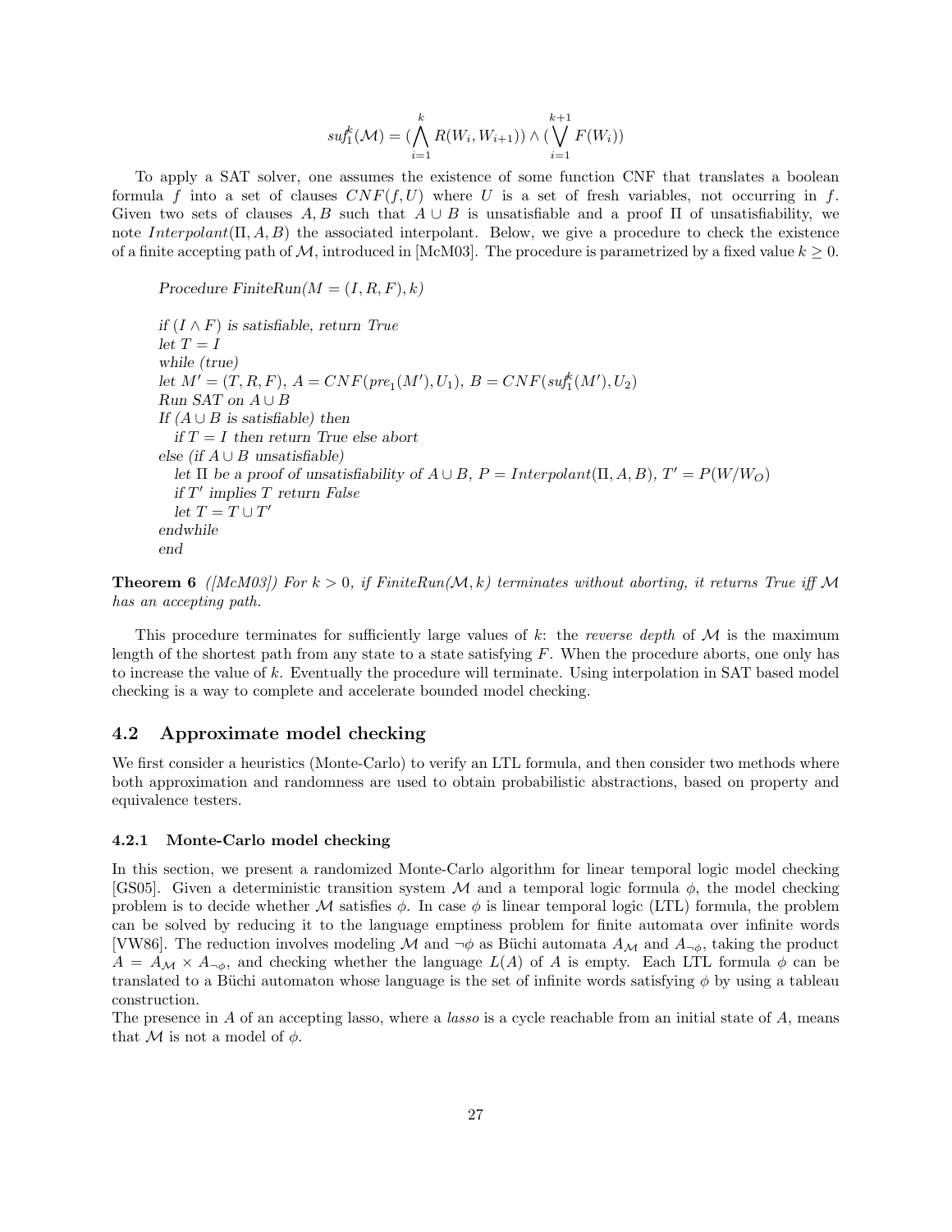$$suf_1^k(\mathcal{M}) = (\bigwedge_{i=1}^{k} R(W_i, W_{i+1})) \wedge (\bigvee_{i=1}^{k+1} F(W_i))$$

To apply a SAT solver, one assumes the existence of some function CNF that translates a boolean formula $f$ into a set of clauses $CNF(f, U)$ where $U$ is a set of fresh variables, not occurring in $f$. Given two sets of clauses $A, B$ such that $A \cup B$ is unsatisfiable and a proof $\Pi$ of unsatisfiability, we note $Interpolant(\Pi, A, B)$ the associated interpolant. Below, we give a procedure to check the existence of a finite accepting path of $\mathcal{M}$, introduced in [McM03]. The procedure is parametrized by a fixed value $k \geq 0$.

*Procedure FiniteRun*$(M = (I, R, F), k)$

*if* $(I \wedge F)$ *is satisfiable, return True*
*let* $T = I$
*while (true)*
*let* $M' = (T, R, F)$, $A = CNF(pre_1(M'), U_1)$, $B = CNF(suf_1^k(M'), U_2)$
*Run SAT on* $A \cup B$
*If* $(A \cup B$ *is satisfiable) then*
  *if* $T = I$ *then return True else abort*
*else (if* $A \cup B$ *unsatisfiable)*
  *let* $\Pi$ *be a proof of unsatisfiability of* $A \cup B$, $P = Interpolant(\Pi, A, B)$, $T' = P(W/W_O)$
  *if* $T'$ *implies* $T$ *return False*
  *let* $T = T \cup T'$
*endwhile*
*end*

**Theorem 6** *([McM03]) For* $k > 0$*, if FiniteRun*$(\mathcal{M}, k)$ *terminates without aborting, it returns True iff* $\mathcal{M}$ *has an accepting path.*

This procedure terminates for sufficiently large values of $k$: the *reverse depth* of $\mathcal{M}$ is the maximum length of the shortest path from any state to a state satisfying $F$. When the procedure aborts, one only has to increase the value of $k$. Eventually the procedure will terminate. Using interpolation in SAT based model checking is a way to complete and accelerate bounded model checking.

## 4.2 Approximate model checking

We first consider a heuristics (Monte-Carlo) to verify an LTL formula, and then consider two methods where both approximation and randomness are used to obtain probabilistic abstractions, based on property and equivalence testers.

### 4.2.1 Monte-Carlo model checking

In this section, we present a randomized Monte-Carlo algorithm for linear temporal logic model checking [GS05]. Given a deterministic transition system $\mathcal{M}$ and a temporal logic formula $\phi$, the model checking problem is to decide whether $\mathcal{M}$ satisfies $\phi$. In case $\phi$ is linear temporal logic (LTL) formula, the problem can be solved by reducing it to the language emptiness problem for finite automata over infinite words [VW86]. The reduction involves modeling $\mathcal{M}$ and $\neg\phi$ as Büchi automata $A_{\mathcal{M}}$ and $A_{\neg\phi}$, taking the product $A = A_{\mathcal{M}} \times A_{\neg\phi}$, and checking whether the language $L(A)$ of $A$ is empty. Each LTL formula $\phi$ can be translated to a Büchi automaton whose language is the set of infinite words satisfying $\phi$ by using a tableau construction.
The presence in $A$ of an accepting lasso, where a *lasso* is a cycle reachable from an initial state of $A$, means that $\mathcal{M}$ is not a model of $\phi$.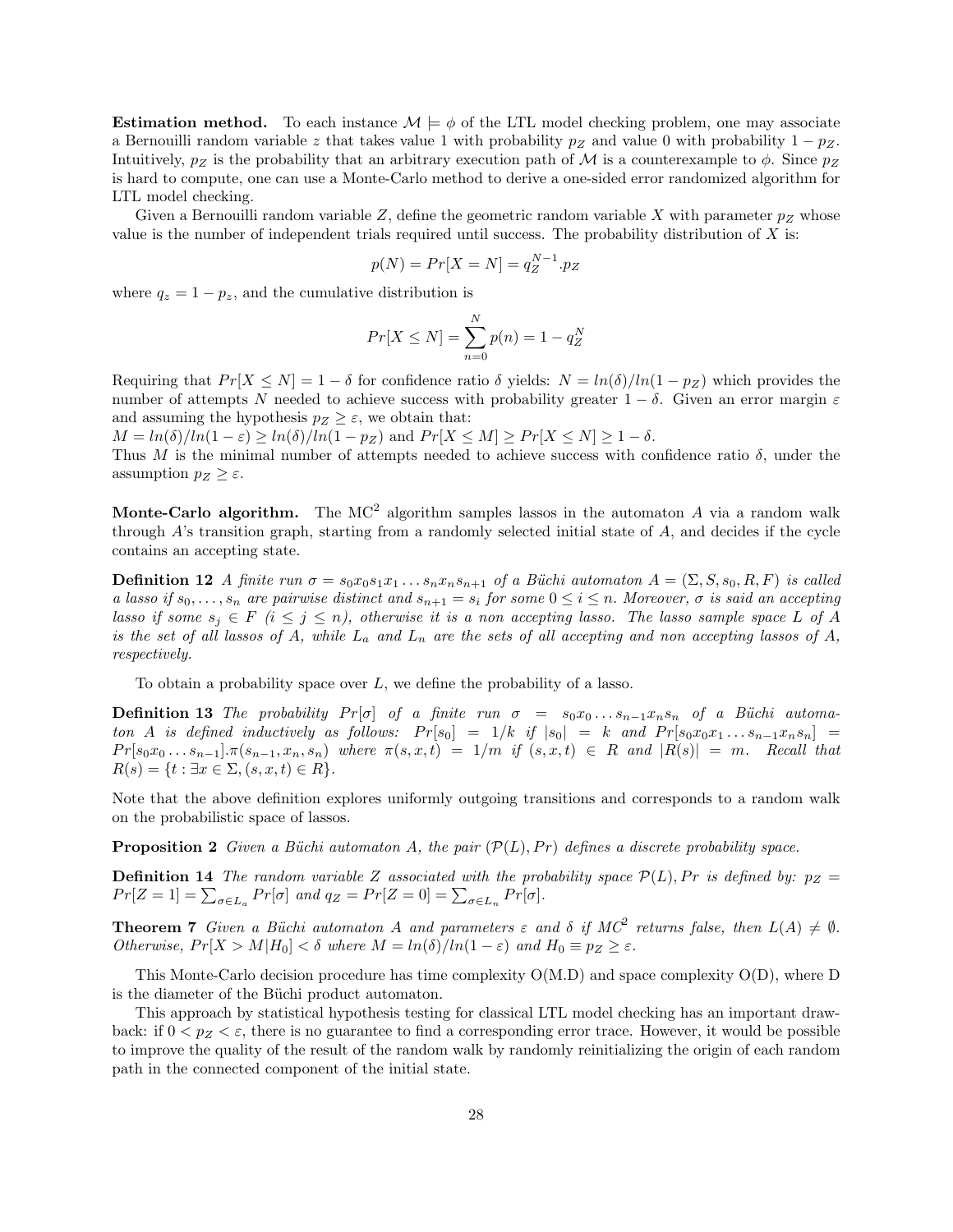**Estimation method.** To each instance $\mathcal{M} \models \phi$ of the LTL model checking problem, one may associate a Bernouilli random variable $z$ that takes value 1 with probability $p_Z$ and value 0 with probability $1 - p_Z$. Intuitively, $p_Z$ is the probability that an arbitrary execution path of $\mathcal{M}$ is a counterexample to $\phi$. Since $p_Z$ is hard to compute, one can use a Monte-Carlo method to derive a one-sided error randomized algorithm for LTL model checking.

Given a Bernouilli random variable $Z$, define the geometric random variable $X$ with parameter $p_Z$ whose value is the number of independent trials required until success. The probability distribution of $X$ is:

$$p(N) = Pr[X = N] = q_Z^{N-1}.p_Z$$

where $q_z = 1 - p_z$, and the cumulative distribution is

$$Pr[X \leq N] = \sum_{n=0}^{N} p(n) = 1 - q_Z^N$$

Requiring that $Pr[X \leq N] = 1 - \delta$ for confidence ratio $\delta$ yields: $N = ln(\delta)/ln(1 - p_Z)$ which provides the number of attempts $N$ needed to achieve success with probability greater $1 - \delta$. Given an error margin $\varepsilon$ and assuming the hypothesis $p_Z \geq \varepsilon$, we obtain that:
$M = ln(\delta)/ln(1 - \varepsilon) \geq ln(\delta)/ln(1 - p_Z)$ and $Pr[X \leq M] \geq Pr[X \leq N] \geq 1 - \delta$.
Thus $M$ is the minimal number of attempts needed to achieve success with confidence ratio $\delta$, under the assumption $p_Z \geq \varepsilon$.

**Monte-Carlo algorithm.** The MC$^2$ algorithm samples lassos in the automaton $A$ via a random walk through $A$'s transition graph, starting from a randomly selected initial state of $A$, and decides if the cycle contains an accepting state.

**Definition 12** *A finite run $\sigma = s_0x_0s_1x_1 \dots s_nx_ns_{n+1}$ of a Büchi automaton $A = (\Sigma, S, s_0, R, F)$ is called a lasso if $s_0, \dots, s_n$ are pairwise distinct and $s_{n+1} = s_i$ for some $0 \leq i \leq n$. Moreover, $\sigma$ is said an accepting lasso if some $s_j \in F$ $(i \leq j \leq n)$, otherwise it is a non accepting lasso. The lasso sample space $L$ of $A$ is the set of all lassos of $A$, while $L_a$ and $L_n$ are the sets of all accepting and non accepting lassos of $A$, respectively.*

To obtain a probability space over $L$, we define the probability of a lasso.

**Definition 13** *The probability $Pr[\sigma]$ of a finite run $\sigma = s_0x_0 \dots s_{n-1}x_ns_n$ of a Büchi automaton $A$ is defined inductively as follows: $Pr[s_0] = 1/k$ if $|s_0| = k$ and $Pr[s_0x_0x_1 \dots s_{n-1}x_ns_n] = Pr[s_0x_0 \dots s_{n-1}].\pi(s_{n-1}, x_n, s_n)$ where $\pi(s, x, t) = 1/m$ if $(s, x, t) \in R$ and $|R(s)| = m$. Recall that $R(s) = \{t : \exists x \in \Sigma, (s, x, t) \in R\}$.*

Note that the above definition explores uniformly outgoing transitions and corresponds to a random walk on the probabilistic space of lassos.

**Proposition 2** *Given a Büchi automaton $A$, the pair $(\mathcal{P}(L), Pr)$ defines a discrete probability space.*

**Definition 14** *The random variable $Z$ associated with the probability space $\mathcal{P}(L), Pr$ is defined by: $p_Z = Pr[Z = 1] = \sum_{\sigma \in L_a} Pr[\sigma]$ and $q_Z = Pr[Z = 0] = \sum_{\sigma \in L_n} Pr[\sigma]$.*

**Theorem 7** *Given a Büchi automaton $A$ and parameters $\varepsilon$ and $\delta$ if MC$^2$ returns false, then $L(A) \neq \emptyset$. Otherwise, $Pr[X > M | H_0] < \delta$ where $M = ln(\delta)/ln(1 - \varepsilon)$ and $H_0 \equiv p_Z \geq \varepsilon$.*

This Monte-Carlo decision procedure has time complexity O(M.D) and space complexity O(D), where D is the diameter of the Büchi product automaton.

This approach by statistical hypothesis testing for classical LTL model checking has an important drawback: if $0 < p_Z < \varepsilon$, there is no guarantee to find a corresponding error trace. However, it would be possible to improve the quality of the result of the random walk by randomly reinitializing the origin of each random path in the connected component of the initial state.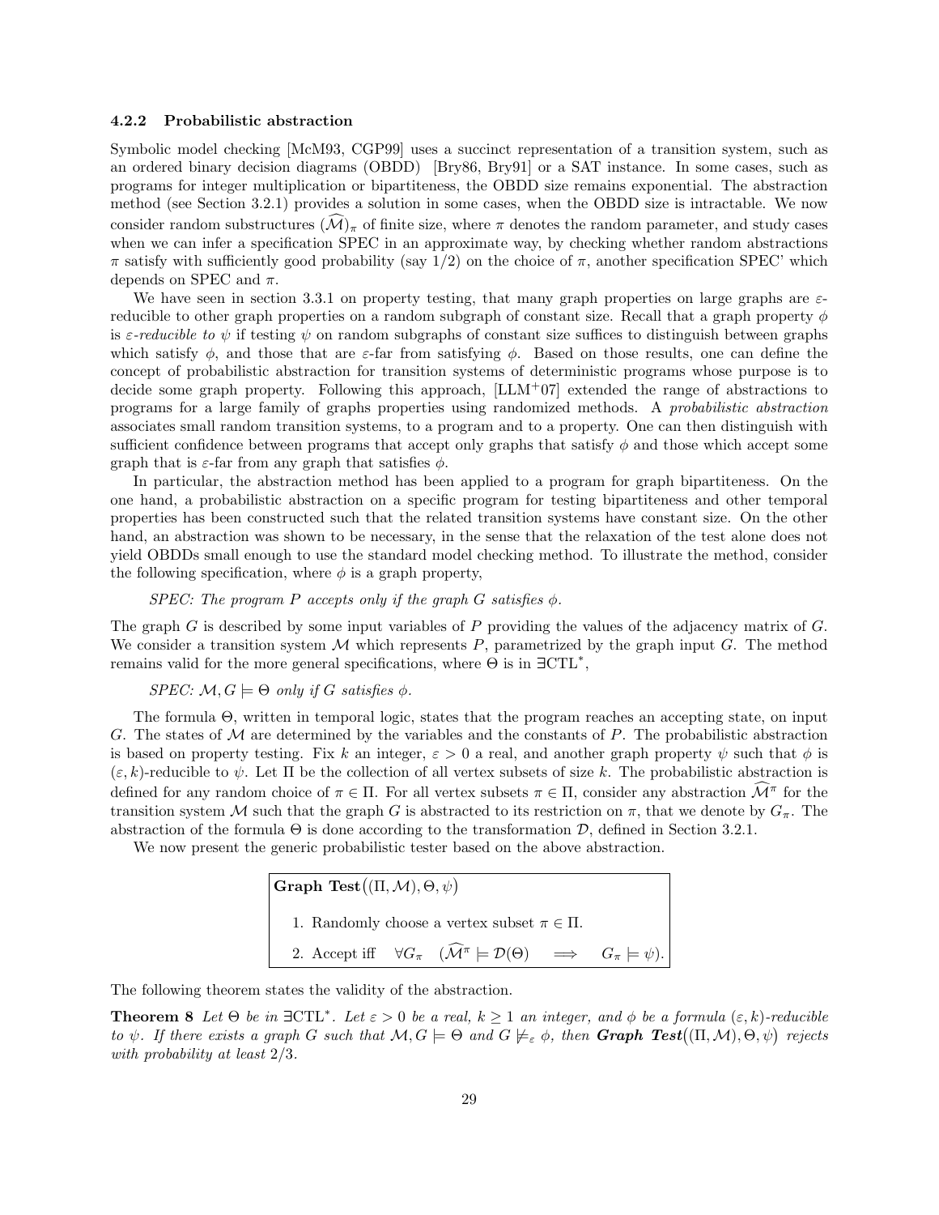### 4.2.2 Probabilistic abstraction

Symbolic model checking [McM93, CGP99] uses a succinct representation of a transition system, such as an ordered binary decision diagrams (OBDD) [Bry86, Bry91] or a SAT instance. In some cases, such as programs for integer multiplication or bipartiteness, the OBDD size remains exponential. The abstraction method (see Section 3.2.1) provides a solution in some cases, when the OBDD size is intractable. We now consider random substructures $(\widehat{\mathcal{M}})_\pi$ of finite size, where $\pi$ denotes the random parameter, and study cases when we can infer a specification SPEC in an approximate way, by checking whether random abstractions $\pi$ satisfy with sufficiently good probability (say 1/2) on the choice of $\pi$, another specification SPEC' which depends on SPEC and $\pi$.

We have seen in section 3.3.1 on property testing, that many graph properties on large graphs are $\varepsilon$-reducible to other graph properties on a random subgraph of constant size. Recall that a graph property $\phi$ is *$\varepsilon$-reducible to* $\psi$ if testing $\psi$ on random subgraphs of constant size suffices to distinguish between graphs which satisfy $\phi$, and those that are $\varepsilon$-far from satisfying $\phi$. Based on those results, one can define the concept of probabilistic abstraction for transition systems of deterministic programs whose purpose is to decide some graph property. Following this approach, [LLM+07] extended the range of abstractions to programs for a large family of graphs properties using randomized methods. A *probabilistic abstraction* associates small random transition systems, to a program and to a property. One can then distinguish with sufficient confidence between programs that accept only graphs that satisfy $\phi$ and those which accept some graph that is $\varepsilon$-far from any graph that satisfies $\phi$.

In particular, the abstraction method has been applied to a program for graph bipartiteness. On the one hand, a probabilistic abstraction on a specific program for testing bipartiteness and other temporal properties has been constructed such that the related transition systems have constant size. On the other hand, an abstraction was shown to be necessary, in the sense that the relaxation of the test alone does not yield OBDDs small enough to use the standard model checking method. To illustrate the method, consider the following specification, where $\phi$ is a graph property,

*SPEC: The program P accepts only if the graph G satisfies $\phi$.*

The graph $G$ is described by some input variables of $P$ providing the values of the adjacency matrix of $G$. We consider a transition system $\mathcal{M}$ which represents $P$, parametrized by the graph input $G$. The method remains valid for the more general specifications, where $\Theta$ is in $\exists$CTL$^*$,

*SPEC: $\mathcal{M}, G \models \Theta$ only if G satisfies $\phi$.*

The formula $\Theta$, written in temporal logic, states that the program reaches an accepting state, on input $G$. The states of $\mathcal{M}$ are determined by the variables and the constants of $P$. The probabilistic abstraction is based on property testing. Fix $k$ an integer, $\varepsilon > 0$ a real, and another graph property $\psi$ such that $\phi$ is $(\varepsilon, k)$-reducible to $\psi$. Let $\Pi$ be the collection of all vertex subsets of size $k$. The probabilistic abstraction is defined for any random choice of $\pi \in \Pi$. For all vertex subsets $\pi \in \Pi$, consider any abstraction $\widehat{\mathcal{M}}^\pi$ for the transition system $\mathcal{M}$ such that the graph $G$ is abstracted to its restriction on $\pi$, that we denote by $G_\pi$. The abstraction of the formula $\Theta$ is done according to the transformation $\mathcal{D}$, defined in Section 3.2.1.

We now present the generic probabilistic tester based on the above abstraction.

**Graph Test**$\big((\Pi, \mathcal{M}), \Theta, \psi\big)$

1. Randomly choose a vertex subset $\pi \in \Pi$.
2. Accept iff $\quad \forall G_\pi \quad (\widehat{\mathcal{M}}^\pi \models \mathcal{D}(\Theta) \quad \Longrightarrow \quad G_\pi \models \psi)$.

The following theorem states the validity of the abstraction.

**Theorem 8** *Let $\Theta$ be in $\exists$CTL$^*$. Let $\varepsilon > 0$ be a real, $k \geq 1$ an integer, and $\phi$ be a formula $(\varepsilon, k)$-reducible to $\psi$. If there exists a graph $G$ such that $\mathcal{M}, G \models \Theta$ and $G \not\models_\varepsilon \phi$, then* ***Graph Test***$\big((\Pi, \mathcal{M}), \Theta, \psi\big)$ *rejects with probability at least 2/3.*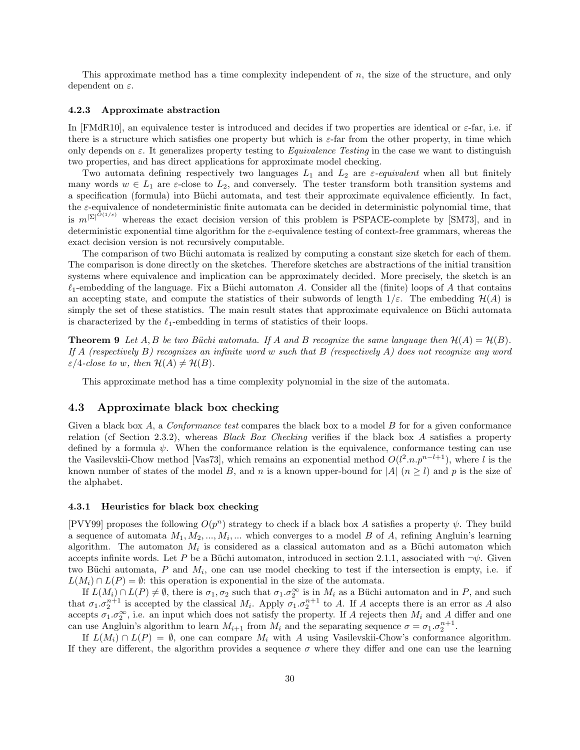This approximate method has a time complexity independent of $n$, the size of the structure, and only dependent on $\varepsilon$.

#### 4.2.3 Approximate abstraction

In [FMdR10], an equivalence tester is introduced and decides if two properties are identical or $\varepsilon$-far, i.e. if there is a structure which satisfies one property but which is $\varepsilon$-far from the other property, in time which only depends on $\varepsilon$. It generalizes property testing to *Equivalence Testing* in the case we want to distinguish two properties, and has direct applications for approximate model checking.

Two automata defining respectively two languages $L_1$ and $L_2$ are *$\varepsilon$-equivalent* when all but finitely many words $w \in L_1$ are $\varepsilon$-close to $L_2$, and conversely. The tester transform both transition systems and a specification (formula) into Büchi automata, and test their approximate equivalence efficiently. In fact, the $\varepsilon$-equivalence of nondeterministic finite automata can be decided in deterministic polynomial time, that is $m^{|\Sigma|^{O(1/\varepsilon)}}$ whereas the exact decision version of this problem is PSPACE-complete by [SM73], and in deterministic exponential time algorithm for the $\varepsilon$-equivalence testing of context-free grammars, whereas the exact decision version is not recursively computable.

The comparison of two Büchi automata is realized by computing a constant size sketch for each of them. The comparison is done directly on the sketches. Therefore sketches are abstractions of the initial transition systems where equivalence and implication can be approximately decided. More precisely, the sketch is an $\ell_1$-embedding of the language. Fix a Büchi automaton $A$. Consider all the (finite) loops of $A$ that contains an accepting state, and compute the statistics of their subwords of length $1/\varepsilon$. The embedding $\mathcal{H}(A)$ is simply the set of these statistics. The main result states that approximate equivalence on Büchi automata is characterized by the $\ell_1$-embedding in terms of statistics of their loops.

**Theorem 9** *Let $A, B$ be two Büchi automata. If $A$ and $B$ recognize the same language then $\mathcal{H}(A) = \mathcal{H}(B)$. If $A$ (respectively $B$) recognizes an infinite word $w$ such that $B$ (respectively $A$) does not recognize any word $\varepsilon/4$-close to $w$, then $\mathcal{H}(A) \neq \mathcal{H}(B)$.*

This approximate method has a time complexity polynomial in the size of the automata.

### 4.3 Approximate black box checking

Given a black box $A$, a *Conformance test* compares the black box to a model $B$ for for a given conformance relation (cf Section 2.3.2), whereas *Black Box Checking* verifies if the black box $A$ satisfies a property defined by a formula $\psi$. When the conformance relation is the equivalence, conformance testing can use the Vasilevskii-Chow method [Vas73], which remains an exponential method $O(l^2.n.p^{n-l+1})$, where $l$ is the known number of states of the model $B$, and $n$ is a known upper-bound for $|A|$ ($n \geq l$) and $p$ is the size of the alphabet.

#### 4.3.1 Heuristics for black box checking

[PVY99] proposes the following $O(p^n)$ strategy to check if a black box $A$ satisfies a property $\psi$. They build a sequence of automata $M_1, M_2, ..., M_i, ...$ which converges to a model $B$ of $A$, refining Angluin's learning algorithm. The automaton $M_i$ is considered as a classical automaton and as a Büchi automaton which accepts infinite words. Let $P$ be a Büchi automaton, introduced in section 2.1.1, associated with $\neg\psi$. Given two Büchi automata, $P$ and $M_i$, one can use model checking to test if the intersection is empty, i.e. if $L(M_i) \cap L(P) = \emptyset$: this operation is exponential in the size of the automata.

If $L(M_i) \cap L(P) \neq \emptyset$, there is $\sigma_1, \sigma_2$ such that $\sigma_1.\sigma_2^\infty$ is in $M_i$ as a Büchi automaton and in $P$, and such that $\sigma_1.\sigma_2^{n+1}$ is accepted by the classical $M_i$. Apply $\sigma_1.\sigma_2^{n+1}$ to $A$. If $A$ accepts there is an error as $A$ also accepts $\sigma_1.\sigma_2^\infty$, i.e. an input which does not satisfy the property. If $A$ rejects then $M_i$ and $A$ differ and one can use Angluin's algorithm to learn $M_{i+1}$ from $M_i$ and the separating sequence $\sigma = \sigma_1.\sigma_2^{n+1}$.

If $L(M_i) \cap L(P) = \emptyset$, one can compare $M_i$ with $A$ using Vasilevskii-Chow's conformance algorithm. If they are different, the algorithm provides a sequence $\sigma$ where they differ and one can use the learning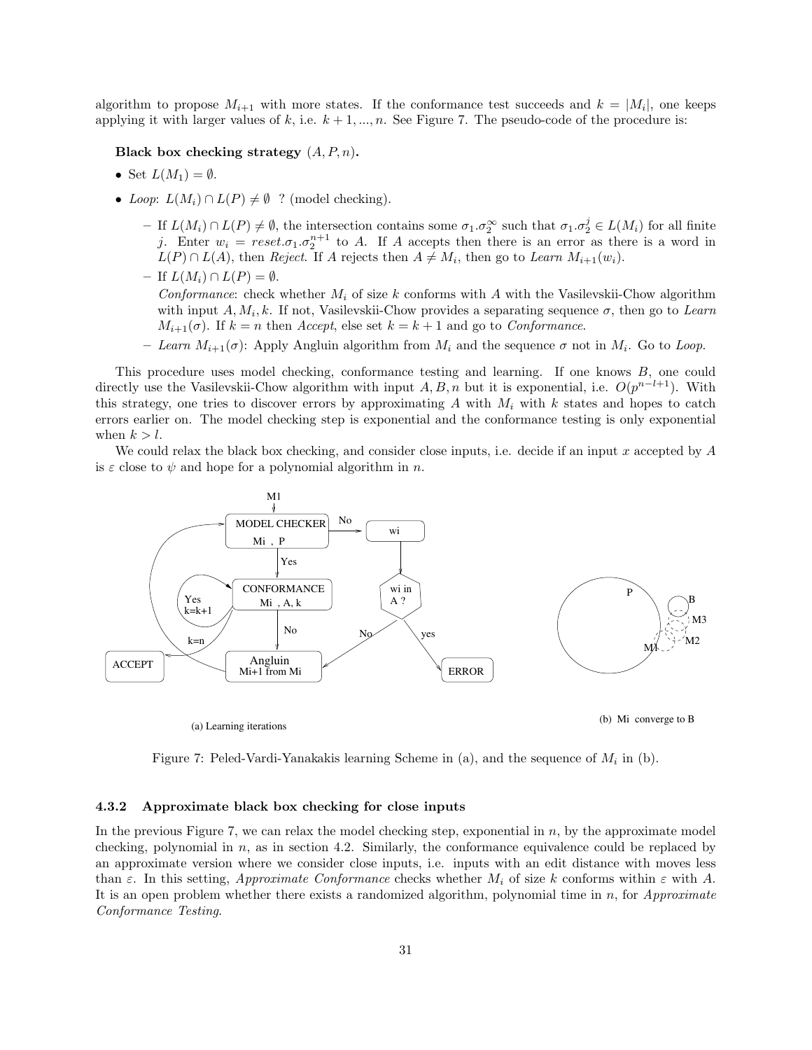algorithm to propose $M_{i+1}$ with more states. If the conformance test succeeds and $k = |M_i|$, one keeps applying it with larger values of $k$, i.e. $k+1, ..., n$. See Figure 7. The pseudo-code of the procedure is:

**Black box checking strategy** $(A, P, n)$**.**

- Set $L(M_1) = \emptyset$.
- *Loop*: $L(M_i) \cap L(P) \neq \emptyset$ ? (model checking).
  - If $L(M_i) \cap L(P) \neq \emptyset$, the intersection contains some $\sigma_1.\sigma_2^\infty$ such that $\sigma_1.\sigma_2^j \in L(M_i)$ for all finite $j$. Enter $w_i = reset.\sigma_1.\sigma_2^{n+1}$ to $A$. If $A$ accepts then there is an error as there is a word in $L(P) \cap L(A)$, then *Reject*. If $A$ rejects then $A \neq M_i$, then go to *Learn* $M_{i+1}(w_i)$.
  - If $L(M_i) \cap L(P) = \emptyset$.
    *Conformance*: check whether $M_i$ of size $k$ conforms with $A$ with the Vasilevskii-Chow algorithm with input $A, M_i, k$. If not, Vasilevskii-Chow provides a separating sequence $\sigma$, then go to *Learn* $M_{i+1}(\sigma)$. If $k = n$ then *Accept*, else set $k = k+1$ and go to *Conformance*.
  - *Learn* $M_{i+1}(\sigma)$: Apply Angluin algorithm from $M_i$ and the sequence $\sigma$ not in $M_i$. Go to *Loop*.

This procedure uses model checking, conformance testing and learning. If one knows $B$, one could directly use the Vasilevskii-Chow algorithm with input $A, B, n$ but it is exponential, i.e. $O(p^{n-l+1})$. With this strategy, one tries to discover errors by approximating $A$ with $M_i$ with $k$ states and hopes to catch errors earlier on. The model checking step is exponential and the conformance testing is only exponential when $k > l$.

We could relax the black box checking, and consider close inputs, i.e. decide if an input $x$ accepted by $A$ is $\varepsilon$ close to $\psi$ and hope for a polynomial algorithm in $n$.

(a) Learning iterations

(b) Mi converge to B

Figure 7: Peled-Vardi-Yanakakis learning Scheme in (a), and the sequence of $M_i$ in (b).

### 4.3.2 Approximate black box checking for close inputs

In the previous Figure 7, we can relax the model checking step, exponential in $n$, by the approximate model checking, polynomial in $n$, as in section 4.2. Similarly, the conformance equivalence could be replaced by an approximate version where we consider close inputs, i.e. inputs with an edit distance with moves less than $\varepsilon$. In this setting, *Approximate Conformance* checks whether $M_i$ of size $k$ conforms within $\varepsilon$ with $A$. It is an open problem whether there exists a randomized algorithm, polynomial time in $n$, for *Approximate Conformance Testing*.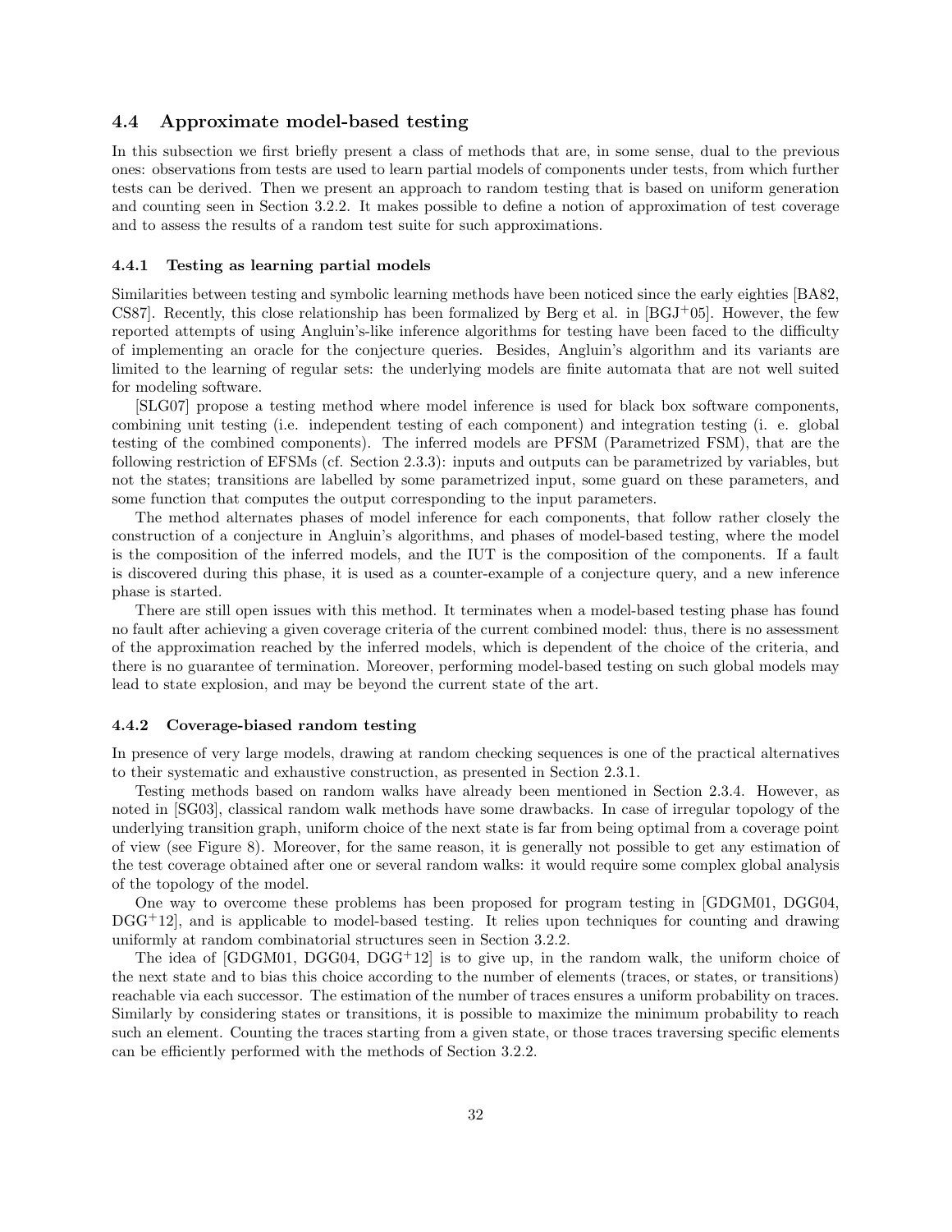## 4.4 Approximate model-based testing

In this subsection we first briefly present a class of methods that are, in some sense, dual to the previous ones: observations from tests are used to learn partial models of components under tests, from which further tests can be derived. Then we present an approach to random testing that is based on uniform generation and counting seen in Section 3.2.2. It makes possible to define a notion of approximation of test coverage and to assess the results of a random test suite for such approximations.

### 4.4.1 Testing as learning partial models

Similarities between testing and symbolic learning methods have been noticed since the early eighties [BA82, CS87]. Recently, this close relationship has been formalized by Berg et al. in [BGJ+05]. However, the few reported attempts of using Angluin's-like inference algorithms for testing have been faced to the difficulty of implementing an oracle for the conjecture queries. Besides, Angluin's algorithm and its variants are limited to the learning of regular sets: the underlying models are finite automata that are not well suited for modeling software.

[SLG07] propose a testing method where model inference is used for black box software components, combining unit testing (i.e. independent testing of each component) and integration testing (i. e. global testing of the combined components). The inferred models are PFSM (Parametrized FSM), that are the following restriction of EFSMs (cf. Section 2.3.3): inputs and outputs can be parametrized by variables, but not the states; transitions are labelled by some parametrized input, some guard on these parameters, and some function that computes the output corresponding to the input parameters.

The method alternates phases of model inference for each components, that follow rather closely the construction of a conjecture in Angluin's algorithms, and phases of model-based testing, where the model is the composition of the inferred models, and the IUT is the composition of the components. If a fault is discovered during this phase, it is used as a counter-example of a conjecture query, and a new inference phase is started.

There are still open issues with this method. It terminates when a model-based testing phase has found no fault after achieving a given coverage criteria of the current combined model: thus, there is no assessment of the approximation reached by the inferred models, which is dependent of the choice of the criteria, and there is no guarantee of termination. Moreover, performing model-based testing on such global models may lead to state explosion, and may be beyond the current state of the art.

### 4.4.2 Coverage-biased random testing

In presence of very large models, drawing at random checking sequences is one of the practical alternatives to their systematic and exhaustive construction, as presented in Section 2.3.1.

Testing methods based on random walks have already been mentioned in Section 2.3.4. However, as noted in [SG03], classical random walk methods have some drawbacks. In case of irregular topology of the underlying transition graph, uniform choice of the next state is far from being optimal from a coverage point of view (see Figure 8). Moreover, for the same reason, it is generally not possible to get any estimation of the test coverage obtained after one or several random walks: it would require some complex global analysis of the topology of the model.

One way to overcome these problems has been proposed for program testing in [GDGM01, DGG04, DGG+12], and is applicable to model-based testing. It relies upon techniques for counting and drawing uniformly at random combinatorial structures seen in Section 3.2.2.

The idea of [GDGM01, DGG04, DGG+12] is to give up, in the random walk, the uniform choice of the next state and to bias this choice according to the number of elements (traces, or states, or transitions) reachable via each successor. The estimation of the number of traces ensures a uniform probability on traces. Similarly by considering states or transitions, it is possible to maximize the minimum probability to reach such an element. Counting the traces starting from a given state, or those traces traversing specific elements can be efficiently performed with the methods of Section 3.2.2.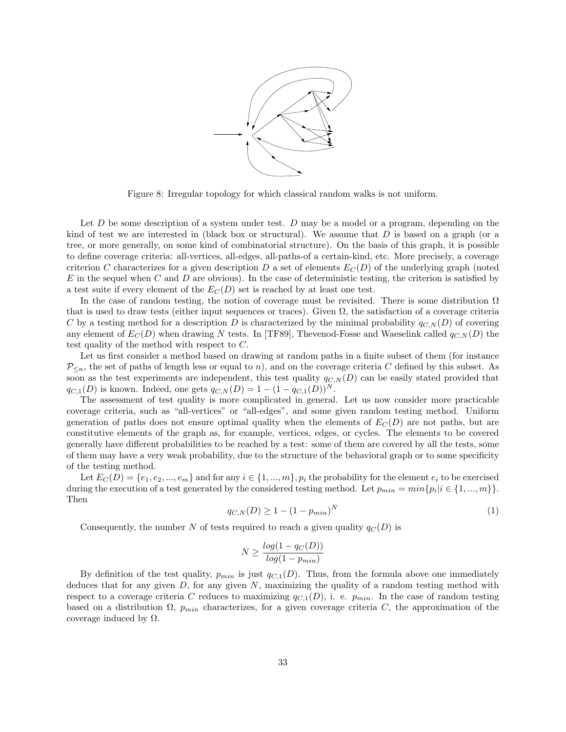Figure 8: Irregular topology for which classical random walks is not uniform.

Let $D$ be some description of a system under test. $D$ may be a model or a program, depending on the kind of test we are interested in (black box or structural). We assume that $D$ is based on a graph (or a tree, or more generally, on some kind of combinatorial structure). On the basis of this graph, it is possible to define coverage criteria: all-vertices, all-edges, all-paths-of a certain-kind, etc. More precisely, a coverage criterion $C$ characterizes for a given description $D$ a set of elements $E_C(D)$ of the underlying graph (noted $E$ in the sequel when $C$ and $D$ are obvious). In the case of deterministic testing, the criterion is satisfied by a test suite if every element of the $E_C(D)$ set is reached by at least one test.

In the case of random testing, the notion of coverage must be revisited. There is some distribution $\Omega$ that is used to draw tests (either input sequences or traces). Given $\Omega$, the satisfaction of a coverage criteria $C$ by a testing method for a description $D$ is characterized by the minimal probability $q_{C,N}(D)$ of covering any element of $E_C(D)$ when drawing $N$ tests. In [TF89], Thevenod-Fosse and Waeselink called $q_{C,N}(D)$ the test quality of the method with respect to $C$.

Let us first consider a method based on drawing at random paths in a finite subset of them (for instance $\mathcal{P}_{\leq n}$, the set of paths of length less or equal to $n$), and on the coverage criteria $C$ defined by this subset. As soon as the test experiments are independent, this test quality $q_{C,N}(D)$ can be easily stated provided that $q_{C,1}(D)$ is known. Indeed, one gets $q_{C,N}(D) = 1 - (1 - q_{C,1}(D))^N$.

The assessment of test quality is more complicated in general. Let us now consider more practicable coverage criteria, such as "all-vertices" or "all-edges", and some given random testing method. Uniform generation of paths does not ensure optimal quality when the elements of $E_C(D)$ are not paths, but are constitutive elements of the graph as, for example, vertices, edges, or cycles. The elements to be covered generally have different probabilities to be reached by a test: some of them are covered by all the tests, some of them may have a very weak probability, due to the structure of the behavioral graph or to some specificity of the testing method.

Let $E_C(D) = \{e_1, e_2, ..., e_m\}$ and for any $i \in \{1, ..., m\}, p_i$ the probability for the element $e_i$ to be exercised during the execution of a test generated by the considered testing method. Let $p_{min} = min\{p_i | i \in \{1, ..., m\}\}$. Then

$$q_{C,N}(D) \geq 1 - (1 - p_{min})^N \tag{1}$$

Consequently, the number $N$ of tests required to reach a given quality $q_C(D)$ is

$$N \geq \frac{log(1 - q_C(D))}{log(1 - p_{min})}$$

By definition of the test quality, $p_{min}$ is just $q_{C,1}(D)$. Thus, from the formula above one immediately deduces that for any given $D$, for any given $N$, maximizing the quality of a random testing method with respect to a coverage criteria $C$ reduces to maximizing $q_{C,1}(D)$, i. e. $p_{min}$. In the case of random testing based on a distribution $\Omega$, $p_{min}$ characterizes, for a given coverage criteria $C$, the approximation of the coverage induced by $\Omega$.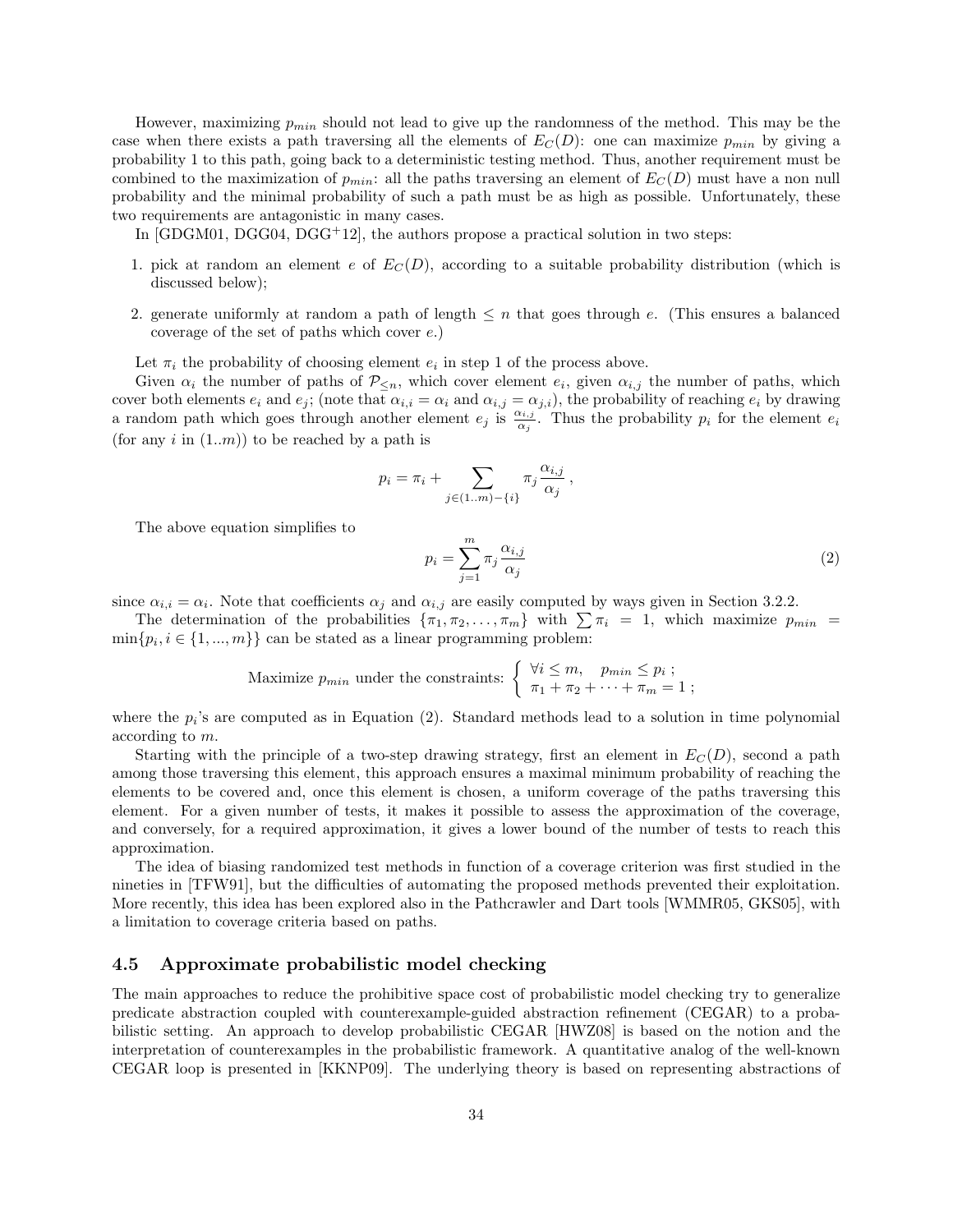However, maximizing $p_{min}$ should not lead to give up the randomness of the method. This may be the case when there exists a path traversing all the elements of $E_C(D)$: one can maximize $p_{min}$ by giving a probability 1 to this path, going back to a deterministic testing method. Thus, another requirement must be combined to the maximization of $p_{min}$: all the paths traversing an element of $E_C(D)$ must have a non null probability and the minimal probability of such a path must be as high as possible. Unfortunately, these two requirements are antagonistic in many cases.

In [GDGM01, DGG04, DGG+12], the authors propose a practical solution in two steps:

1. pick at random an element $e$ of $E_C(D)$, according to a suitable probability distribution (which is discussed below);
2. generate uniformly at random a path of length $\leq n$ that goes through $e$. (This ensures a balanced coverage of the set of paths which cover $e$.)

Let $\pi_i$ the probability of choosing element $e_i$ in step 1 of the process above.

Given $\alpha_i$ the number of paths of $\mathcal{P}_{\leq n}$, which cover element $e_i$, given $\alpha_{i,j}$ the number of paths, which cover both elements $e_i$ and $e_j$; (note that $\alpha_{i,i} = \alpha_i$ and $\alpha_{i,j} = \alpha_{j,i}$), the probability of reaching $e_i$ by drawing a random path which goes through another element $e_j$ is $\frac{\alpha_{i,j}}{\alpha_j}$. Thus the probability $p_i$ for the element $e_i$ (for any $i$ in $(1..m)$) to be reached by a path is

$$p_i = \pi_i + \sum_{j \in (1..m)-\{i\}} \pi_j \frac{\alpha_{i,j}}{\alpha_j} \,,$$

The above equation simplifies to

$$p_i = \sum_{j=1}^{m} \pi_j \frac{\alpha_{i,j}}{\alpha_j} \tag{2}$$

since $\alpha_{i,i} = \alpha_i$. Note that coefficients $\alpha_j$ and $\alpha_{i,j}$ are easily computed by ways given in Section 3.2.2.

The determination of the probabilities $\{\pi_1, \pi_2, \ldots, \pi_m\}$ with $\sum \pi_i = 1$, which maximize $p_{min} = \min\{p_i, i \in \{1, ..., m\}\}$ can be stated as a linear programming problem:

$$\text{Maximize } p_{min} \text{ under the constraints: } \begin{cases} \forall i \leq m, \quad p_{min} \leq p_i \,; \\ \pi_1 + \pi_2 + \cdots + \pi_m = 1 \,; \end{cases}$$

where the $p_i$'s are computed as in Equation (2). Standard methods lead to a solution in time polynomial according to $m$.

Starting with the principle of a two-step drawing strategy, first an element in $E_C(D)$, second a path among those traversing this element, this approach ensures a maximal minimum probability of reaching the elements to be covered and, once this element is chosen, a uniform coverage of the paths traversing this element. For a given number of tests, it makes it possible to assess the approximation of the coverage, and conversely, for a required approximation, it gives a lower bound of the number of tests to reach this approximation.

The idea of biasing randomized test methods in function of a coverage criterion was first studied in the nineties in [TFW91], but the difficulties of automating the proposed methods prevented their exploitation. More recently, this idea has been explored also in the Pathcrawler and Dart tools [WMMR05, GKS05], with a limitation to coverage criteria based on paths.

### 4.5 Approximate probabilistic model checking

The main approaches to reduce the prohibitive space cost of probabilistic model checking try to generalize predicate abstraction coupled with counterexample-guided abstraction refinement (CEGAR) to a probabilistic setting. An approach to develop probabilistic CEGAR [HWZ08] is based on the notion and the interpretation of counterexamples in the probabilistic framework. A quantitative analog of the well-known CEGAR loop is presented in [KKNP09]. The underlying theory is based on representing abstractions of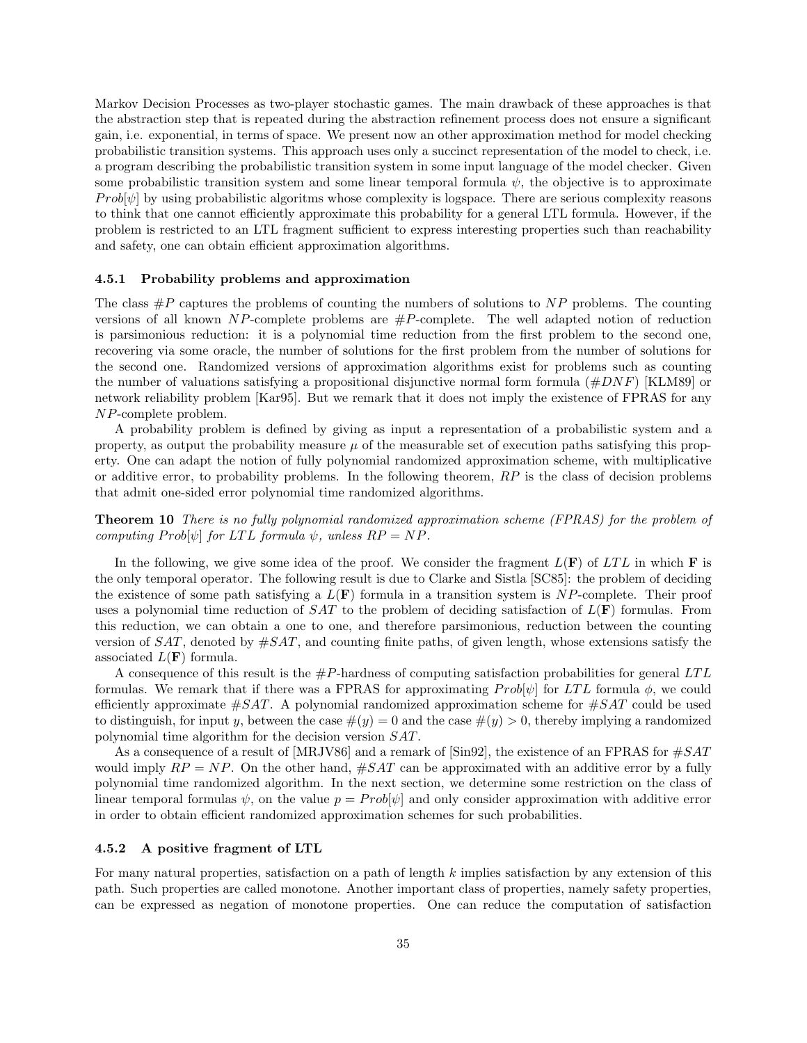Markov Decision Processes as two-player stochastic games. The main drawback of these approaches is that the abstraction step that is repeated during the abstraction refinement process does not ensure a significant gain, i.e. exponential, in terms of space. We present now an other approximation method for model checking probabilistic transition systems. This approach uses only a succinct representation of the model to check, i.e. a program describing the probabilistic transition system in some input language of the model checker. Given some probabilistic transition system and some linear temporal formula $\psi$, the objective is to approximate $Prob[\psi]$ by using probabilistic algoritms whose complexity is logspace. There are serious complexity reasons to think that one cannot efficiently approximate this probability for a general LTL formula. However, if the problem is restricted to an LTL fragment sufficient to express interesting properties such than reachability and safety, one can obtain efficient approximation algorithms.

### 4.5.1 Probability problems and approximation

The class $\#P$ captures the problems of counting the numbers of solutions to $NP$ problems. The counting versions of all known $NP$-complete problems are $\#P$-complete. The well adapted notion of reduction is parsimonious reduction: it is a polynomial time reduction from the first problem to the second one, recovering via some oracle, the number of solutions for the first problem from the number of solutions for the second one. Randomized versions of approximation algorithms exist for problems such as counting the number of valuations satisfying a propositional disjunctive normal form formula ($\#DNF$) [KLM89] or network reliability problem [Kar95]. But we remark that it does not imply the existence of FPRAS for any $NP$-complete problem.

A probability problem is defined by giving as input a representation of a probabilistic system and a property, as output the probability measure $\mu$ of the measurable set of execution paths satisfying this property. One can adapt the notion of fully polynomial randomized approximation scheme, with multiplicative or additive error, to probability problems. In the following theorem, $RP$ is the class of decision problems that admit one-sided error polynomial time randomized algorithms.

**Theorem 10** *There is no fully polynomial randomized approximation scheme (FPRAS) for the problem of computing $Prob[\psi]$ for $LTL$ formula $\psi$, unless $RP = NP$.*

In the following, we give some idea of the proof. We consider the fragment $L(\mathbf{F})$ of $LTL$ in which $\mathbf{F}$ is the only temporal operator. The following result is due to Clarke and Sistla [SC85]: the problem of deciding the existence of some path satisfying a $L(\mathbf{F})$ formula in a transition system is $NP$-complete. Their proof uses a polynomial time reduction of $SAT$ to the problem of deciding satisfaction of $L(\mathbf{F})$ formulas. From this reduction, we can obtain a one to one, and therefore parsimonious, reduction between the counting version of $SAT$, denoted by $\#SAT$, and counting finite paths, of given length, whose extensions satisfy the associated $L(\mathbf{F})$ formula.

A consequence of this result is the $\#P$-hardness of computing satisfaction probabilities for general $LTL$ formulas. We remark that if there was a FPRAS for approximating $Prob[\psi]$ for $LTL$ formula $\phi$, we could efficiently approximate $\#SAT$. A polynomial randomized approximation scheme for $\#SAT$ could be used to distinguish, for input $y$, between the case $\#(y) = 0$ and the case $\#(y) > 0$, thereby implying a randomized polynomial time algorithm for the decision version $SAT$.

As a consequence of a result of [MRJV86] and a remark of [Sin92], the existence of an FPRAS for $\#SAT$ would imply $RP = NP$. On the other hand, $\#SAT$ can be approximated with an additive error by a fully polynomial time randomized algorithm. In the next section, we determine some restriction on the class of linear temporal formulas $\psi$, on the value $p = Prob[\psi]$ and only consider approximation with additive error in order to obtain efficient randomized approximation schemes for such probabilities.

### 4.5.2 A positive fragment of LTL

For many natural properties, satisfaction on a path of length $k$ implies satisfaction by any extension of this path. Such properties are called monotone. Another important class of properties, namely safety properties, can be expressed as negation of monotone properties. One can reduce the computation of satisfaction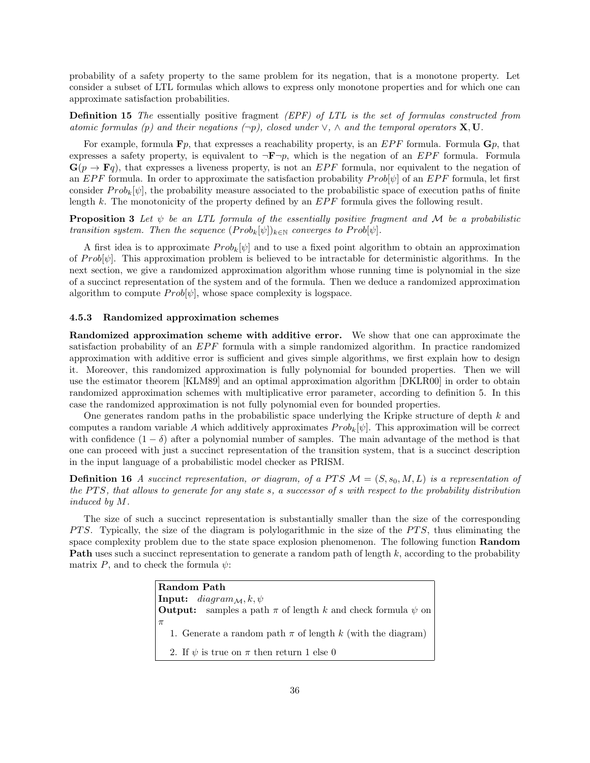probability of a safety property to the same problem for its negation, that is a monotone property. Let consider a subset of LTL formulas which allows to express only monotone properties and for which one can approximate satisfaction probabilities.

**Definition 15** *The* essentially positive fragment *(EPF) of LTL is the set of formulas constructed from atomic formulas ($p$) and their negations ($\neg p$), closed under $\vee$, $\wedge$ and the temporal operators $\mathbf{X}, \mathbf{U}$.*

For example, formula $\mathbf{F}p$, that expresses a reachability property, is an $EPF$ formula. Formula $\mathbf{G}p$, that expresses a safety property, is equivalent to $\neg\mathbf{F}\neg p$, which is the negation of an $EPF$ formula. Formula $\mathbf{G}(p \rightarrow \mathbf{F}q)$, that expresses a liveness property, is not an $EPF$ formula, nor equivalent to the negation of an $EPF$ formula. In order to approximate the satisfaction probability $Prob[\psi]$ of an $EPF$ formula, let first consider $Prob_k[\psi]$, the probability measure associated to the probabilistic space of execution paths of finite length $k$. The monotonicity of the property defined by an $EPF$ formula gives the following result.

**Proposition 3** *Let $\psi$ be an LTL formula of the essentially positive fragment and $\mathcal{M}$ be a probabilistic transition system. Then the sequence $(Prob_k[\psi])_{k\in\mathbb{N}}$ converges to $Prob[\psi]$.*

A first idea is to approximate $Prob_k[\psi]$ and to use a fixed point algorithm to obtain an approximation of $Prob[\psi]$. This approximation problem is believed to be intractable for deterministic algorithms. In the next section, we give a randomized approximation algorithm whose running time is polynomial in the size of a succinct representation of the system and of the formula. Then we deduce a randomized approximation algorithm to compute $Prob[\psi]$, whose space complexity is logspace.

### 4.5.3 Randomized approximation schemes

**Randomized approximation scheme with additive error.** We show that one can approximate the satisfaction probability of an $EPF$ formula with a simple randomized algorithm. In practice randomized approximation with additive error is sufficient and gives simple algorithms, we first explain how to design it. Moreover, this randomized approximation is fully polynomial for bounded properties. Then we will use the estimator theorem [KLM89] and an optimal approximation algorithm [DKLR00] in order to obtain randomized approximation schemes with multiplicative error parameter, according to definition 5. In this case the randomized approximation is not fully polynomial even for bounded properties.

One generates random paths in the probabilistic space underlying the Kripke structure of depth $k$ and computes a random variable $A$ which additively approximates $Prob_k[\psi]$. This approximation will be correct with confidence $(1-\delta)$ after a polynomial number of samples. The main advantage of the method is that one can proceed with just a succinct representation of the transition system, that is a succinct description in the input language of a probabilistic model checker as PRISM.

**Definition 16** *A succinct representation, or diagram, of a $PTS$ $\mathcal{M} = (S, s_0, M, L)$ is a representation of the $PTS$, that allows to generate for any state $s$, a successor of $s$ with respect to the probability distribution induced by $M$.*

The size of such a succinct representation is substantially smaller than the size of the corresponding $PTS$. Typically, the size of the diagram is polylogarithmic in the size of the $PTS$, thus eliminating the space complexity problem due to the state space explosion phenomenon. The following function **Random Path** uses such a succinct representation to generate a random path of length $k$, according to the probability matrix $P$, and to check the formula $\psi$:

**Random Path**
**Input:** $diagram_{\mathcal{M}}, k, \psi$
**Output:** samples a path $\pi$ of length $k$ and check formula $\psi$ on $\pi$

1. Generate a random path $\pi$ of length $k$ (with the diagram)
2. If $\psi$ is true on $\pi$ then return 1 else 0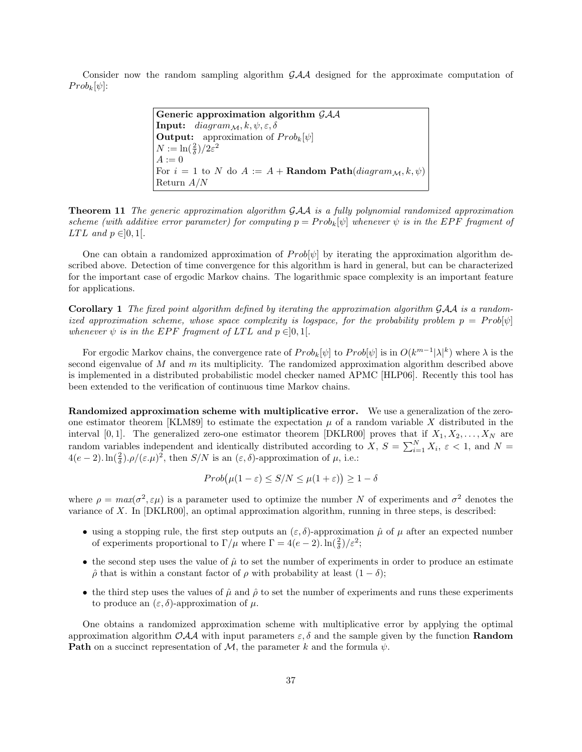Consider now the random sampling algorithm $\mathcal{GAA}$ designed for the approximate computation of $Prob_k[\psi]$:

> **Generic approximation algorithm** $\mathcal{GAA}$
> **Input:** $diagram_{\mathcal{M}}, k, \psi, \varepsilon, \delta$
> **Output:** approximation of $Prob_k[\psi]$
> $N := \ln(\frac{2}{\delta})/2\varepsilon^2$
> $A := 0$
> For $i = 1$ to $N$ do $A := A +$ **Random Path**$(diagram_{\mathcal{M}}, k, \psi)$
> Return $A/N$

**Theorem 11** *The generic approximation algorithm* $\mathcal{GAA}$ *is a fully polynomial randomized approximation scheme (with additive error parameter) for computing* $p = Prob_k[\psi]$ *whenever* $\psi$ *is in the EPF fragment of LTL and* $p \in ]0,1[$.

One can obtain a randomized approximation of $Prob[\psi]$ by iterating the approximation algorithm described above. Detection of time convergence for this algorithm is hard in general, but can be characterized for the important case of ergodic Markov chains. The logarithmic space complexity is an important feature for applications.

**Corollary 1** *The fixed point algorithm defined by iterating the approximation algorithm* $\mathcal{GAA}$ *is a randomized approximation scheme, whose space complexity is logspace, for the probability problem* $p = Prob[\psi]$ *whenever* $\psi$ *is in the EPF fragment of LTL and* $p \in ]0,1[$.

For ergodic Markov chains, the convergence rate of $Prob_k[\psi]$ to $Prob[\psi]$ is in $O(k^{m-1}|\lambda|^k)$ where $\lambda$ is the second eigenvalue of $M$ and $m$ its multiplicity. The randomized approximation algorithm described above is implemented in a distributed probabilistic model checker named APMC [HLP06]. Recently this tool has been extended to the verification of continuous time Markov chains.

**Randomized approximation scheme with multiplicative error.** We use a generalization of the zero-one estimator theorem [KLM89] to estimate the expectation $\mu$ of a random variable $X$ distributed in the interval $[0,1]$. The generalized zero-one estimator theorem [DKLR00] proves that if $X_1, X_2, \ldots, X_N$ are random variables independent and identically distributed according to $X$, $S = \sum_{i=1}^{N} X_i$, $\varepsilon < 1$, and $N = 4(e-2).\ln(\frac{2}{\delta}).\rho/(\varepsilon.\mu)^2$, then $S/N$ is an $(\varepsilon,\delta)$-approximation of $\mu$, i.e.:

$$Prob\big(\mu(1-\varepsilon) \leq S/N \leq \mu(1+\varepsilon)\big) \geq 1-\delta$$

where $\rho = max(\sigma^2, \varepsilon\mu)$ is a parameter used to optimize the number $N$ of experiments and $\sigma^2$ denotes the variance of $X$. In [DKLR00], an optimal approximation algorithm, running in three steps, is described:

- using a stopping rule, the first step outputs an $(\varepsilon,\delta)$-approximation $\hat{\mu}$ of $\mu$ after an expected number of experiments proportional to $\Gamma/\mu$ where $\Gamma = 4(e-2).\ln(\frac{2}{\delta})/\varepsilon^2$;
- the second step uses the value of $\hat{\mu}$ to set the number of experiments in order to produce an estimate $\hat{\rho}$ that is within a constant factor of $\rho$ with probability at least $(1-\delta)$;
- the third step uses the values of $\hat{\mu}$ and $\hat{\rho}$ to set the number of experiments and runs these experiments to produce an $(\varepsilon,\delta)$-approximation of $\mu$.

One obtains a randomized approximation scheme with multiplicative error by applying the optimal approximation algorithm $\mathcal{OAA}$ with input parameters $\varepsilon, \delta$ and the sample given by the function **Random Path** on a succinct representation of $\mathcal{M}$, the parameter $k$ and the formula $\psi$.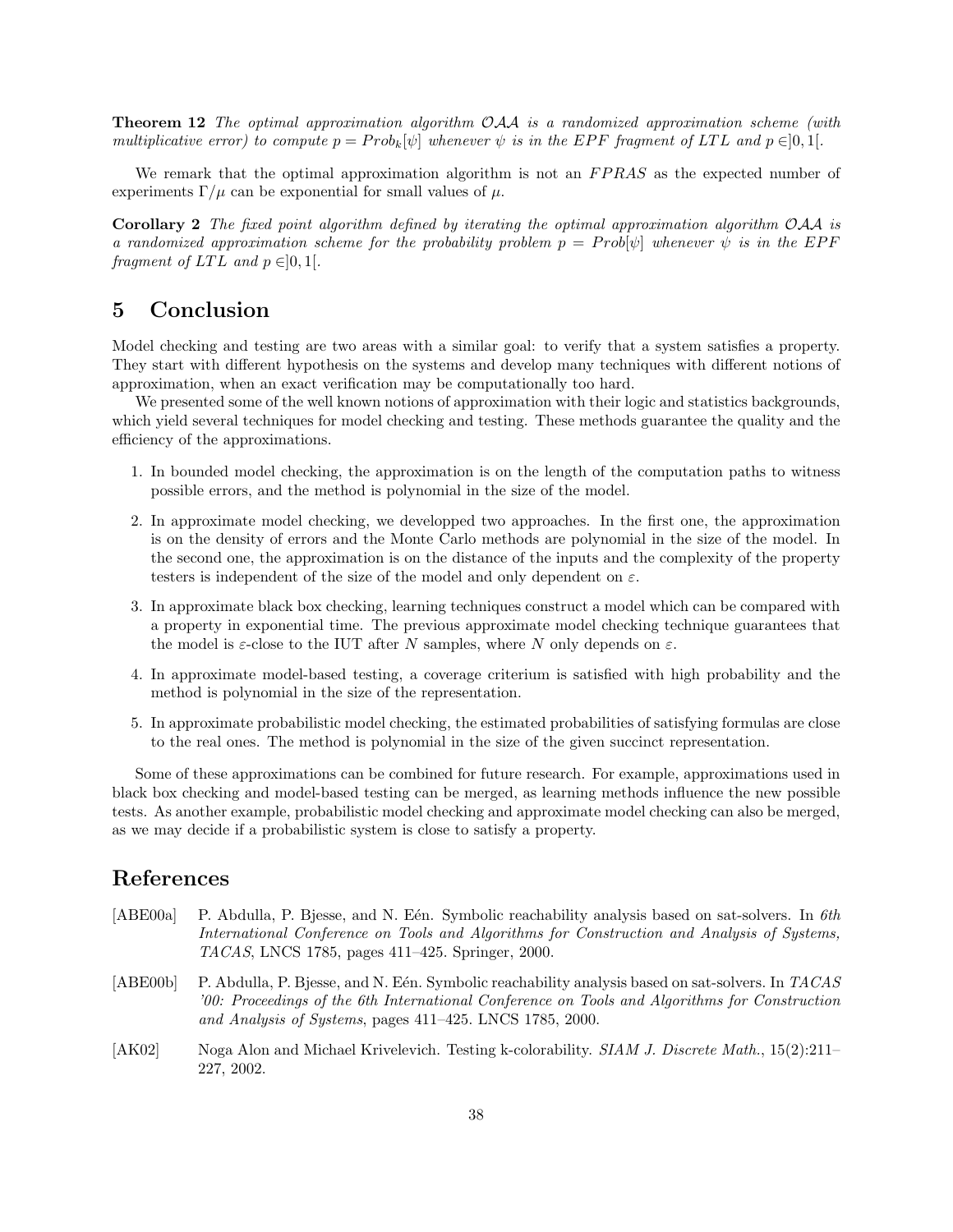**Theorem 12** *The optimal approximation algorithm $\mathcal{OAA}$ is a randomized approximation scheme (with multiplicative error) to compute $p = Prob_k[\psi]$ whenever $\psi$ is in the EPF fragment of LTL and $p \in ]0,1[$.*

We remark that the optimal approximation algorithm is not an $FPRAS$ as the expected number of experiments $\Gamma/\mu$ can be exponential for small values of $\mu$.

**Corollary 2** *The fixed point algorithm defined by iterating the optimal approximation algorithm $\mathcal{OAA}$ is a randomized approximation scheme for the probability problem $p = Prob[\psi]$ whenever $\psi$ is in the EPF fragment of LTL and $p \in ]0,1[$.*

# 5 Conclusion

Model checking and testing are two areas with a similar goal: to verify that a system satisfies a property. They start with different hypothesis on the systems and develop many techniques with different notions of approximation, when an exact verification may be computationally too hard.

We presented some of the well known notions of approximation with their logic and statistics backgrounds, which yield several techniques for model checking and testing. These methods guarantee the quality and the efficiency of the approximations.

1. In bounded model checking, the approximation is on the length of the computation paths to witness possible errors, and the method is polynomial in the size of the model.
2. In approximate model checking, we developped two approaches. In the first one, the approximation is on the density of errors and the Monte Carlo methods are polynomial in the size of the model. In the second one, the approximation is on the distance of the inputs and the complexity of the property testers is independent of the size of the model and only dependent on $\varepsilon$.
3. In approximate black box checking, learning techniques construct a model which can be compared with a property in exponential time. The previous approximate model checking technique guarantees that the model is $\varepsilon$-close to the IUT after $N$ samples, where $N$ only depends on $\varepsilon$.
4. In approximate model-based testing, a coverage criterium is satisfied with high probability and the method is polynomial in the size of the representation.
5. In approximate probabilistic model checking, the estimated probabilities of satisfying formulas are close to the real ones. The method is polynomial in the size of the given succinct representation.

Some of these approximations can be combined for future research. For example, approximations used in black box checking and model-based testing can be merged, as learning methods influence the new possible tests. As another example, probabilistic model checking and approximate model checking can also be merged, as we may decide if a probabilistic system is close to satisfy a property.

# References

[ABE00a] P. Abdulla, P. Bjesse, and N. Eén. Symbolic reachability analysis based on sat-solvers. In *6th International Conference on Tools and Algorithms for Construction and Analysis of Systems, TACAS*, LNCS 1785, pages 411–425. Springer, 2000.

[ABE00b] P. Abdulla, P. Bjesse, and N. Eén. Symbolic reachability analysis based on sat-solvers. In *TACAS '00: Proceedings of the 6th International Conference on Tools and Algorithms for Construction and Analysis of Systems*, pages 411–425. LNCS 1785, 2000.

[AK02] Noga Alon and Michael Krivelevich. Testing k-colorability. *SIAM J. Discrete Math.*, 15(2):211–227, 2002.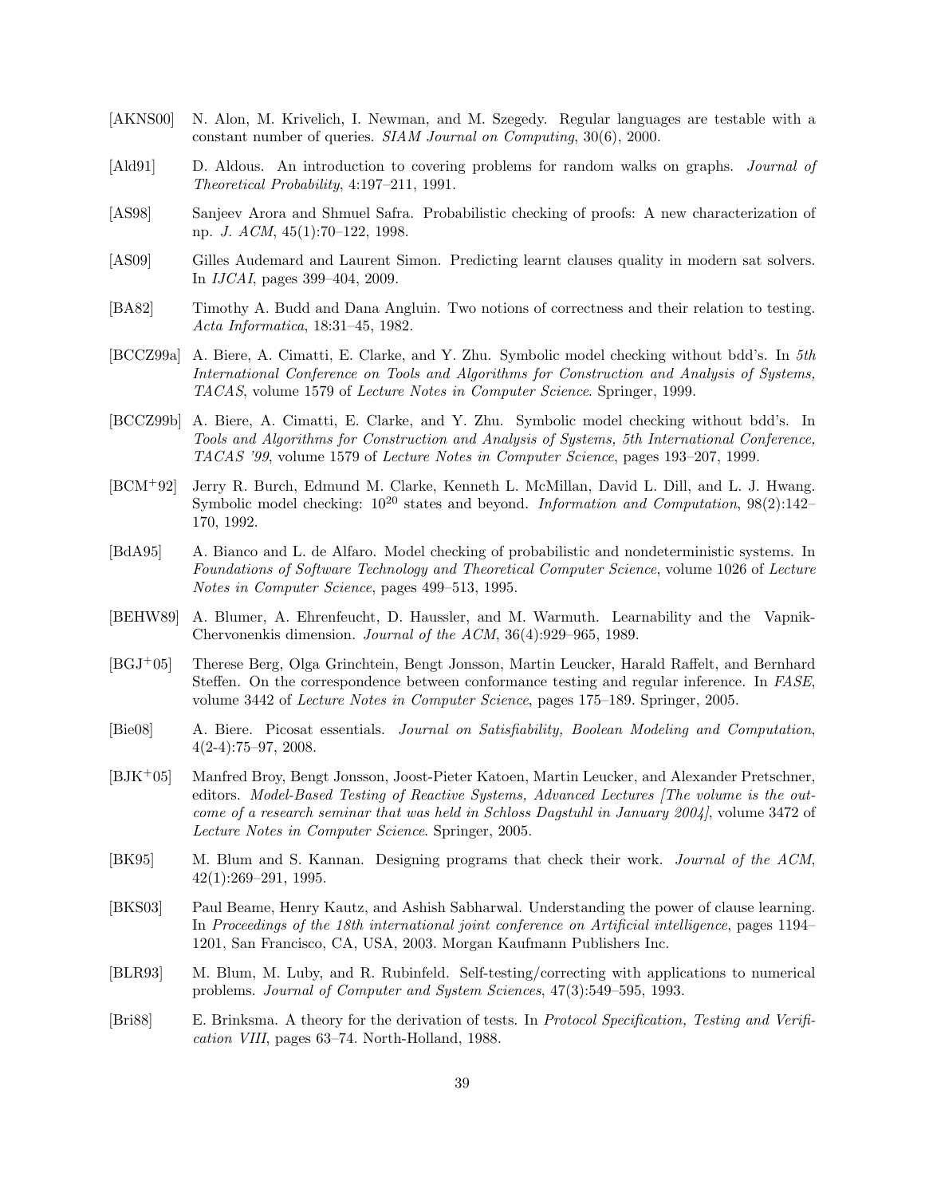[AKNS00] N. Alon, M. Krivelich, I. Newman, and M. Szegedy. Regular languages are testable with a constant number of queries. *SIAM Journal on Computing*, 30(6), 2000.

[Ald91] D. Aldous. An introduction to covering problems for random walks on graphs. *Journal of Theoretical Probability*, 4:197–211, 1991.

[AS98] Sanjeev Arora and Shmuel Safra. Probabilistic checking of proofs: A new characterization of np. *J. ACM*, 45(1):70–122, 1998.

[AS09] Gilles Audemard and Laurent Simon. Predicting learnt clauses quality in modern sat solvers. In *IJCAI*, pages 399–404, 2009.

[BA82] Timothy A. Budd and Dana Angluin. Two notions of correctness and their relation to testing. *Acta Informatica*, 18:31–45, 1982.

[BCCZ99a] A. Biere, A. Cimatti, E. Clarke, and Y. Zhu. Symbolic model checking without bdd's. In *5th International Conference on Tools and Algorithms for Construction and Analysis of Systems, TACAS*, volume 1579 of *Lecture Notes in Computer Science*. Springer, 1999.

[BCCZ99b] A. Biere, A. Cimatti, E. Clarke, and Y. Zhu. Symbolic model checking without bdd's. In *Tools and Algorithms for Construction and Analysis of Systems, 5th International Conference, TACAS '99*, volume 1579 of *Lecture Notes in Computer Science*, pages 193–207, 1999.

[BCM+92] Jerry R. Burch, Edmund M. Clarke, Kenneth L. McMillan, David L. Dill, and L. J. Hwang. Symbolic model checking: $10^{20}$ states and beyond. *Information and Computation*, 98(2):142–170, 1992.

[BdA95] A. Bianco and L. de Alfaro. Model checking of probabilistic and nondeterministic systems. In *Foundations of Software Technology and Theoretical Computer Science*, volume 1026 of *Lecture Notes in Computer Science*, pages 499–513, 1995.

[BEHW89] A. Blumer, A. Ehrenfeucht, D. Haussler, and M. Warmuth. Learnability and the Vapnik-Chervonenkis dimension. *Journal of the ACM*, 36(4):929–965, 1989.

[BGJ+05] Therese Berg, Olga Grinchtein, Bengt Jonsson, Martin Leucker, Harald Raffelt, and Bernhard Steffen. On the correspondence between conformance testing and regular inference. In *FASE*, volume 3442 of *Lecture Notes in Computer Science*, pages 175–189. Springer, 2005.

[Bie08] A. Biere. Picosat essentials. *Journal on Satisfiability, Boolean Modeling and Computation*, 4(2-4):75–97, 2008.

[BJK+05] Manfred Broy, Bengt Jonsson, Joost-Pieter Katoen, Martin Leucker, and Alexander Pretschner, editors. *Model-Based Testing of Reactive Systems, Advanced Lectures [The volume is the outcome of a research seminar that was held in Schloss Dagstuhl in January 2004]*, volume 3472 of *Lecture Notes in Computer Science*. Springer, 2005.

[BK95] M. Blum and S. Kannan. Designing programs that check their work. *Journal of the ACM*, 42(1):269–291, 1995.

[BKS03] Paul Beame, Henry Kautz, and Ashish Sabharwal. Understanding the power of clause learning. In *Proceedings of the 18th international joint conference on Artificial intelligence*, pages 1194–1201, San Francisco, CA, USA, 2003. Morgan Kaufmann Publishers Inc.

[BLR93] M. Blum, M. Luby, and R. Rubinfeld. Self-testing/correcting with applications to numerical problems. *Journal of Computer and System Sciences*, 47(3):549–595, 1993.

[Bri88] E. Brinksma. A theory for the derivation of tests. In *Protocol Specification, Testing and Verification VIII*, pages 63–74. North-Holland, 1988.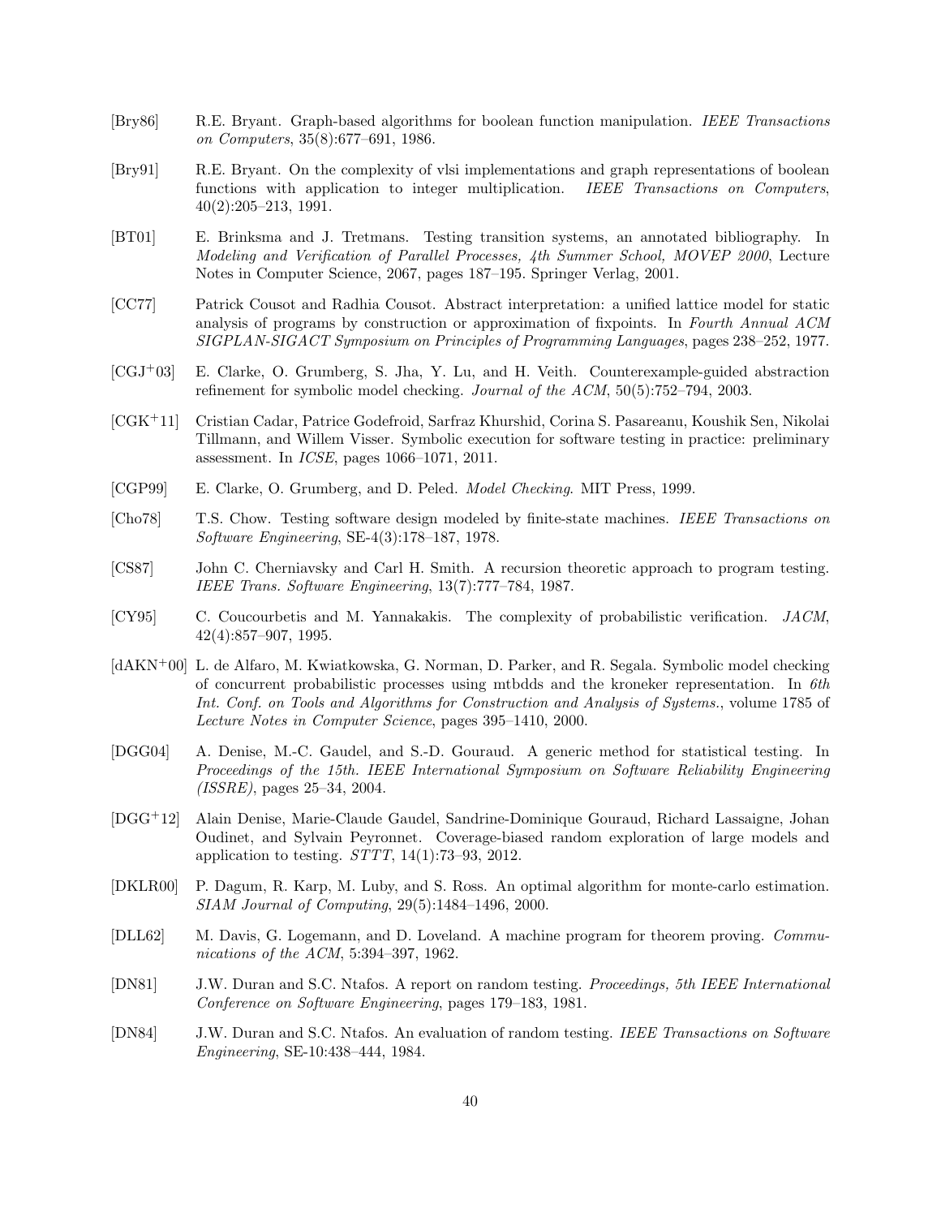[Bry86] R.E. Bryant. Graph-based algorithms for boolean function manipulation. *IEEE Transactions on Computers*, 35(8):677–691, 1986.

[Bry91] R.E. Bryant. On the complexity of vlsi implementations and graph representations of boolean functions with application to integer multiplication. *IEEE Transactions on Computers*, 40(2):205–213, 1991.

[BT01] E. Brinksma and J. Tretmans. Testing transition systems, an annotated bibliography. In *Modeling and Verification of Parallel Processes, 4th Summer School, MOVEP 2000*, Lecture Notes in Computer Science, 2067, pages 187–195. Springer Verlag, 2001.

[CC77] Patrick Cousot and Radhia Cousot. Abstract interpretation: a unified lattice model for static analysis of programs by construction or approximation of fixpoints. In *Fourth Annual ACM SIGPLAN-SIGACT Symposium on Principles of Programming Languages*, pages 238–252, 1977.

[CGJ+03] E. Clarke, O. Grumberg, S. Jha, Y. Lu, and H. Veith. Counterexample-guided abstraction refinement for symbolic model checking. *Journal of the ACM*, 50(5):752–794, 2003.

[CGK+11] Cristian Cadar, Patrice Godefroid, Sarfraz Khurshid, Corina S. Pasareanu, Koushik Sen, Nikolai Tillmann, and Willem Visser. Symbolic execution for software testing in practice: preliminary assessment. In *ICSE*, pages 1066–1071, 2011.

[CGP99] E. Clarke, O. Grumberg, and D. Peled. *Model Checking*. MIT Press, 1999.

[Cho78] T.S. Chow. Testing software design modeled by finite-state machines. *IEEE Transactions on Software Engineering*, SE-4(3):178–187, 1978.

[CS87] John C. Cherniavsky and Carl H. Smith. A recursion theoretic approach to program testing. *IEEE Trans. Software Engineering*, 13(7):777–784, 1987.

[CY95] C. Coucourbetis and M. Yannakakis. The complexity of probabilistic verification. *JACM*, 42(4):857–907, 1995.

[dAKN+00] L. de Alfaro, M. Kwiatkowska, G. Norman, D. Parker, and R. Segala. Symbolic model checking of concurrent probabilistic processes using mtbdds and the kroneker representation. In *6th Int. Conf. on Tools and Algorithms for Construction and Analysis of Systems.*, volume 1785 of *Lecture Notes in Computer Science*, pages 395–1410, 2000.

[DGG04] A. Denise, M.-C. Gaudel, and S.-D. Gouraud. A generic method for statistical testing. In *Proceedings of the 15th. IEEE International Symposium on Software Reliability Engineering (ISSRE)*, pages 25–34, 2004.

[DGG+12] Alain Denise, Marie-Claude Gaudel, Sandrine-Dominique Gouraud, Richard Lassaigne, Johan Oudinet, and Sylvain Peyronnet. Coverage-biased random exploration of large models and application to testing. *STTT*, 14(1):73–93, 2012.

[DKLR00] P. Dagum, R. Karp, M. Luby, and S. Ross. An optimal algorithm for monte-carlo estimation. *SIAM Journal of Computing*, 29(5):1484–1496, 2000.

[DLL62] M. Davis, G. Logemann, and D. Loveland. A machine program for theorem proving. *Communications of the ACM*, 5:394–397, 1962.

[DN81] J.W. Duran and S.C. Ntafos. A report on random testing. *Proceedings, 5th IEEE International Conference on Software Engineering*, pages 179–183, 1981.

[DN84] J.W. Duran and S.C. Ntafos. An evaluation of random testing. *IEEE Transactions on Software Engineering*, SE-10:438–444, 1984.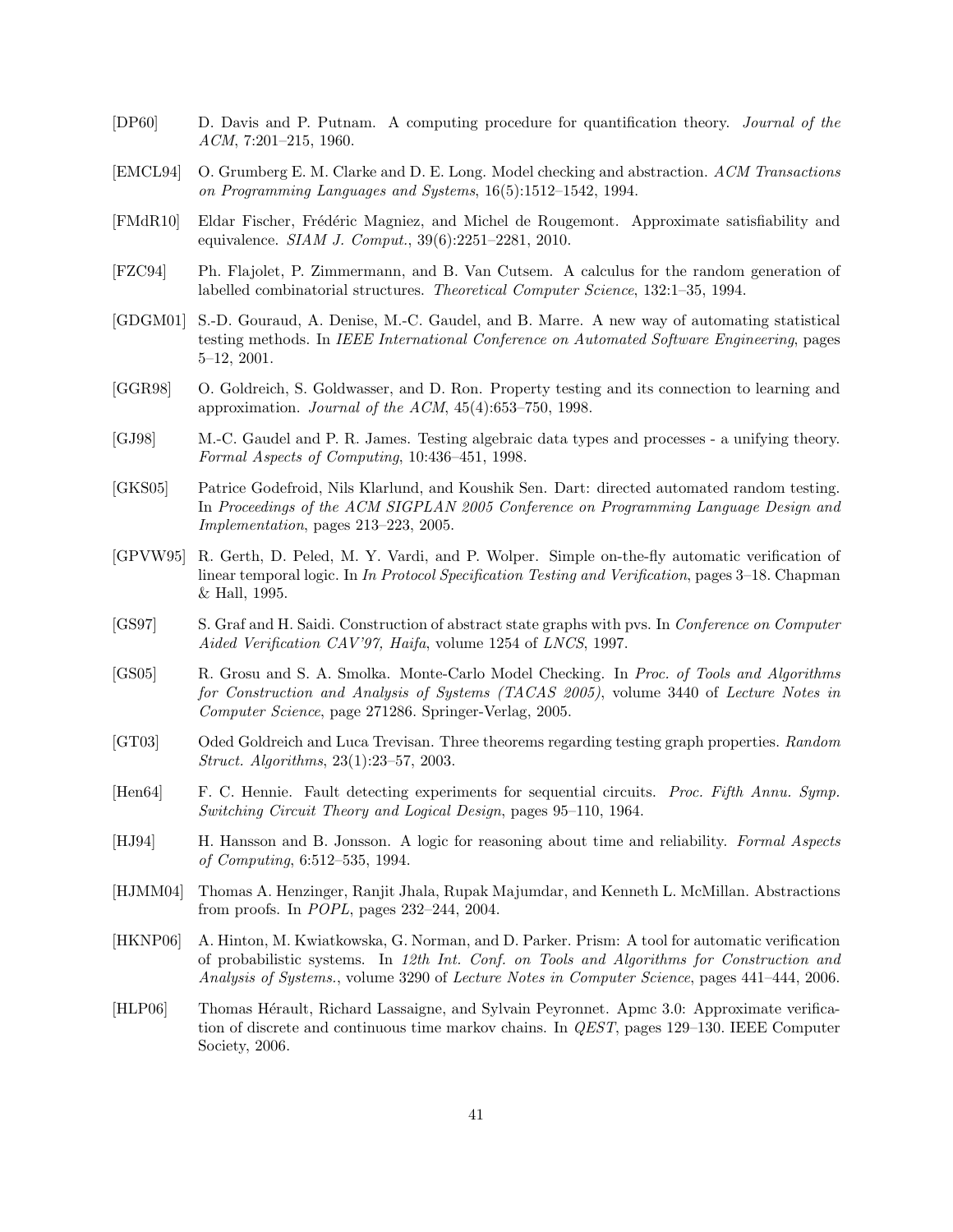[DP60] D. Davis and P. Putnam. A computing procedure for quantification theory. *Journal of the ACM*, 7:201–215, 1960.

[EMCL94] O. Grumberg E. M. Clarke and D. E. Long. Model checking and abstraction. *ACM Transactions on Programming Languages and Systems*, 16(5):1512–1542, 1994.

[FMdR10] Eldar Fischer, Frédéric Magniez, and Michel de Rougemont. Approximate satisfiability and equivalence. *SIAM J. Comput.*, 39(6):2251–2281, 2010.

[FZC94] Ph. Flajolet, P. Zimmermann, and B. Van Cutsem. A calculus for the random generation of labelled combinatorial structures. *Theoretical Computer Science*, 132:1–35, 1994.

[GDGM01] S.-D. Gouraud, A. Denise, M.-C. Gaudel, and B. Marre. A new way of automating statistical testing methods. In *IEEE International Conference on Automated Software Engineering*, pages 5–12, 2001.

[GGR98] O. Goldreich, S. Goldwasser, and D. Ron. Property testing and its connection to learning and approximation. *Journal of the ACM*, 45(4):653–750, 1998.

[GJ98] M.-C. Gaudel and P. R. James. Testing algebraic data types and processes - a unifying theory. *Formal Aspects of Computing*, 10:436–451, 1998.

[GKS05] Patrice Godefroid, Nils Klarlund, and Koushik Sen. Dart: directed automated random testing. In *Proceedings of the ACM SIGPLAN 2005 Conference on Programming Language Design and Implementation*, pages 213–223, 2005.

[GPVW95] R. Gerth, D. Peled, M. Y. Vardi, and P. Wolper. Simple on-the-fly automatic verification of linear temporal logic. In *In Protocol Specification Testing and Verification*, pages 3–18. Chapman & Hall, 1995.

[GS97] S. Graf and H. Saidi. Construction of abstract state graphs with pvs. In *Conference on Computer Aided Verification CAV'97, Haifa*, volume 1254 of *LNCS*, 1997.

[GS05] R. Grosu and S. A. Smolka. Monte-Carlo Model Checking. In *Proc. of Tools and Algorithms for Construction and Analysis of Systems (TACAS 2005)*, volume 3440 of *Lecture Notes in Computer Science*, page 271286. Springer-Verlag, 2005.

[GT03] Oded Goldreich and Luca Trevisan. Three theorems regarding testing graph properties. *Random Struct. Algorithms*, 23(1):23–57, 2003.

[Hen64] F. C. Hennie. Fault detecting experiments for sequential circuits. *Proc. Fifth Annu. Symp. Switching Circuit Theory and Logical Design*, pages 95–110, 1964.

[HJ94] H. Hansson and B. Jonsson. A logic for reasoning about time and reliability. *Formal Aspects of Computing*, 6:512–535, 1994.

[HJMM04] Thomas A. Henzinger, Ranjit Jhala, Rupak Majumdar, and Kenneth L. McMillan. Abstractions from proofs. In *POPL*, pages 232–244, 2004.

[HKNP06] A. Hinton, M. Kwiatkowska, G. Norman, and D. Parker. Prism: A tool for automatic verification of probabilistic systems. In *12th Int. Conf. on Tools and Algorithms for Construction and Analysis of Systems.*, volume 3290 of *Lecture Notes in Computer Science*, pages 441–444, 2006.

[HLP06] Thomas Hérault, Richard Lassaigne, and Sylvain Peyronnet. Apmc 3.0: Approximate verification of discrete and continuous time markov chains. In *QEST*, pages 129–130. IEEE Computer Society, 2006.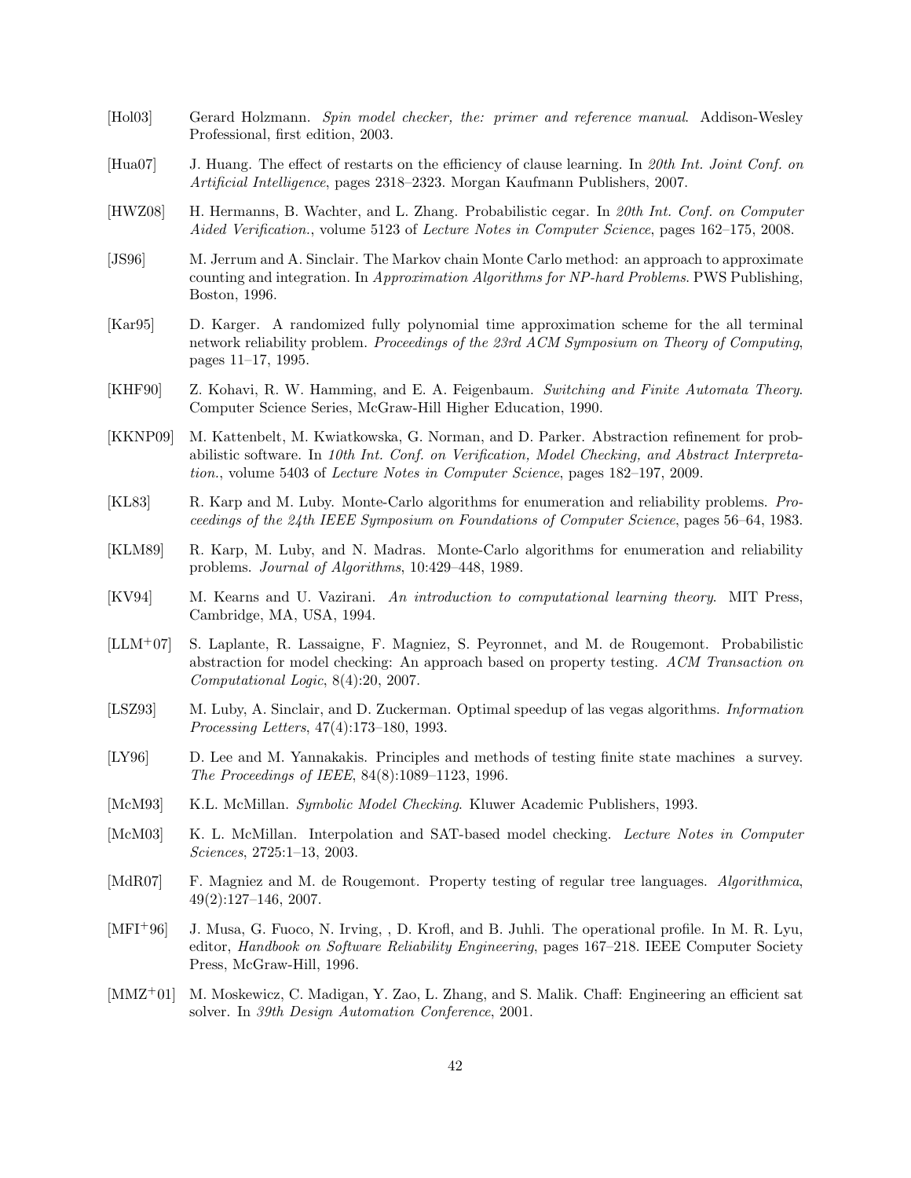[Hol03] Gerard Holzmann. *Spin model checker, the: primer and reference manual*. Addison-Wesley Professional, first edition, 2003.

[Hua07] J. Huang. The effect of restarts on the efficiency of clause learning. In *20th Int. Joint Conf. on Artificial Intelligence*, pages 2318–2323. Morgan Kaufmann Publishers, 2007.

[HWZ08] H. Hermanns, B. Wachter, and L. Zhang. Probabilistic cegar. In *20th Int. Conf. on Computer Aided Verification.*, volume 5123 of *Lecture Notes in Computer Science*, pages 162–175, 2008.

[JS96] M. Jerrum and A. Sinclair. The Markov chain Monte Carlo method: an approach to approximate counting and integration. In *Approximation Algorithms for NP-hard Problems*. PWS Publishing, Boston, 1996.

[Kar95] D. Karger. A randomized fully polynomial time approximation scheme for the all terminal network reliability problem. *Proceedings of the 23rd ACM Symposium on Theory of Computing*, pages 11–17, 1995.

[KHF90] Z. Kohavi, R. W. Hamming, and E. A. Feigenbaum. *Switching and Finite Automata Theory*. Computer Science Series, McGraw-Hill Higher Education, 1990.

[KKNP09] M. Kattenbelt, M. Kwiatkowska, G. Norman, and D. Parker. Abstraction refinement for probabilistic software. In *10th Int. Conf. on Verification, Model Checking, and Abstract Interpretation.*, volume 5403 of *Lecture Notes in Computer Science*, pages 182–197, 2009.

[KL83] R. Karp and M. Luby. Monte-Carlo algorithms for enumeration and reliability problems. *Proceedings of the 24th IEEE Symposium on Foundations of Computer Science*, pages 56–64, 1983.

[KLM89] R. Karp, M. Luby, and N. Madras. Monte-Carlo algorithms for enumeration and reliability problems. *Journal of Algorithms*, 10:429–448, 1989.

[KV94] M. Kearns and U. Vazirani. *An introduction to computational learning theory*. MIT Press, Cambridge, MA, USA, 1994.

[LLM+07] S. Laplante, R. Lassaigne, F. Magniez, S. Peyronnet, and M. de Rougemont. Probabilistic abstraction for model checking: An approach based on property testing. *ACM Transaction on Computational Logic*, 8(4):20, 2007.

[LSZ93] M. Luby, A. Sinclair, and D. Zuckerman. Optimal speedup of las vegas algorithms. *Information Processing Letters*, 47(4):173–180, 1993.

[LY96] D. Lee and M. Yannakakis. Principles and methods of testing finite state machines a survey. *The Proceedings of IEEE*, 84(8):1089–1123, 1996.

[McM93] K.L. McMillan. *Symbolic Model Checking*. Kluwer Academic Publishers, 1993.

[McM03] K. L. McMillan. Interpolation and SAT-based model checking. *Lecture Notes in Computer Sciences*, 2725:1–13, 2003.

[MdR07] F. Magniez and M. de Rougemont. Property testing of regular tree languages. *Algorithmica*, 49(2):127–146, 2007.

[MFI+96] J. Musa, G. Fuoco, N. Irving, , D. Krofl, and B. Juhli. The operational profile. In M. R. Lyu, editor, *Handbook on Software Reliability Engineering*, pages 167–218. IEEE Computer Society Press, McGraw-Hill, 1996.

[MMZ+01] M. Moskewicz, C. Madigan, Y. Zao, L. Zhang, and S. Malik. Chaff: Engineering an efficient sat solver. In *39th Design Automation Conference*, 2001.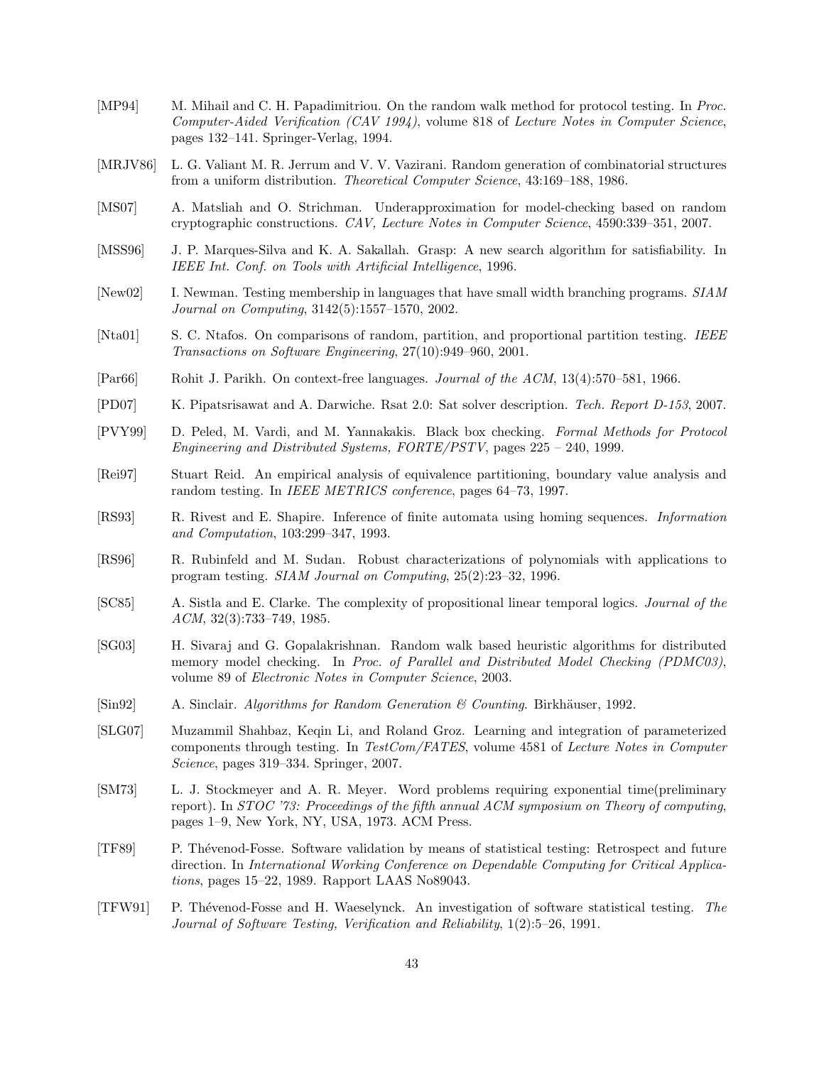[MP94] M. Mihail and C. H. Papadimitriou. On the random walk method for protocol testing. In *Proc. Computer-Aided Verification (CAV 1994)*, volume 818 of *Lecture Notes in Computer Science*, pages 132–141. Springer-Verlag, 1994.

[MRJV86] L. G. Valiant M. R. Jerrum and V. V. Vazirani. Random generation of combinatorial structures from a uniform distribution. *Theoretical Computer Science*, 43:169–188, 1986.

[MS07] A. Matsliah and O. Strichman. Underapproximation for model-checking based on random cryptographic constructions. *CAV, Lecture Notes in Computer Science*, 4590:339–351, 2007.

[MSS96] J. P. Marques-Silva and K. A. Sakallah. Grasp: A new search algorithm for satisfiability. In *IEEE Int. Conf. on Tools with Artificial Intelligence*, 1996.

[New02] I. Newman. Testing membership in languages that have small width branching programs. *SIAM Journal on Computing*, 3142(5):1557–1570, 2002.

[Nta01] S. C. Ntafos. On comparisons of random, partition, and proportional partition testing. *IEEE Transactions on Software Engineering*, 27(10):949–960, 2001.

[Par66] Rohit J. Parikh. On context-free languages. *Journal of the ACM*, 13(4):570–581, 1966.

[PD07] K. Pipatsrisawat and A. Darwiche. Rsat 2.0: Sat solver description. *Tech. Report D-153*, 2007.

[PVY99] D. Peled, M. Vardi, and M. Yannakakis. Black box checking. *Formal Methods for Protocol Engineering and Distributed Systems, FORTE/PSTV*, pages 225 – 240, 1999.

[Rei97] Stuart Reid. An empirical analysis of equivalence partitioning, boundary value analysis and random testing. In *IEEE METRICS conference*, pages 64–73, 1997.

[RS93] R. Rivest and E. Shapire. Inference of finite automata using homing sequences. *Information and Computation*, 103:299–347, 1993.

[RS96] R. Rubinfeld and M. Sudan. Robust characterizations of polynomials with applications to program testing. *SIAM Journal on Computing*, 25(2):23–32, 1996.

[SC85] A. Sistla and E. Clarke. The complexity of propositional linear temporal logics. *Journal of the ACM*, 32(3):733–749, 1985.

[SG03] H. Sivaraj and G. Gopalakrishnan. Random walk based heuristic algorithms for distributed memory model checking. In *Proc. of Parallel and Distributed Model Checking (PDMC03)*, volume 89 of *Electronic Notes in Computer Science*, 2003.

[Sin92] A. Sinclair. *Algorithms for Random Generation & Counting*. Birkhäuser, 1992.

[SLG07] Muzammil Shahbaz, Keqin Li, and Roland Groz. Learning and integration of parameterized components through testing. In *TestCom/FATES*, volume 4581 of *Lecture Notes in Computer Science*, pages 319–334. Springer, 2007.

[SM73] L. J. Stockmeyer and A. R. Meyer. Word problems requiring exponential time(preliminary report). In *STOC '73: Proceedings of the fifth annual ACM symposium on Theory of computing*, pages 1–9, New York, NY, USA, 1973. ACM Press.

[TF89] P. Thévenod-Fosse. Software validation by means of statistical testing: Retrospect and future direction. In *International Working Conference on Dependable Computing for Critical Applications*, pages 15–22, 1989. Rapport LAAS No89043.

[TFW91] P. Thévenod-Fosse and H. Waeselynck. An investigation of software statistical testing. *The Journal of Software Testing, Verification and Reliability*, 1(2):5–26, 1991.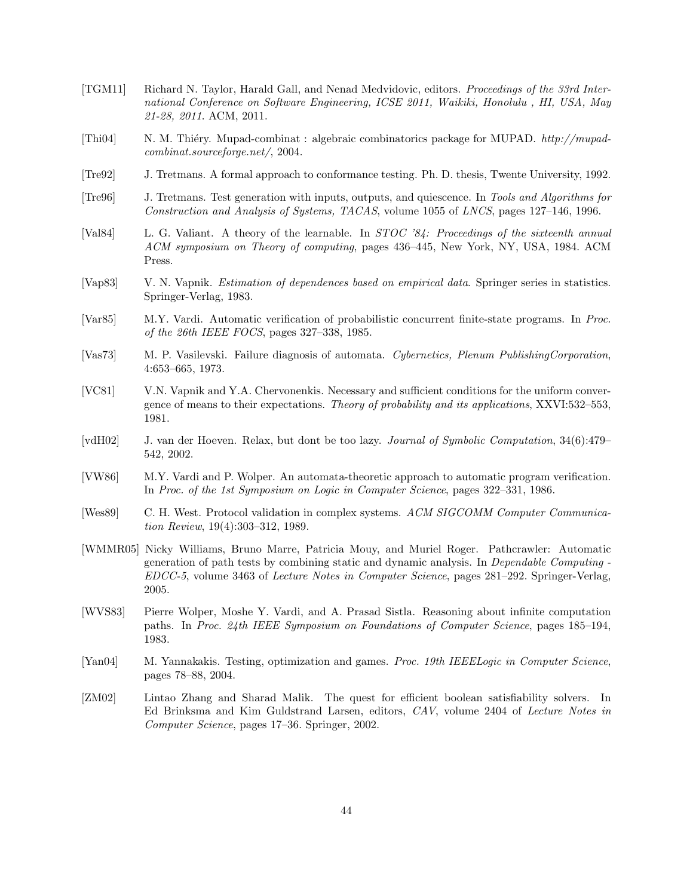[TGM11] Richard N. Taylor, Harald Gall, and Nenad Medvidovic, editors. *Proceedings of the 33rd International Conference on Software Engineering, ICSE 2011, Waikiki, Honolulu , HI, USA, May 21-28, 2011*. ACM, 2011.

[Thi04] N. M. Thiéry. Mupad-combinat : algebraic combinatorics package for MUPAD. *http://mupad-combinat.sourceforge.net/*, 2004.

[Tre92] J. Tretmans. A formal approach to conformance testing. Ph. D. thesis, Twente University, 1992.

[Tre96] J. Tretmans. Test generation with inputs, outputs, and quiescence. In *Tools and Algorithms for Construction and Analysis of Systems, TACAS*, volume 1055 of *LNCS*, pages 127–146, 1996.

[Val84] L. G. Valiant. A theory of the learnable. In *STOC '84: Proceedings of the sixteenth annual ACM symposium on Theory of computing*, pages 436–445, New York, NY, USA, 1984. ACM Press.

[Vap83] V. N. Vapnik. *Estimation of dependences based on empirical data*. Springer series in statistics. Springer-Verlag, 1983.

[Var85] M.Y. Vardi. Automatic verification of probabilistic concurrent finite-state programs. In *Proc. of the 26th IEEE FOCS*, pages 327–338, 1985.

[Vas73] M. P. Vasilevski. Failure diagnosis of automata. *Cybernetics, Plenum PublishingCorporation*, 4:653–665, 1973.

[VC81] V.N. Vapnik and Y.A. Chervonenkis. Necessary and sufficient conditions for the uniform convergence of means to their expectations. *Theory of probability and its applications*, XXVI:532–553, 1981.

[vdH02] J. van der Hoeven. Relax, but dont be too lazy. *Journal of Symbolic Computation*, 34(6):479–542, 2002.

[VW86] M.Y. Vardi and P. Wolper. An automata-theoretic approach to automatic program verification. In *Proc. of the 1st Symposium on Logic in Computer Science*, pages 322–331, 1986.

[Wes89] C. H. West. Protocol validation in complex systems. *ACM SIGCOMM Computer Communication Review*, 19(4):303–312, 1989.

[WMMR05] Nicky Williams, Bruno Marre, Patricia Mouy, and Muriel Roger. Pathcrawler: Automatic generation of path tests by combining static and dynamic analysis. In *Dependable Computing - EDCC-5*, volume 3463 of *Lecture Notes in Computer Science*, pages 281–292. Springer-Verlag, 2005.

[WVS83] Pierre Wolper, Moshe Y. Vardi, and A. Prasad Sistla. Reasoning about infinite computation paths. In *Proc. 24th IEEE Symposium on Foundations of Computer Science*, pages 185–194, 1983.

[Yan04] M. Yannakakis. Testing, optimization and games. *Proc. 19th IEEELogic in Computer Science*, pages 78–88, 2004.

[ZM02] Lintao Zhang and Sharad Malik. The quest for efficient boolean satisfiability solvers. In Ed Brinksma and Kim Guldstrand Larsen, editors, *CAV*, volume 2404 of *Lecture Notes in Computer Science*, pages 17–36. Springer, 2002.